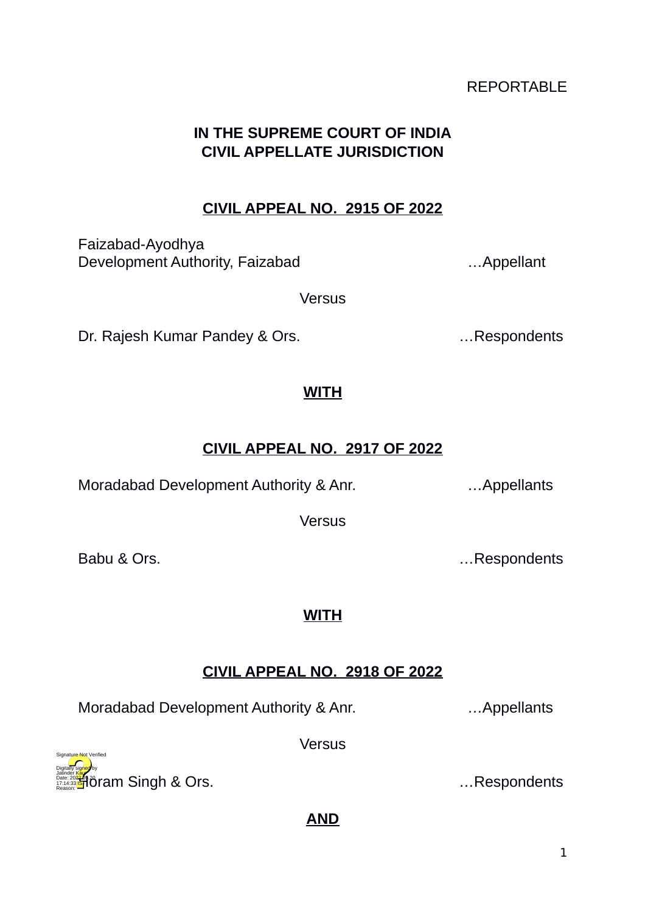REPORTABLE

**IN THE SUPREME COURT OF INDIA**
**CIVIL APPELLATE JURISDICTION**

**CIVIL APPEAL NO. 2915 OF 2022**

Faizabad-Ayodhya
Development Authority, Faizabad …Appellant

Versus

Dr. Rajesh Kumar Pandey & Ors. …Respondents

**WITH**

**CIVIL APPEAL NO. 2917 OF 2022**

Moradabad Development Authority & Anr. …Appellants

Versus

Babu & Ors. …Respondents

**WITH**

**CIVIL APPEAL NO. 2918 OF 2022**

Moradabad Development Authority & Anr. …Appellants

Versus

Horam Singh & Ors. …Respondents

**AND**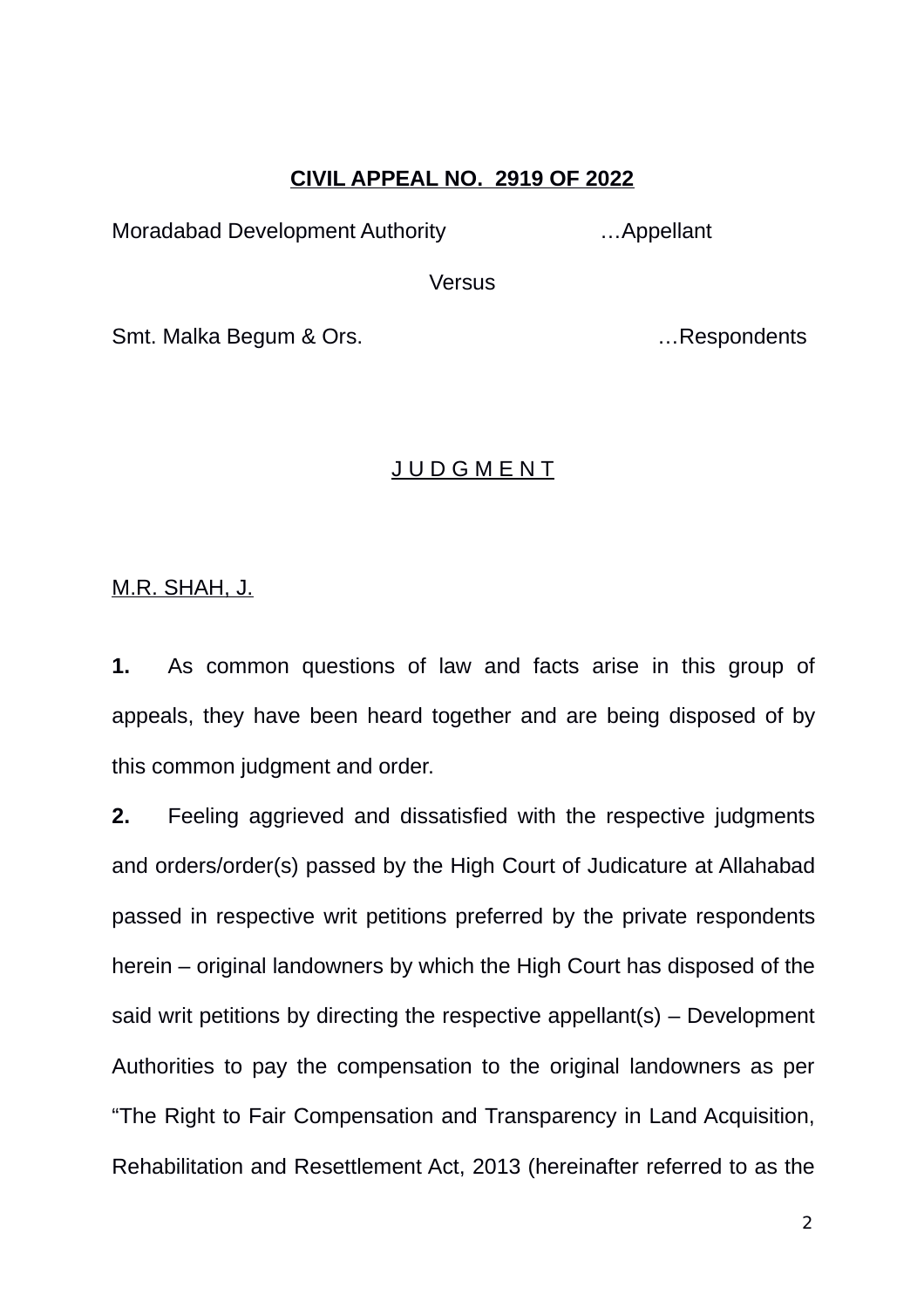**CIVIL APPEAL NO. 2919 OF 2022**

Moradabad Development Authority …Appellant

Versus

Smt. Malka Begum & Ors. …Respondents

**J U D G M E N T**

M.R. SHAH, J.

**1.** As common questions of law and facts arise in this group of appeals, they have been heard together and are being disposed of by this common judgment and order.

**2.** Feeling aggrieved and dissatisfied with the respective judgments and orders/order(s) passed by the High Court of Judicature at Allahabad passed in respective writ petitions preferred by the private respondents herein – original landowners by which the High Court has disposed of the said writ petitions by directing the respective appellant(s) – Development Authorities to pay the compensation to the original landowners as per "The Right to Fair Compensation and Transparency in Land Acquisition, Rehabilitation and Resettlement Act, 2013 (hereinafter referred to as the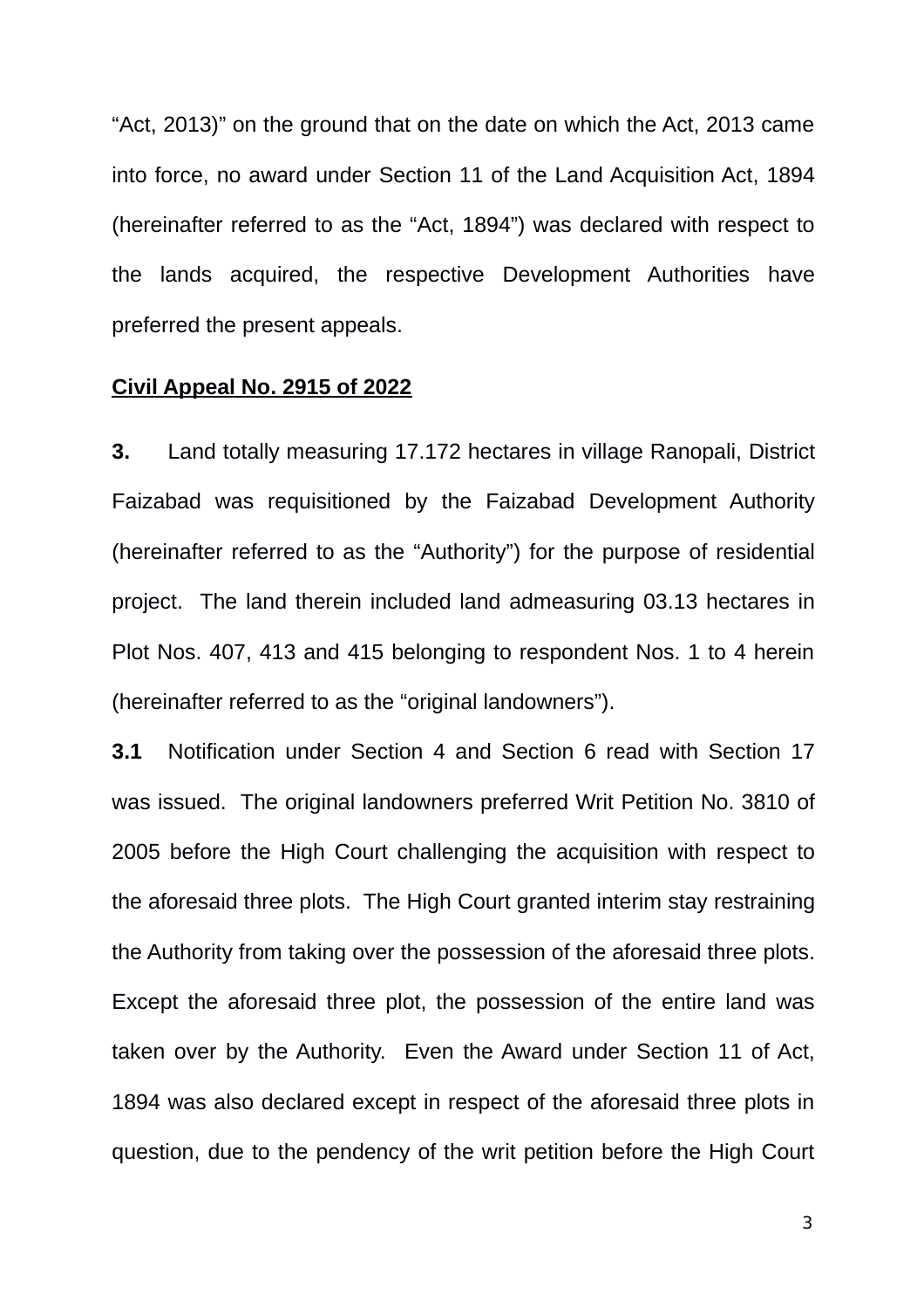“Act, 2013)” on the ground that on the date on which the Act, 2013 came into force, no award under Section 11 of the Land Acquisition Act, 1894 (hereinafter referred to as the “Act, 1894”) was declared with respect to the lands acquired, the respective Development Authorities have preferred the present appeals.

**Civil Appeal No. 2915 of 2022**

**3.** Land totally measuring 17.172 hectares in village Ranopali, District Faizabad was requisitioned by the Faizabad Development Authority (hereinafter referred to as the “Authority”) for the purpose of residential project. The land therein included land admeasuring 03.13 hectares in Plot Nos. 407, 413 and 415 belonging to respondent Nos. 1 to 4 herein (hereinafter referred to as the “original landowners”).

**3.1** Notification under Section 4 and Section 6 read with Section 17 was issued. The original landowners preferred Writ Petition No. 3810 of 2005 before the High Court challenging the acquisition with respect to the aforesaid three plots. The High Court granted interim stay restraining the Authority from taking over the possession of the aforesaid three plots. Except the aforesaid three plot, the possession of the entire land was taken over by the Authority. Even the Award under Section 11 of Act, 1894 was also declared except in respect of the aforesaid three plots in question, due to the pendency of the writ petition before the High Court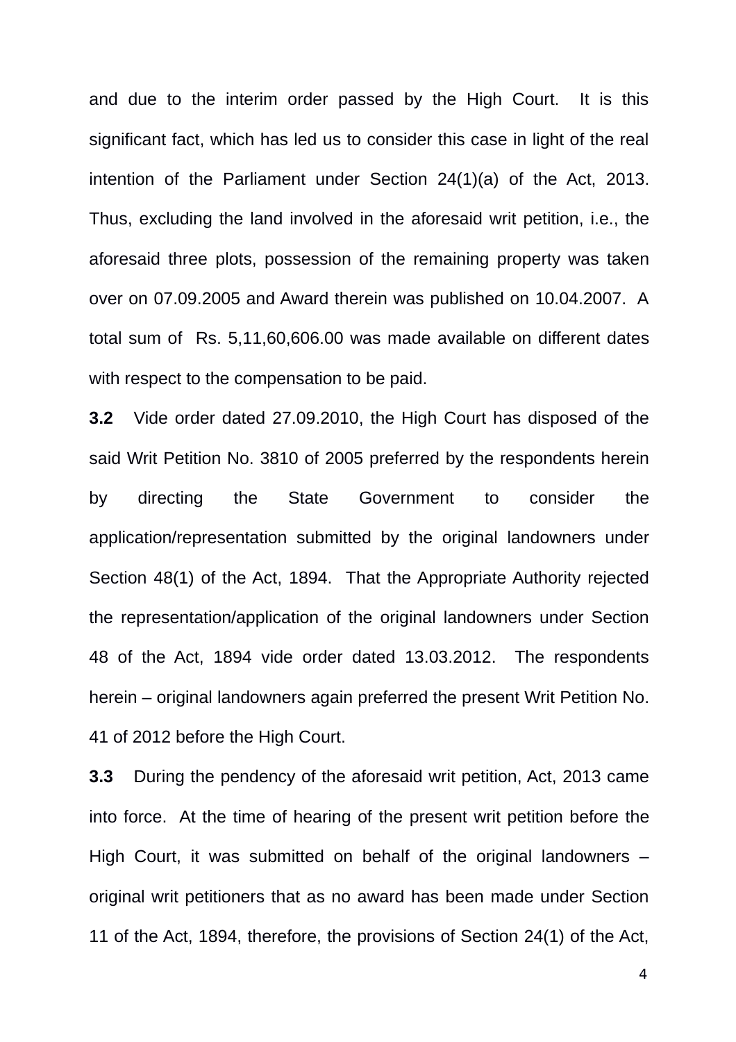and due to the interim order passed by the High Court. It is this significant fact, which has led us to consider this case in light of the real intention of the Parliament under Section 24(1)(a) of the Act, 2013. Thus, excluding the land involved in the aforesaid writ petition, i.e., the aforesaid three plots, possession of the remaining property was taken over on 07.09.2005 and Award therein was published on 10.04.2007. A total sum of Rs. 5,11,60,606.00 was made available on different dates with respect to the compensation to be paid.

**3.2** Vide order dated 27.09.2010, the High Court has disposed of the said Writ Petition No. 3810 of 2005 preferred by the respondents herein by directing the State Government to consider the application/representation submitted by the original landowners under Section 48(1) of the Act, 1894. That the Appropriate Authority rejected the representation/application of the original landowners under Section 48 of the Act, 1894 vide order dated 13.03.2012. The respondents herein – original landowners again preferred the present Writ Petition No. 41 of 2012 before the High Court.

**3.3** During the pendency of the aforesaid writ petition, Act, 2013 came into force. At the time of hearing of the present writ petition before the High Court, it was submitted on behalf of the original landowners – original writ petitioners that as no award has been made under Section 11 of the Act, 1894, therefore, the provisions of Section 24(1) of the Act,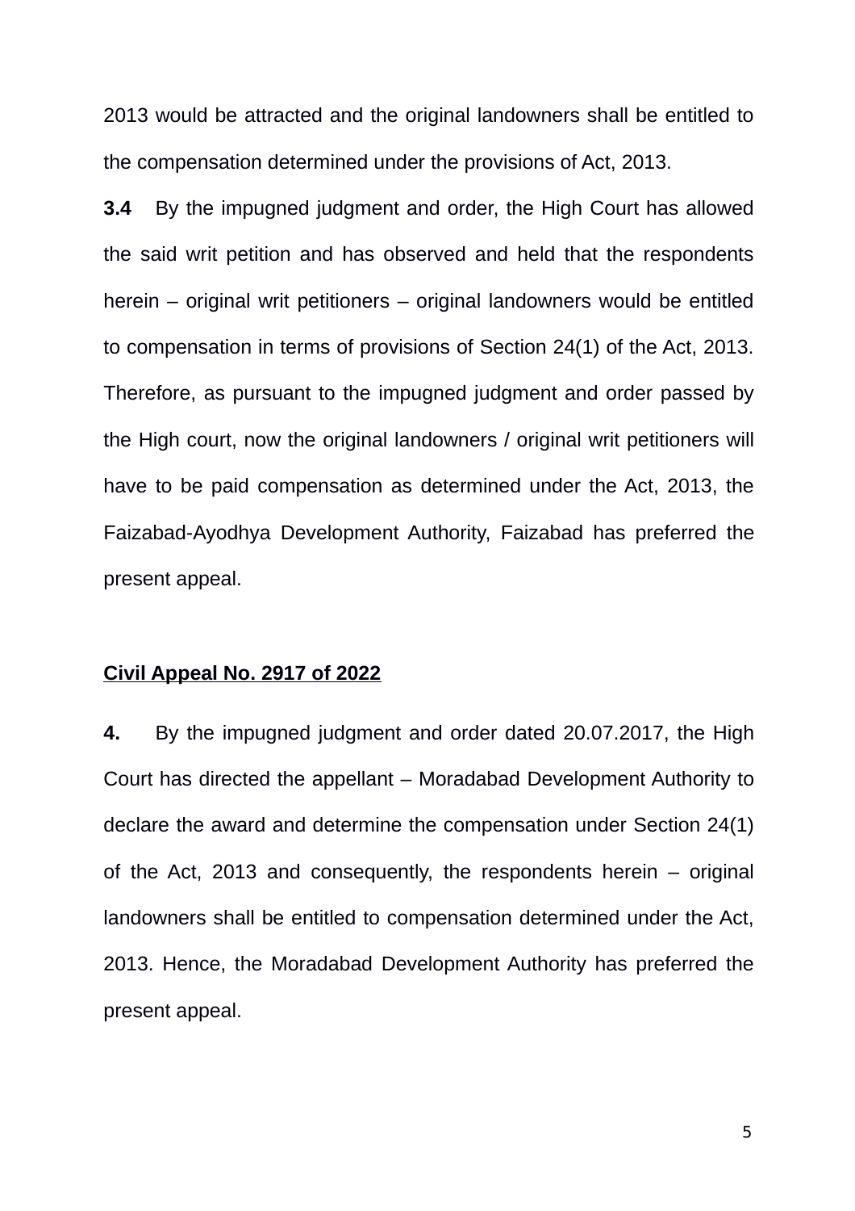2013 would be attracted and the original landowners shall be entitled to the compensation determined under the provisions of Act, 2013.

**3.4** By the impugned judgment and order, the High Court has allowed the said writ petition and has observed and held that the respondents herein – original writ petitioners – original landowners would be entitled to compensation in terms of provisions of Section 24(1) of the Act, 2013. Therefore, as pursuant to the impugned judgment and order passed by the High court, now the original landowners / original writ petitioners will have to be paid compensation as determined under the Act, 2013, the Faizabad-Ayodhya Development Authority, Faizabad has preferred the present appeal.

**Civil Appeal No. 2917 of 2022**

**4.** By the impugned judgment and order dated 20.07.2017, the High Court has directed the appellant – Moradabad Development Authority to declare the award and determine the compensation under Section 24(1) of the Act, 2013 and consequently, the respondents herein – original landowners shall be entitled to compensation determined under the Act, 2013. Hence, the Moradabad Development Authority has preferred the present appeal.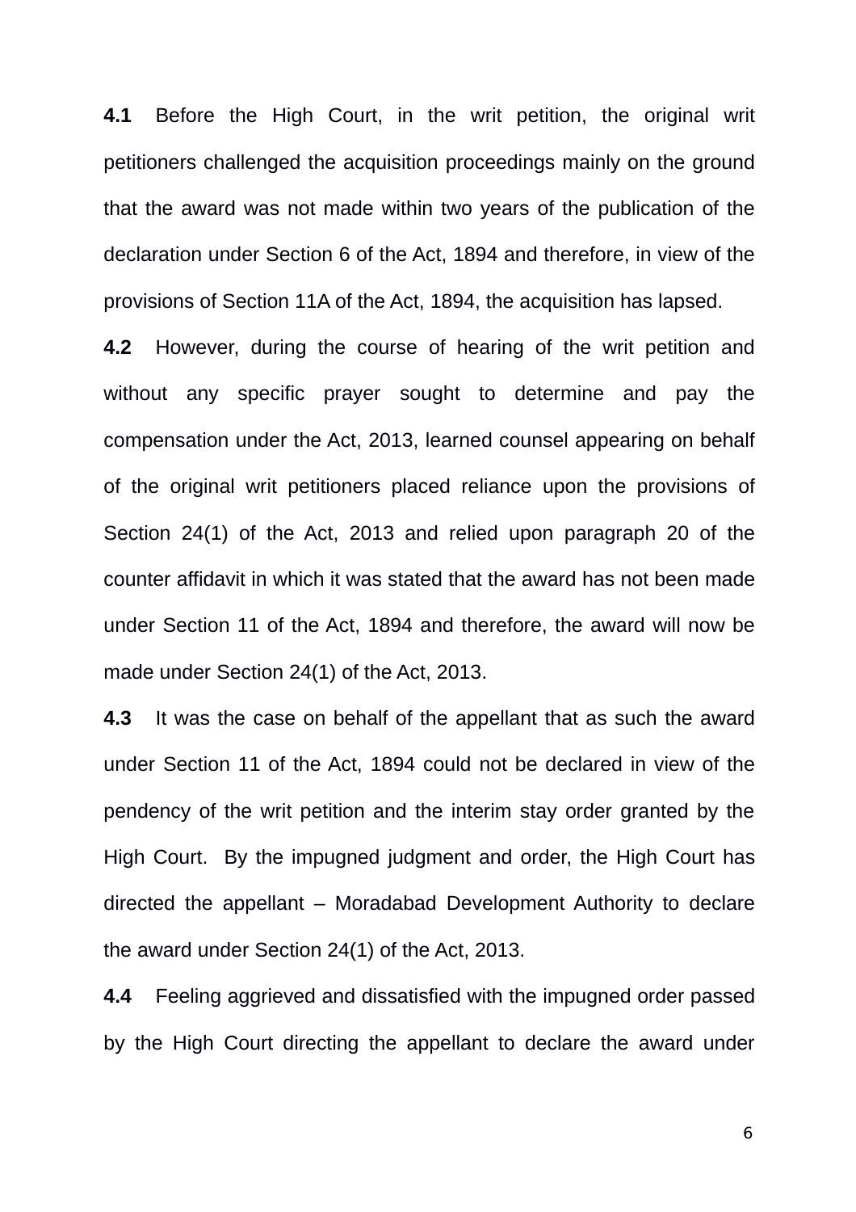**4.1** Before the High Court, in the writ petition, the original writ petitioners challenged the acquisition proceedings mainly on the ground that the award was not made within two years of the publication of the declaration under Section 6 of the Act, 1894 and therefore, in view of the provisions of Section 11A of the Act, 1894, the acquisition has lapsed.

**4.2** However, during the course of hearing of the writ petition and without any specific prayer sought to determine and pay the compensation under the Act, 2013, learned counsel appearing on behalf of the original writ petitioners placed reliance upon the provisions of Section 24(1) of the Act, 2013 and relied upon paragraph 20 of the counter affidavit in which it was stated that the award has not been made under Section 11 of the Act, 1894 and therefore, the award will now be made under Section 24(1) of the Act, 2013.

**4.3** It was the case on behalf of the appellant that as such the award under Section 11 of the Act, 1894 could not be declared in view of the pendency of the writ petition and the interim stay order granted by the High Court. By the impugned judgment and order, the High Court has directed the appellant – Moradabad Development Authority to declare the award under Section 24(1) of the Act, 2013.

**4.4** Feeling aggrieved and dissatisfied with the impugned order passed by the High Court directing the appellant to declare the award under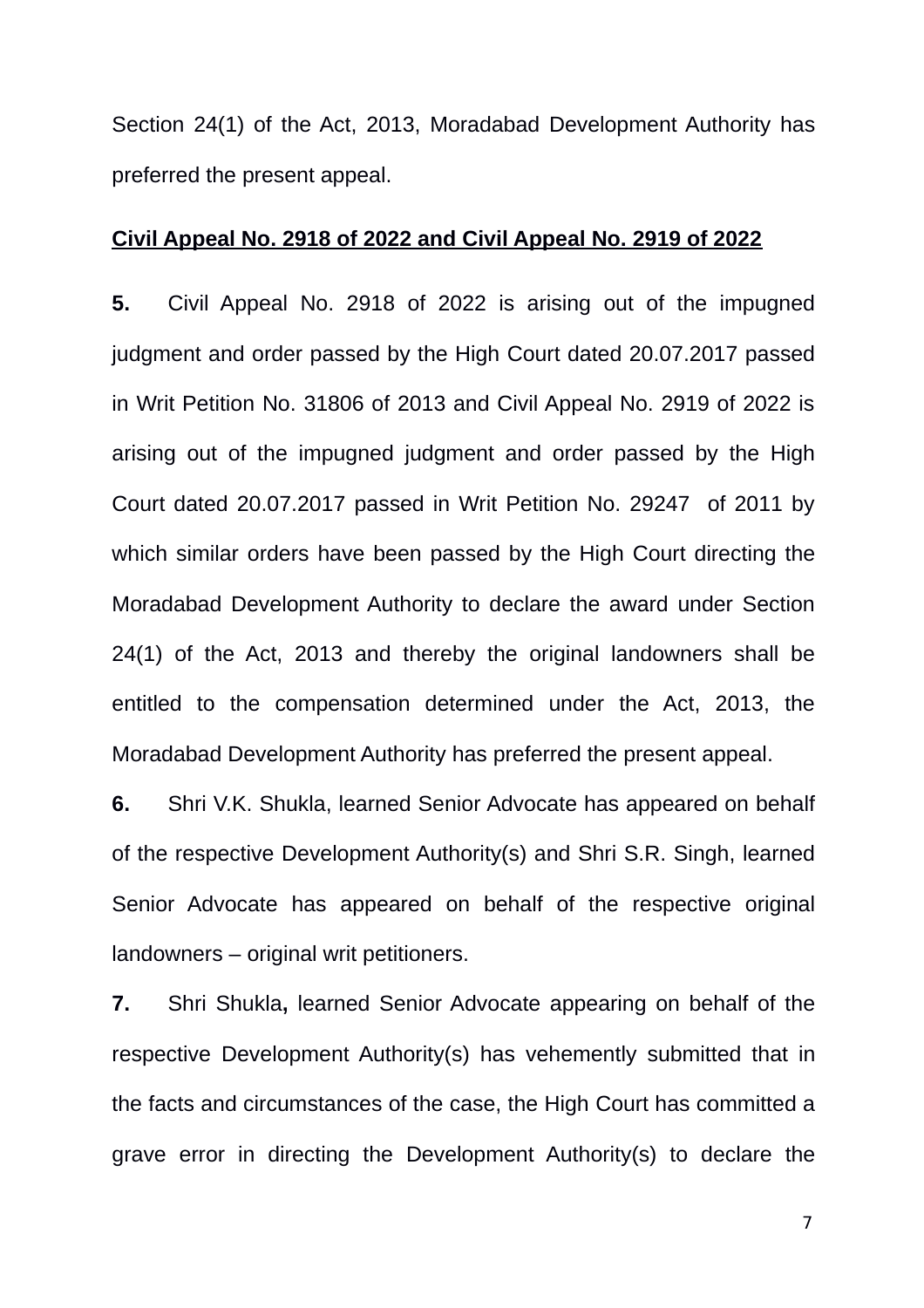Section 24(1) of the Act, 2013, Moradabad Development Authority has preferred the present appeal.

**Civil Appeal No. 2918 of 2022 and Civil Appeal No. 2919 of 2022**

**5.** Civil Appeal No. 2918 of 2022 is arising out of the impugned judgment and order passed by the High Court dated 20.07.2017 passed in Writ Petition No. 31806 of 2013 and Civil Appeal No. 2919 of 2022 is arising out of the impugned judgment and order passed by the High Court dated 20.07.2017 passed in Writ Petition No. 29247 of 2011 by which similar orders have been passed by the High Court directing the Moradabad Development Authority to declare the award under Section 24(1) of the Act, 2013 and thereby the original landowners shall be entitled to the compensation determined under the Act, 2013, the Moradabad Development Authority has preferred the present appeal.

**6.** Shri V.K. Shukla, learned Senior Advocate has appeared on behalf of the respective Development Authority(s) and Shri S.R. Singh, learned Senior Advocate has appeared on behalf of the respective original landowners – original writ petitioners.

**7.** Shri Shukla**,** learned Senior Advocate appearing on behalf of the respective Development Authority(s) has vehemently submitted that in the facts and circumstances of the case, the High Court has committed a grave error in directing the Development Authority(s) to declare the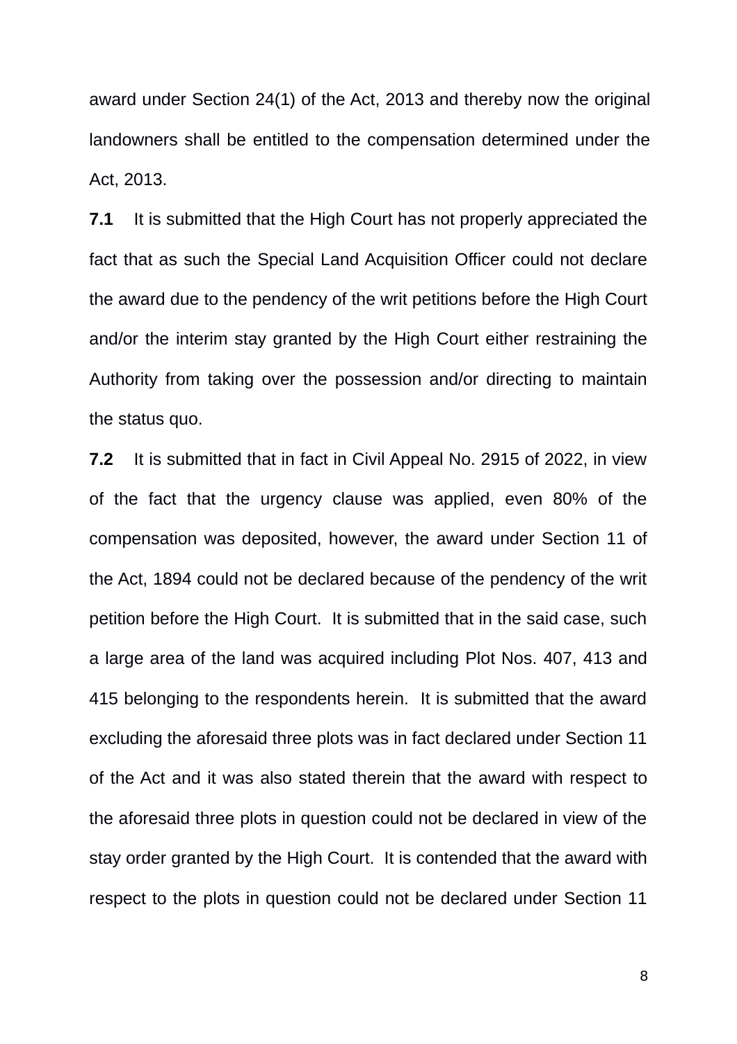award under Section 24(1) of the Act, 2013 and thereby now the original landowners shall be entitled to the compensation determined under the Act, 2013.

**7.1** It is submitted that the High Court has not properly appreciated the fact that as such the Special Land Acquisition Officer could not declare the award due to the pendency of the writ petitions before the High Court and/or the interim stay granted by the High Court either restraining the Authority from taking over the possession and/or directing to maintain the status quo.

**7.2** It is submitted that in fact in Civil Appeal No. 2915 of 2022, in view of the fact that the urgency clause was applied, even 80% of the compensation was deposited, however, the award under Section 11 of the Act, 1894 could not be declared because of the pendency of the writ petition before the High Court. It is submitted that in the said case, such a large area of the land was acquired including Plot Nos. 407, 413 and 415 belonging to the respondents herein. It is submitted that the award excluding the aforesaid three plots was in fact declared under Section 11 of the Act and it was also stated therein that the award with respect to the aforesaid three plots in question could not be declared in view of the stay order granted by the High Court. It is contended that the award with respect to the plots in question could not be declared under Section 11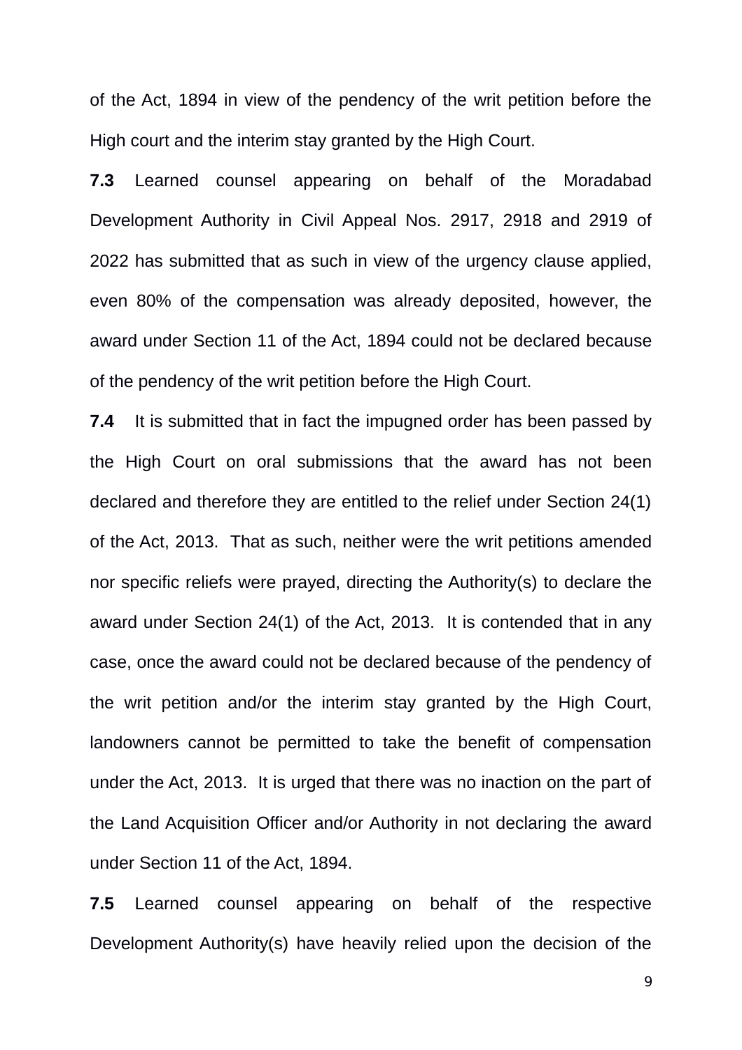of the Act, 1894 in view of the pendency of the writ petition before the High court and the interim stay granted by the High Court.

**7.3** Learned counsel appearing on behalf of the Moradabad Development Authority in Civil Appeal Nos. 2917, 2918 and 2919 of 2022 has submitted that as such in view of the urgency clause applied, even 80% of the compensation was already deposited, however, the award under Section 11 of the Act, 1894 could not be declared because of the pendency of the writ petition before the High Court.

**7.4** It is submitted that in fact the impugned order has been passed by the High Court on oral submissions that the award has not been declared and therefore they are entitled to the relief under Section 24(1) of the Act, 2013. That as such, neither were the writ petitions amended nor specific reliefs were prayed, directing the Authority(s) to declare the award under Section 24(1) of the Act, 2013. It is contended that in any case, once the award could not be declared because of the pendency of the writ petition and/or the interim stay granted by the High Court, landowners cannot be permitted to take the benefit of compensation under the Act, 2013. It is urged that there was no inaction on the part of the Land Acquisition Officer and/or Authority in not declaring the award under Section 11 of the Act, 1894.

**7.5** Learned counsel appearing on behalf of the respective Development Authority(s) have heavily relied upon the decision of the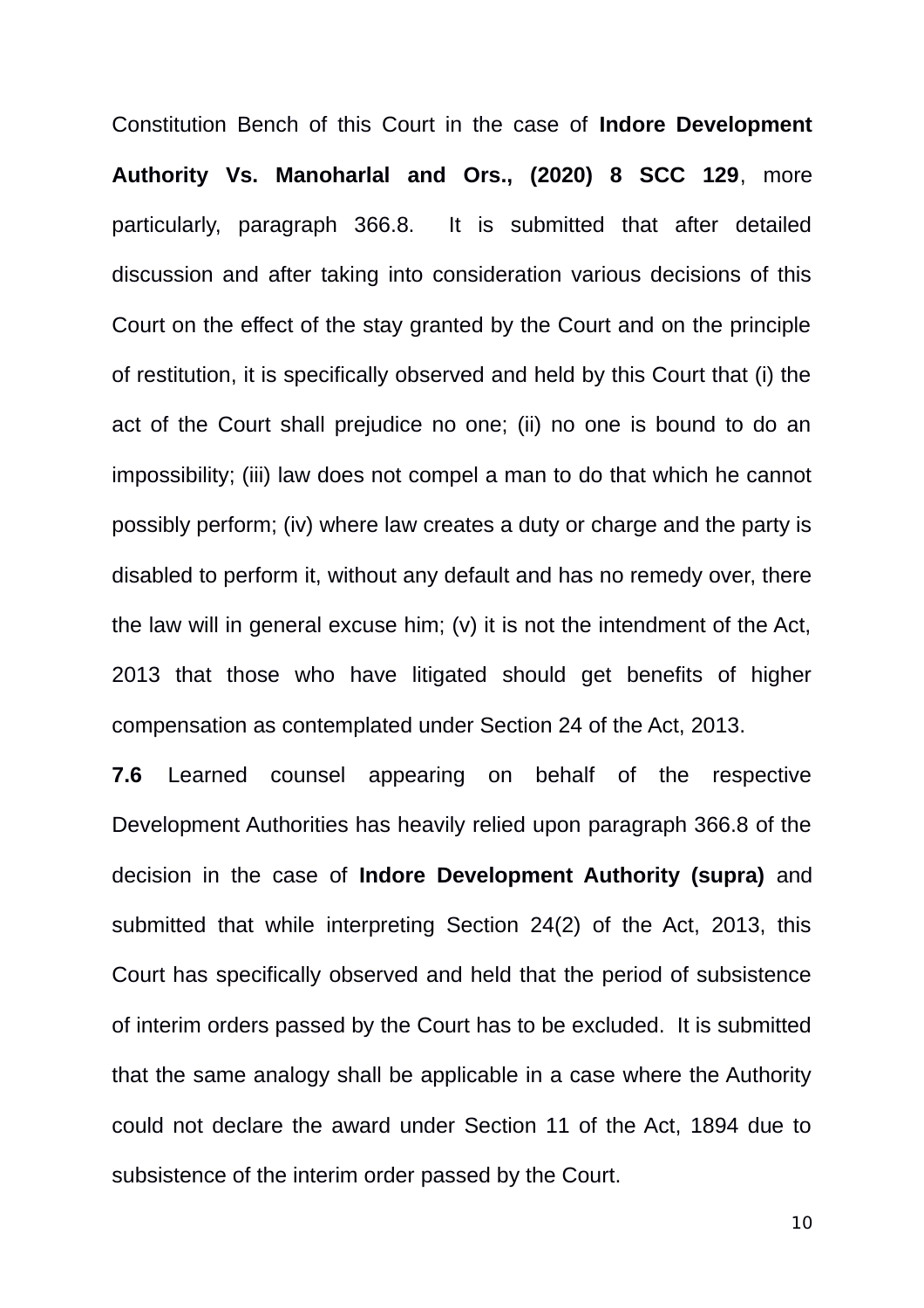Constitution Bench of this Court in the case of **Indore Development Authority Vs. Manoharlal and Ors., (2020) 8 SCC 129**, more particularly, paragraph 366.8. It is submitted that after detailed discussion and after taking into consideration various decisions of this Court on the effect of the stay granted by the Court and on the principle of restitution, it is specifically observed and held by this Court that (i) the act of the Court shall prejudice no one; (ii) no one is bound to do an impossibility; (iii) law does not compel a man to do that which he cannot possibly perform; (iv) where law creates a duty or charge and the party is disabled to perform it, without any default and has no remedy over, there the law will in general excuse him; (v) it is not the intendment of the Act, 2013 that those who have litigated should get benefits of higher compensation as contemplated under Section 24 of the Act, 2013.

**7.6** Learned counsel appearing on behalf of the respective Development Authorities has heavily relied upon paragraph 366.8 of the decision in the case of **Indore Development Authority (supra)** and submitted that while interpreting Section 24(2) of the Act, 2013, this Court has specifically observed and held that the period of subsistence of interim orders passed by the Court has to be excluded. It is submitted that the same analogy shall be applicable in a case where the Authority could not declare the award under Section 11 of the Act, 1894 due to subsistence of the interim order passed by the Court.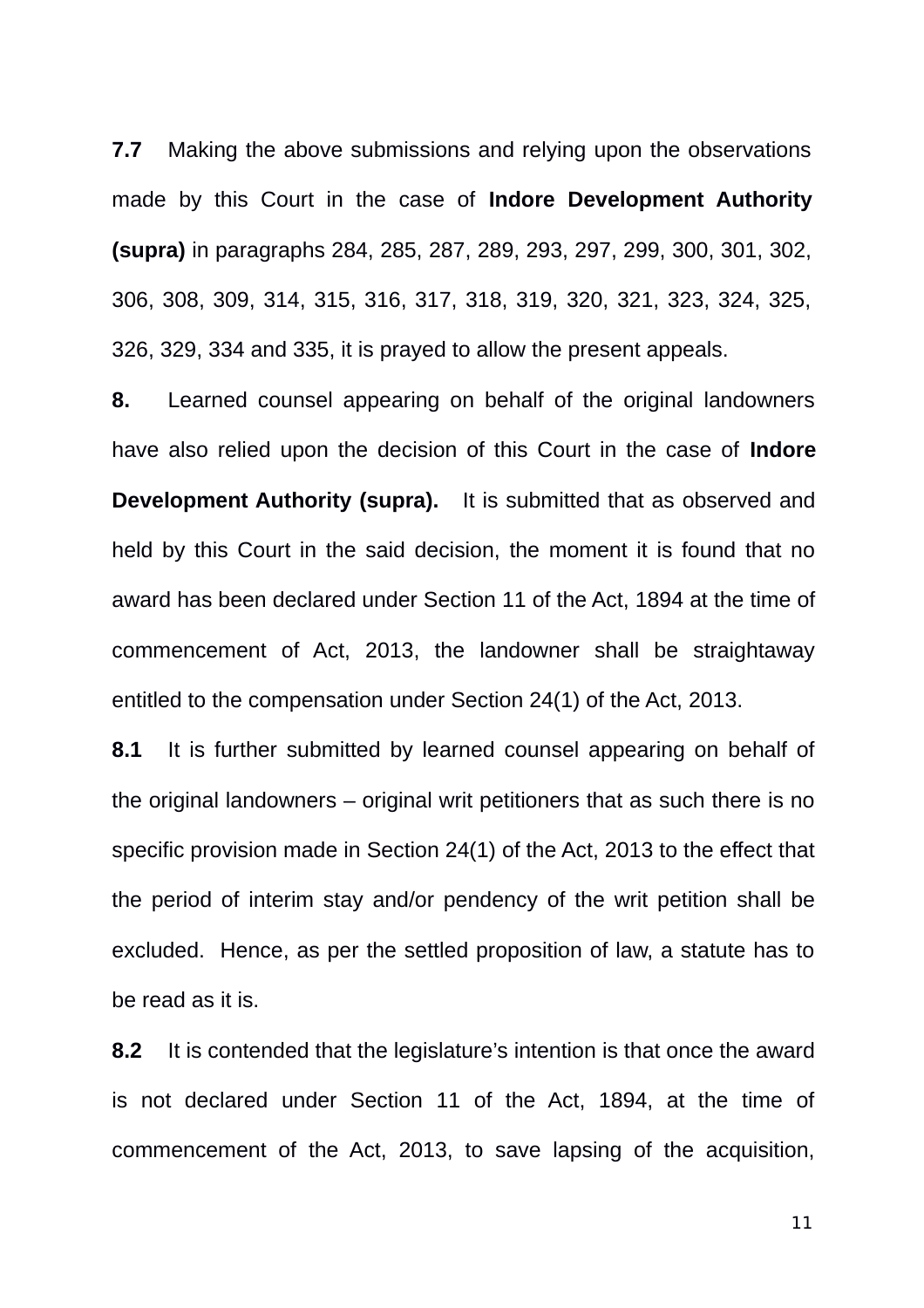**7.7** Making the above submissions and relying upon the observations made by this Court in the case of **Indore Development Authority (supra)** in paragraphs 284, 285, 287, 289, 293, 297, 299, 300, 301, 302, 306, 308, 309, 314, 315, 316, 317, 318, 319, 320, 321, 323, 324, 325, 326, 329, 334 and 335, it is prayed to allow the present appeals.

**8.** Learned counsel appearing on behalf of the original landowners have also relied upon the decision of this Court in the case of **Indore Development Authority (supra).** It is submitted that as observed and held by this Court in the said decision, the moment it is found that no award has been declared under Section 11 of the Act, 1894 at the time of commencement of Act, 2013, the landowner shall be straightaway entitled to the compensation under Section 24(1) of the Act, 2013.

**8.1** It is further submitted by learned counsel appearing on behalf of the original landowners – original writ petitioners that as such there is no specific provision made in Section 24(1) of the Act, 2013 to the effect that the period of interim stay and/or pendency of the writ petition shall be excluded. Hence, as per the settled proposition of law, a statute has to be read as it is.

**8.2** It is contended that the legislature's intention is that once the award is not declared under Section 11 of the Act, 1894, at the time of commencement of the Act, 2013, to save lapsing of the acquisition,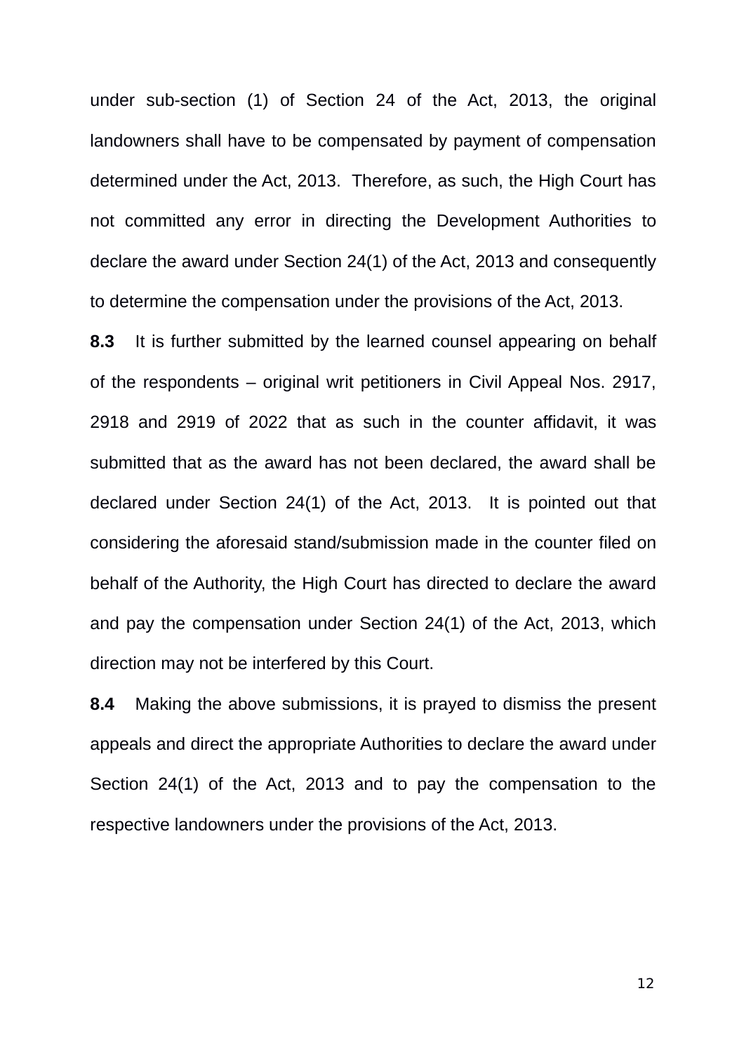under sub-section (1) of Section 24 of the Act, 2013, the original landowners shall have to be compensated by payment of compensation determined under the Act, 2013. Therefore, as such, the High Court has not committed any error in directing the Development Authorities to declare the award under Section 24(1) of the Act, 2013 and consequently to determine the compensation under the provisions of the Act, 2013.

**8.3** It is further submitted by the learned counsel appearing on behalf of the respondents – original writ petitioners in Civil Appeal Nos. 2917, 2918 and 2919 of 2022 that as such in the counter affidavit, it was submitted that as the award has not been declared, the award shall be declared under Section 24(1) of the Act, 2013. It is pointed out that considering the aforesaid stand/submission made in the counter filed on behalf of the Authority, the High Court has directed to declare the award and pay the compensation under Section 24(1) of the Act, 2013, which direction may not be interfered by this Court.

**8.4** Making the above submissions, it is prayed to dismiss the present appeals and direct the appropriate Authorities to declare the award under Section 24(1) of the Act, 2013 and to pay the compensation to the respective landowners under the provisions of the Act, 2013.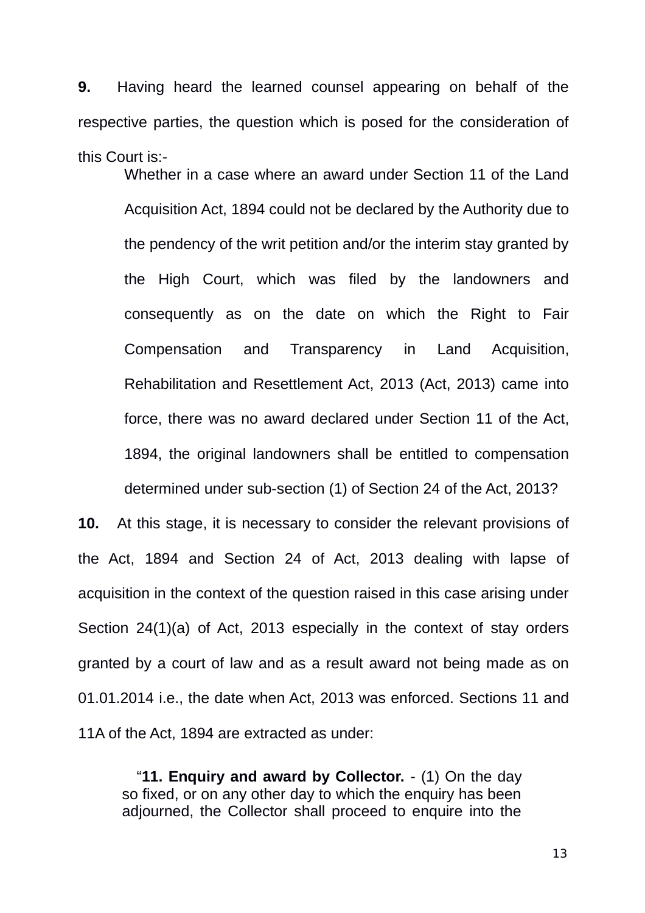**9.** Having heard the learned counsel appearing on behalf of the respective parties, the question which is posed for the consideration of this Court is:-

> Whether in a case where an award under Section 11 of the Land Acquisition Act, 1894 could not be declared by the Authority due to the pendency of the writ petition and/or the interim stay granted by the High Court, which was filed by the landowners and consequently as on the date on which the Right to Fair Compensation and Transparency in Land Acquisition, Rehabilitation and Resettlement Act, 2013 (Act, 2013) came into force, there was no award declared under Section 11 of the Act, 1894, the original landowners shall be entitled to compensation determined under sub-section (1) of Section 24 of the Act, 2013?

**10.** At this stage, it is necessary to consider the relevant provisions of the Act, 1894 and Section 24 of Act, 2013 dealing with lapse of acquisition in the context of the question raised in this case arising under Section 24(1)(a) of Act, 2013 especially in the context of stay orders granted by a court of law and as a result award not being made as on 01.01.2014 i.e., the date when Act, 2013 was enforced. Sections 11 and 11A of the Act, 1894 are extracted as under:

> "**11. Enquiry and award by Collector.** - (1) On the day so fixed, or on any other day to which the enquiry has been adjourned, the Collector shall proceed to enquire into the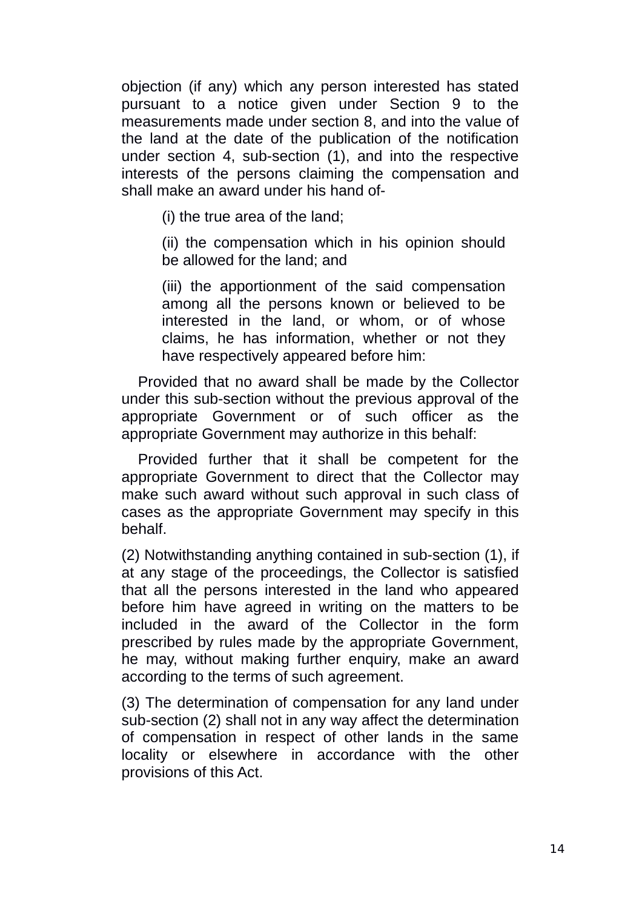objection (if any) which any person interested has stated pursuant to a notice given under Section 9 to the measurements made under section 8, and into the value of the land at the date of the publication of the notification under section 4, sub-section (1), and into the respective interests of the persons claiming the compensation and shall make an award under his hand of-

> (i) the true area of the land;
>
> (ii) the compensation which in his opinion should be allowed for the land; and
>
> (iii) the apportionment of the said compensation among all the persons known or believed to be interested in the land, or whom, or of whose claims, he has information, whether or not they have respectively appeared before him:

Provided that no award shall be made by the Collector under this sub-section without the previous approval of the appropriate Government or of such officer as the appropriate Government may authorize in this behalf:

Provided further that it shall be competent for the appropriate Government to direct that the Collector may make such award without such approval in such class of cases as the appropriate Government may specify in this behalf.

(2) Notwithstanding anything contained in sub-section (1), if at any stage of the proceedings, the Collector is satisfied that all the persons interested in the land who appeared before him have agreed in writing on the matters to be included in the award of the Collector in the form prescribed by rules made by the appropriate Government, he may, without making further enquiry, make an award according to the terms of such agreement.

(3) The determination of compensation for any land under sub-section (2) shall not in any way affect the determination of compensation in respect of other lands in the same locality or elsewhere in accordance with the other provisions of this Act.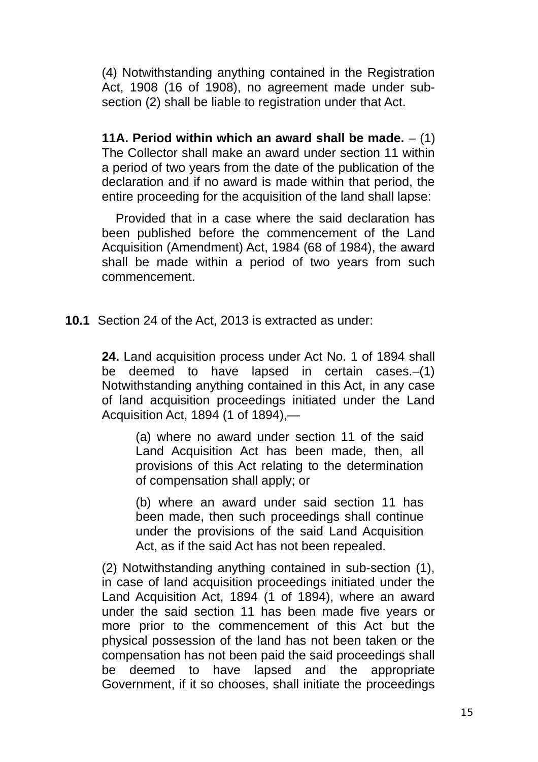> (4) Notwithstanding anything contained in the Registration Act, 1908 (16 of 1908), no agreement made under sub-section (2) shall be liable to registration under that Act.
>
> **11A. Period within which an award shall be made.** – (1) The Collector shall make an award under section 11 within a period of two years from the date of the publication of the declaration and if no award is made within that period, the entire proceeding for the acquisition of the land shall lapse:
>
> Provided that in a case where the said declaration has been published before the commencement of the Land Acquisition (Amendment) Act, 1984 (68 of 1984), the award shall be made within a period of two years from such commencement.

**10.1** Section 24 of the Act, 2013 is extracted as under:

> **24.** Land acquisition process under Act No. 1 of 1894 shall be deemed to have lapsed in certain cases.–(1) Notwithstanding anything contained in this Act, in any case of land acquisition proceedings initiated under the Land Acquisition Act, 1894 (1 of 1894),—
>
> > (a) where no award under section 11 of the said Land Acquisition Act has been made, then, all provisions of this Act relating to the determination of compensation shall apply; or
> >
> > (b) where an award under said section 11 has been made, then such proceedings shall continue under the provisions of the said Land Acquisition Act, as if the said Act has not been repealed.
>
> (2) Notwithstanding anything contained in sub-section (1), in case of land acquisition proceedings initiated under the Land Acquisition Act, 1894 (1 of 1894), where an award under the said section 11 has been made five years or more prior to the commencement of this Act but the physical possession of the land has not been taken or the compensation has not been paid the said proceedings shall be deemed to have lapsed and the appropriate Government, if it so chooses, shall initiate the proceedings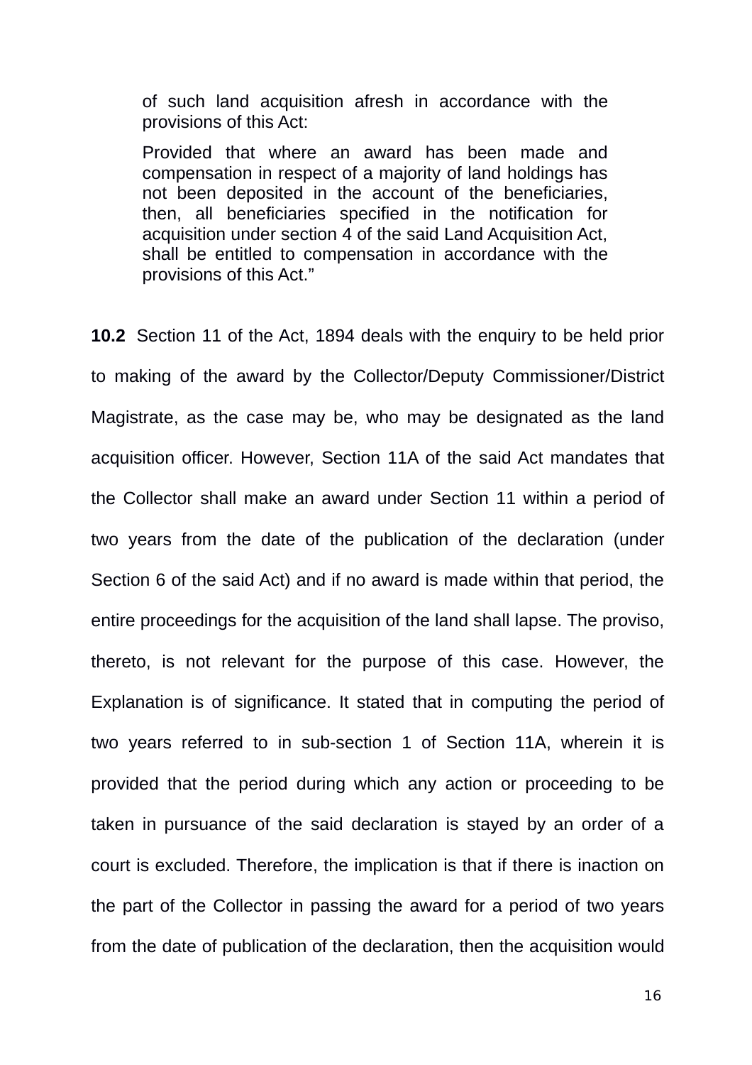> of such land acquisition afresh in accordance with the provisions of this Act:
>
> Provided that where an award has been made and compensation in respect of a majority of land holdings has not been deposited in the account of the beneficiaries, then, all beneficiaries specified in the notification for acquisition under section 4 of the said Land Acquisition Act, shall be entitled to compensation in accordance with the provisions of this Act."

**10.2** Section 11 of the Act, 1894 deals with the enquiry to be held prior to making of the award by the Collector/Deputy Commissioner/District Magistrate, as the case may be, who may be designated as the land acquisition officer. However, Section 11A of the said Act mandates that the Collector shall make an award under Section 11 within a period of two years from the date of the publication of the declaration (under Section 6 of the said Act) and if no award is made within that period, the entire proceedings for the acquisition of the land shall lapse. The proviso, thereto, is not relevant for the purpose of this case. However, the Explanation is of significance. It stated that in computing the period of two years referred to in sub-section 1 of Section 11A, wherein it is provided that the period during which any action or proceeding to be taken in pursuance of the said declaration is stayed by an order of a court is excluded. Therefore, the implication is that if there is inaction on the part of the Collector in passing the award for a period of two years from the date of publication of the declaration, then the acquisition would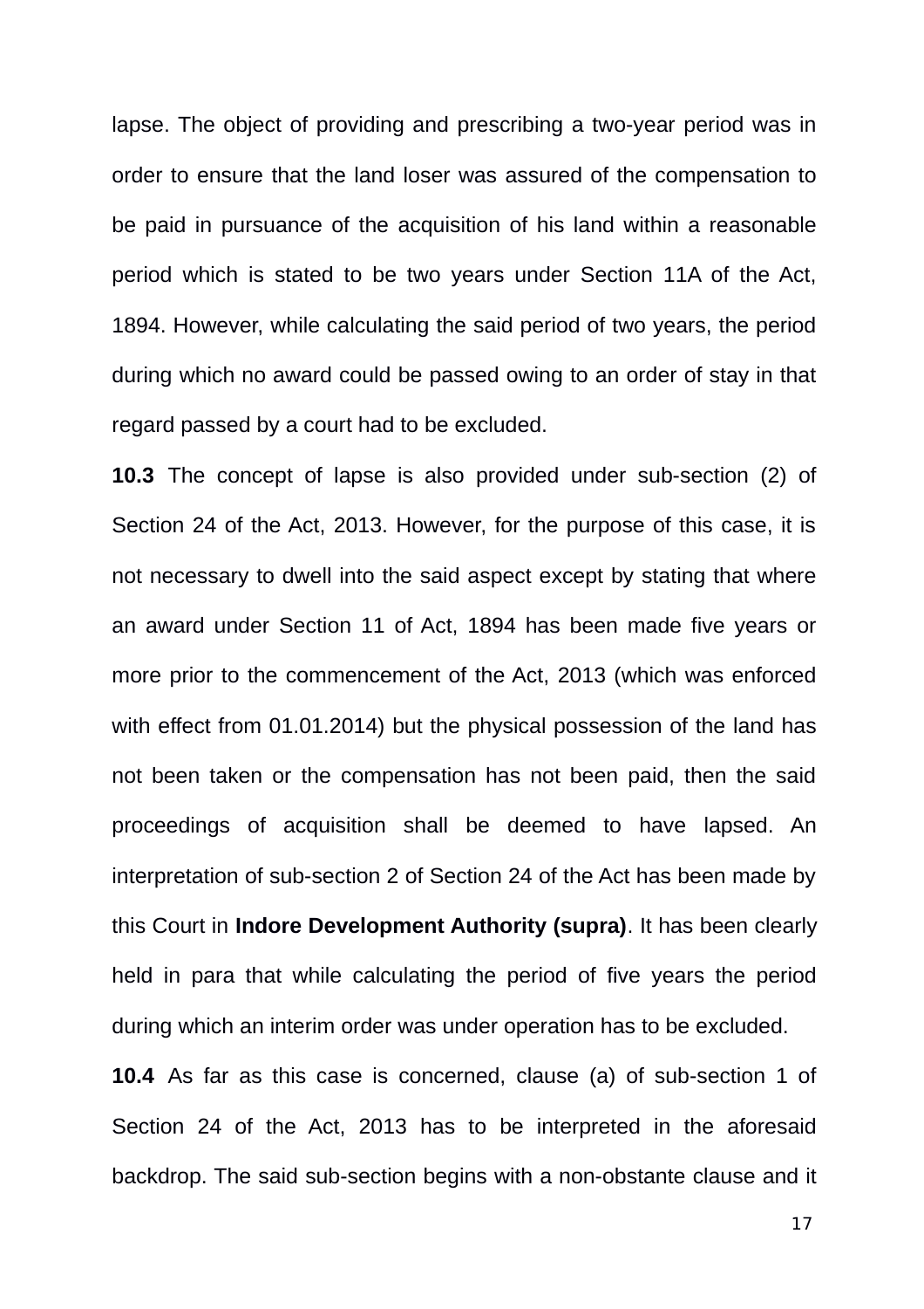lapse. The object of providing and prescribing a two-year period was in order to ensure that the land loser was assured of the compensation to be paid in pursuance of the acquisition of his land within a reasonable period which is stated to be two years under Section 11A of the Act, 1894. However, while calculating the said period of two years, the period during which no award could be passed owing to an order of stay in that regard passed by a court had to be excluded.

**10.3** The concept of lapse is also provided under sub-section (2) of Section 24 of the Act, 2013. However, for the purpose of this case, it is not necessary to dwell into the said aspect except by stating that where an award under Section 11 of Act, 1894 has been made five years or more prior to the commencement of the Act, 2013 (which was enforced with effect from 01.01.2014) but the physical possession of the land has not been taken or the compensation has not been paid, then the said proceedings of acquisition shall be deemed to have lapsed. An interpretation of sub-section 2 of Section 24 of the Act has been made by this Court in **Indore Development Authority (supra)**. It has been clearly held in para that while calculating the period of five years the period during which an interim order was under operation has to be excluded.

**10.4** As far as this case is concerned, clause (a) of sub-section 1 of Section 24 of the Act, 2013 has to be interpreted in the aforesaid backdrop. The said sub-section begins with a non-obstante clause and it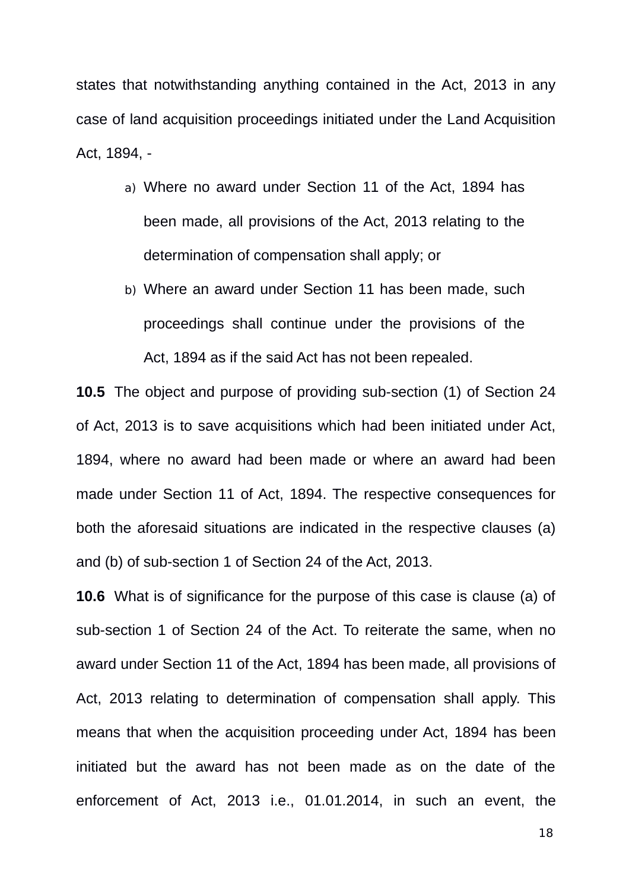states that notwithstanding anything contained in the Act, 2013 in any case of land acquisition proceedings initiated under the Land Acquisition Act, 1894, -

a) Where no award under Section 11 of the Act, 1894 has been made, all provisions of the Act, 2013 relating to the determination of compensation shall apply; or

b) Where an award under Section 11 has been made, such proceedings shall continue under the provisions of the Act, 1894 as if the said Act has not been repealed.

**10.5** The object and purpose of providing sub-section (1) of Section 24 of Act, 2013 is to save acquisitions which had been initiated under Act, 1894, where no award had been made or where an award had been made under Section 11 of Act, 1894. The respective consequences for both the aforesaid situations are indicated in the respective clauses (a) and (b) of sub-section 1 of Section 24 of the Act, 2013.

**10.6** What is of significance for the purpose of this case is clause (a) of sub-section 1 of Section 24 of the Act. To reiterate the same, when no award under Section 11 of the Act, 1894 has been made, all provisions of Act, 2013 relating to determination of compensation shall apply. This means that when the acquisition proceeding under Act, 1894 has been initiated but the award has not been made as on the date of the enforcement of Act, 2013 i.e., 01.01.2014, in such an event, the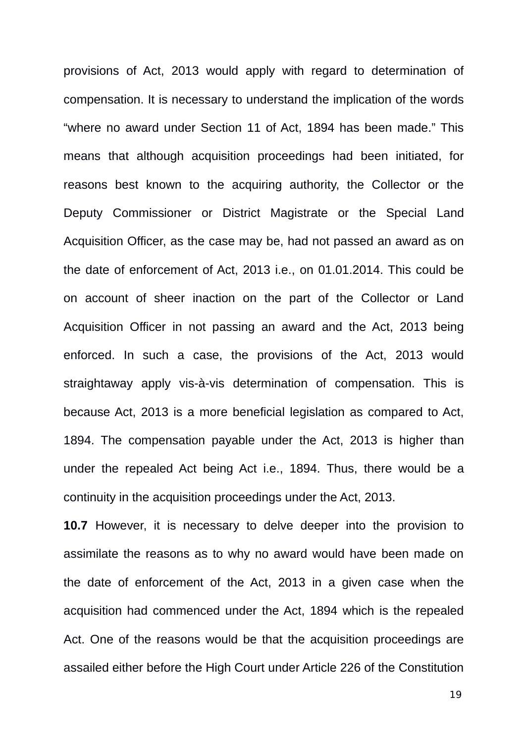provisions of Act, 2013 would apply with regard to determination of compensation. It is necessary to understand the implication of the words “where no award under Section 11 of Act, 1894 has been made.” This means that although acquisition proceedings had been initiated, for reasons best known to the acquiring authority, the Collector or the Deputy Commissioner or District Magistrate or the Special Land Acquisition Officer, as the case may be, had not passed an award as on the date of enforcement of Act, 2013 i.e., on 01.01.2014. This could be on account of sheer inaction on the part of the Collector or Land Acquisition Officer in not passing an award and the Act, 2013 being enforced. In such a case, the provisions of the Act, 2013 would straightaway apply vis-à-vis determination of compensation. This is because Act, 2013 is a more beneficial legislation as compared to Act, 1894. The compensation payable under the Act, 2013 is higher than under the repealed Act being Act i.e., 1894. Thus, there would be a continuity in the acquisition proceedings under the Act, 2013.

**10.7** However, it is necessary to delve deeper into the provision to assimilate the reasons as to why no award would have been made on the date of enforcement of the Act, 2013 in a given case when the acquisition had commenced under the Act, 1894 which is the repealed Act. One of the reasons would be that the acquisition proceedings are assailed either before the High Court under Article 226 of the Constitution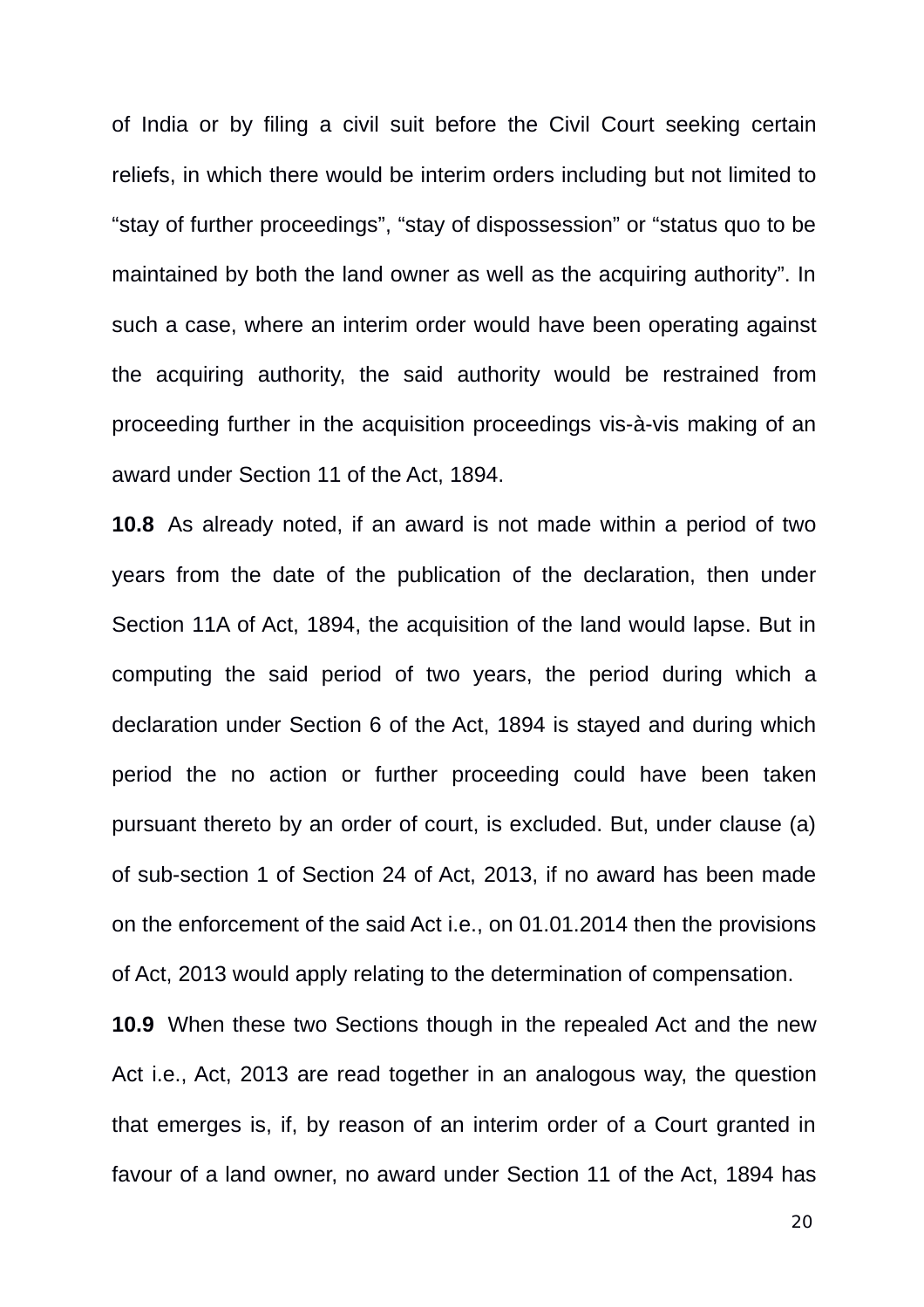of India or by filing a civil suit before the Civil Court seeking certain reliefs, in which there would be interim orders including but not limited to "stay of further proceedings", "stay of dispossession" or "status quo to be maintained by both the land owner as well as the acquiring authority". In such a case, where an interim order would have been operating against the acquiring authority, the said authority would be restrained from proceeding further in the acquisition proceedings vis-à-vis making of an award under Section 11 of the Act, 1894.

**10.8** As already noted, if an award is not made within a period of two years from the date of the publication of the declaration, then under Section 11A of Act, 1894, the acquisition of the land would lapse. But in computing the said period of two years, the period during which a declaration under Section 6 of the Act, 1894 is stayed and during which period the no action or further proceeding could have been taken pursuant thereto by an order of court, is excluded. But, under clause (a) of sub-section 1 of Section 24 of Act, 2013, if no award has been made on the enforcement of the said Act i.e., on 01.01.2014 then the provisions of Act, 2013 would apply relating to the determination of compensation.

**10.9** When these two Sections though in the repealed Act and the new Act i.e., Act, 2013 are read together in an analogous way, the question that emerges is, if, by reason of an interim order of a Court granted in favour of a land owner, no award under Section 11 of the Act, 1894 has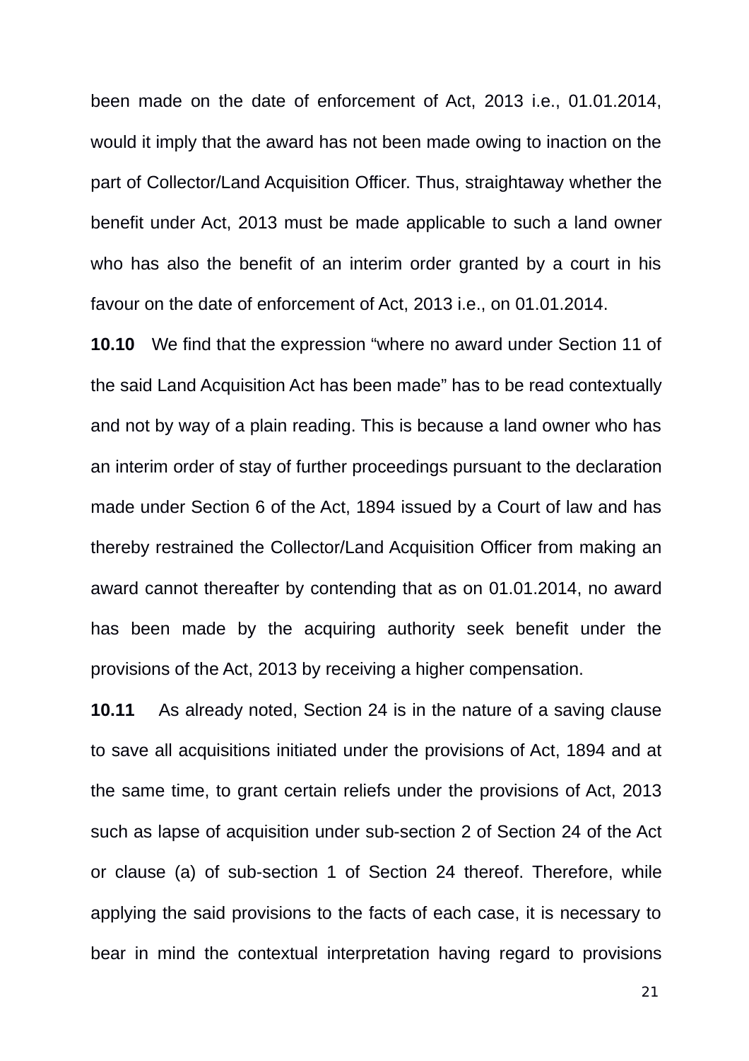been made on the date of enforcement of Act, 2013 i.e., 01.01.2014, would it imply that the award has not been made owing to inaction on the part of Collector/Land Acquisition Officer. Thus, straightaway whether the benefit under Act, 2013 must be made applicable to such a land owner who has also the benefit of an interim order granted by a court in his favour on the date of enforcement of Act, 2013 i.e., on 01.01.2014.

**10.10** We find that the expression "where no award under Section 11 of the said Land Acquisition Act has been made" has to be read contextually and not by way of a plain reading. This is because a land owner who has an interim order of stay of further proceedings pursuant to the declaration made under Section 6 of the Act, 1894 issued by a Court of law and has thereby restrained the Collector/Land Acquisition Officer from making an award cannot thereafter by contending that as on 01.01.2014, no award has been made by the acquiring authority seek benefit under the provisions of the Act, 2013 by receiving a higher compensation.

**10.11** As already noted, Section 24 is in the nature of a saving clause to save all acquisitions initiated under the provisions of Act, 1894 and at the same time, to grant certain reliefs under the provisions of Act, 2013 such as lapse of acquisition under sub-section 2 of Section 24 of the Act or clause (a) of sub-section 1 of Section 24 thereof. Therefore, while applying the said provisions to the facts of each case, it is necessary to bear in mind the contextual interpretation having regard to provisions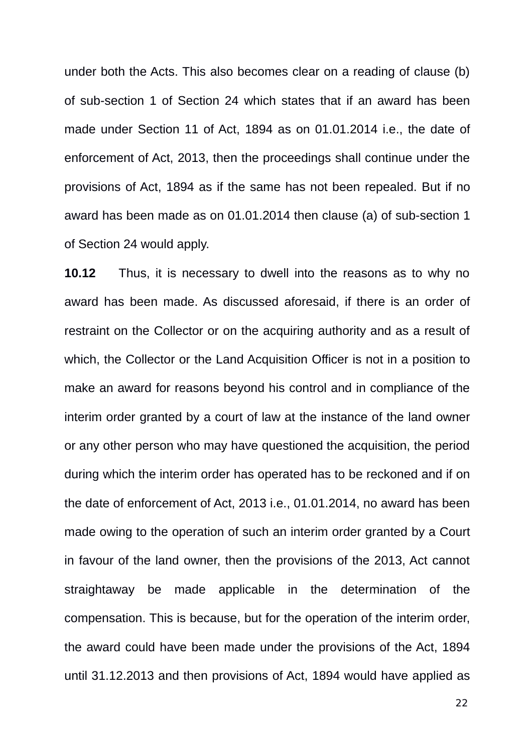under both the Acts. This also becomes clear on a reading of clause (b) of sub-section 1 of Section 24 which states that if an award has been made under Section 11 of Act, 1894 as on 01.01.2014 i.e., the date of enforcement of Act, 2013, then the proceedings shall continue under the provisions of Act, 1894 as if the same has not been repealed. But if no award has been made as on 01.01.2014 then clause (a) of sub-section 1 of Section 24 would apply.

**10.12** Thus, it is necessary to dwell into the reasons as to why no award has been made. As discussed aforesaid, if there is an order of restraint on the Collector or on the acquiring authority and as a result of which, the Collector or the Land Acquisition Officer is not in a position to make an award for reasons beyond his control and in compliance of the interim order granted by a court of law at the instance of the land owner or any other person who may have questioned the acquisition, the period during which the interim order has operated has to be reckoned and if on the date of enforcement of Act, 2013 i.e., 01.01.2014, no award has been made owing to the operation of such an interim order granted by a Court in favour of the land owner, then the provisions of the 2013, Act cannot straightaway be made applicable in the determination of the compensation. This is because, but for the operation of the interim order, the award could have been made under the provisions of the Act, 1894 until 31.12.2013 and then provisions of Act, 1894 would have applied as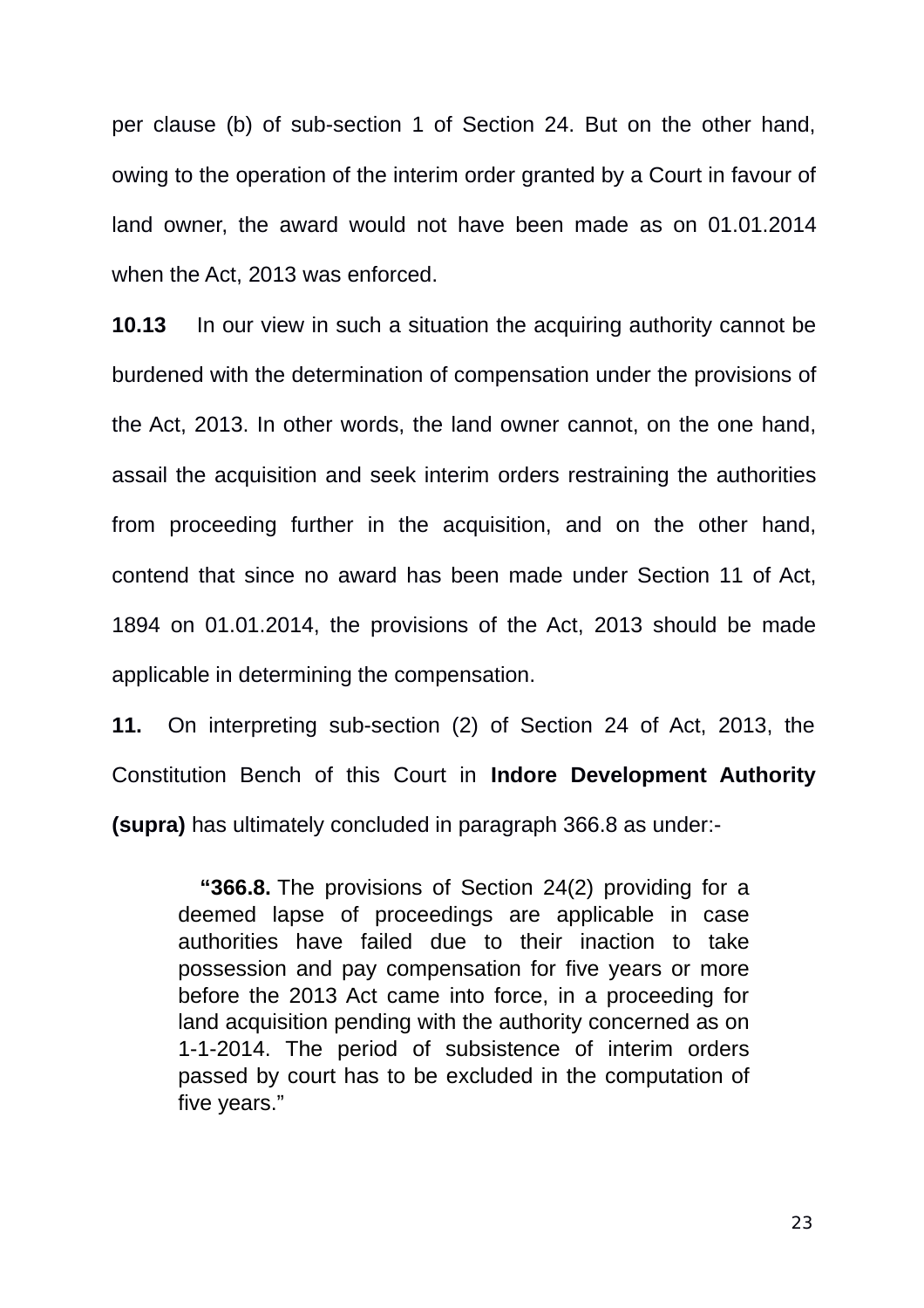per clause (b) of sub-section 1 of Section 24. But on the other hand, owing to the operation of the interim order granted by a Court in favour of land owner, the award would not have been made as on 01.01.2014 when the Act, 2013 was enforced.

**10.13** In our view in such a situation the acquiring authority cannot be burdened with the determination of compensation under the provisions of the Act, 2013. In other words, the land owner cannot, on the one hand, assail the acquisition and seek interim orders restraining the authorities from proceeding further in the acquisition, and on the other hand, contend that since no award has been made under Section 11 of Act, 1894 on 01.01.2014, the provisions of the Act, 2013 should be made applicable in determining the compensation.

**11.** On interpreting sub-section (2) of Section 24 of Act, 2013, the Constitution Bench of this Court in **Indore Development Authority (supra)** has ultimately concluded in paragraph 366.8 as under:-

> "**366.8.** The provisions of Section 24(2) providing for a deemed lapse of proceedings are applicable in case authorities have failed due to their inaction to take possession and pay compensation for five years or more before the 2013 Act came into force, in a proceeding for land acquisition pending with the authority concerned as on 1-1-2014. The period of subsistence of interim orders passed by court has to be excluded in the computation of five years."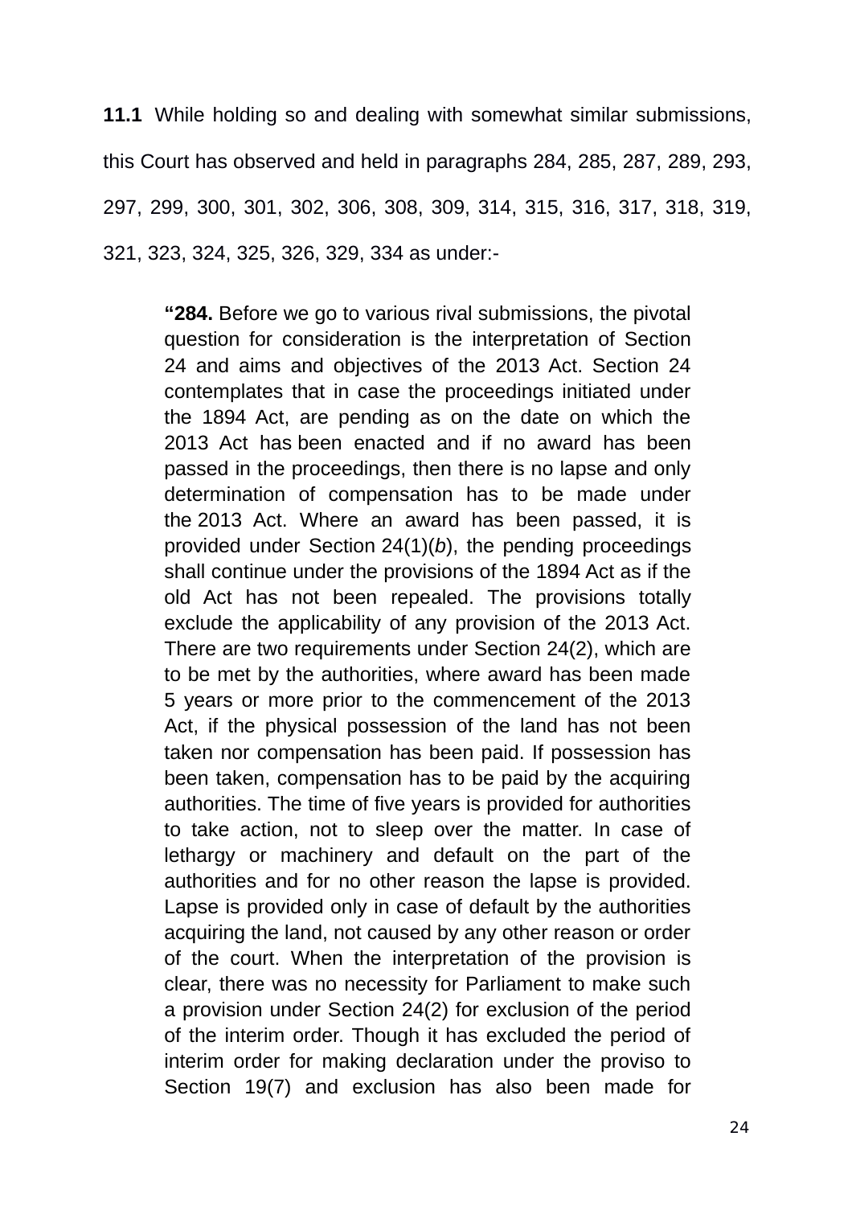**11.1** While holding so and dealing with somewhat similar submissions, this Court has observed and held in paragraphs 284, 285, 287, 289, 293, 297, 299, 300, 301, 302, 306, 308, 309, 314, 315, 316, 317, 318, 319, 321, 323, 324, 325, 326, 329, 334 as under:-

> **"284.** Before we go to various rival submissions, the pivotal question for consideration is the interpretation of Section 24 and aims and objectives of the 2013 Act. Section 24 contemplates that in case the proceedings initiated under the 1894 Act, are pending as on the date on which the 2013 Act has been enacted and if no award has been passed in the proceedings, then there is no lapse and only determination of compensation has to be made under the 2013 Act. Where an award has been passed, it is provided under Section 24(1)(*b*), the pending proceedings shall continue under the provisions of the 1894 Act as if the old Act has not been repealed. The provisions totally exclude the applicability of any provision of the 2013 Act. There are two requirements under Section 24(2), which are to be met by the authorities, where award has been made 5 years or more prior to the commencement of the 2013 Act, if the physical possession of the land has not been taken nor compensation has been paid. If possession has been taken, compensation has to be paid by the acquiring authorities. The time of five years is provided for authorities to take action, not to sleep over the matter. In case of lethargy or machinery and default on the part of the authorities and for no other reason the lapse is provided. Lapse is provided only in case of default by the authorities acquiring the land, not caused by any other reason or order of the court. When the interpretation of the provision is clear, there was no necessity for Parliament to make such a provision under Section 24(2) for exclusion of the period of the interim order. Though it has excluded the period of interim order for making declaration under the proviso to Section 19(7) and exclusion has also been made for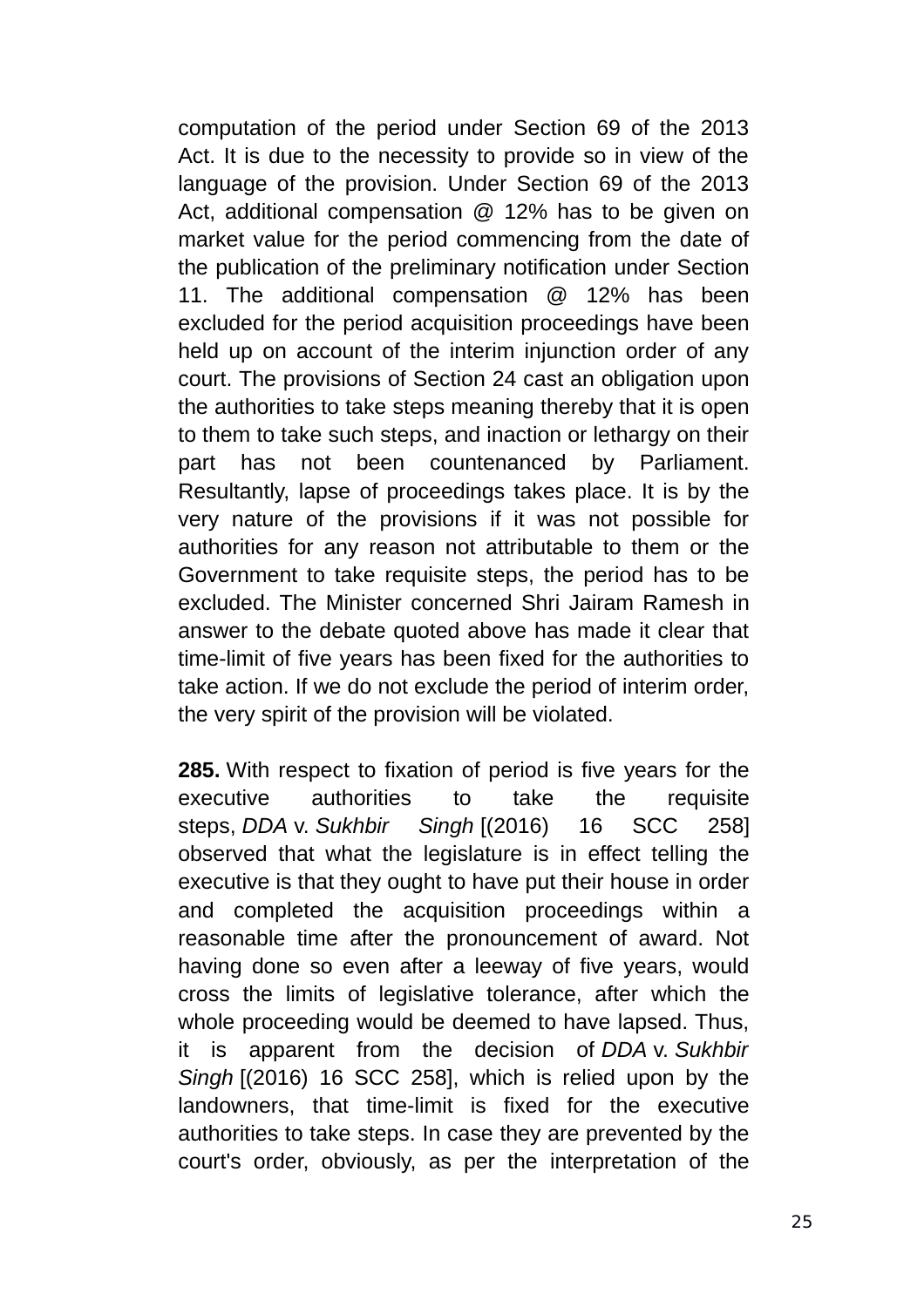computation of the period under Section 69 of the 2013 Act. It is due to the necessity to provide so in view of the language of the provision. Under Section 69 of the 2013 Act, additional compensation @ 12% has to be given on market value for the period commencing from the date of the publication of the preliminary notification under Section 11. The additional compensation @ 12% has been excluded for the period acquisition proceedings have been held up on account of the interim injunction order of any court. The provisions of Section 24 cast an obligation upon the authorities to take steps meaning thereby that it is open to them to take such steps, and inaction or lethargy on their part has not been countenanced by Parliament. Resultantly, lapse of proceedings takes place. It is by the very nature of the provisions if it was not possible for authorities for any reason not attributable to them or the Government to take requisite steps, the period has to be excluded. The Minister concerned Shri Jairam Ramesh in answer to the debate quoted above has made it clear that time-limit of five years has been fixed for the authorities to take action. If we do not exclude the period of interim order, the very spirit of the provision will be violated.

**285.** With respect to fixation of period is five years for the executive authorities to take the requisite steps, *DDA* v. *Sukhbir Singh* [(2016) 16 SCC 258] observed that what the legislature is in effect telling the executive is that they ought to have put their house in order and completed the acquisition proceedings within a reasonable time after the pronouncement of award. Not having done so even after a leeway of five years, would cross the limits of legislative tolerance, after which the whole proceeding would be deemed to have lapsed. Thus, it is apparent from the decision of *DDA* v. *Sukhbir Singh* [(2016) 16 SCC 258], which is relied upon by the landowners, that time-limit is fixed for the executive authorities to take steps. In case they are prevented by the court's order, obviously, as per the interpretation of the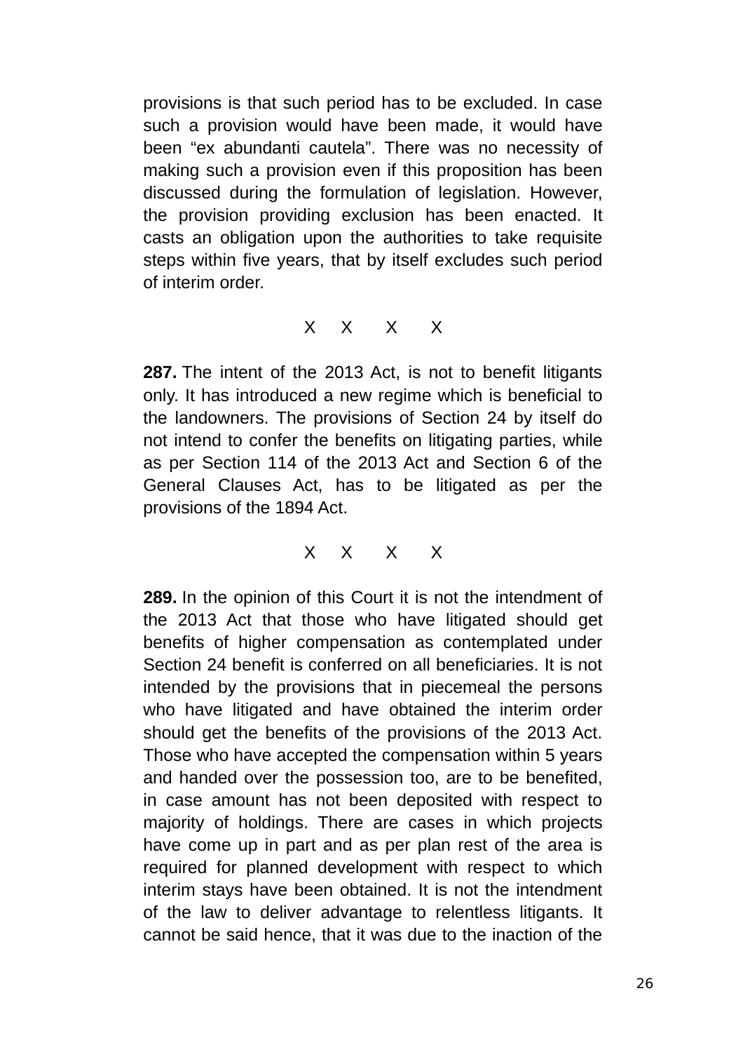provisions is that such period has to be excluded. In case such a provision would have been made, it would have been "ex abundanti cautela". There was no necessity of making such a provision even if this proposition has been discussed during the formulation of legislation. However, the provision providing exclusion has been enacted. It casts an obligation upon the authorities to take requisite steps within five years, that by itself excludes such period of interim order.

X X X X

**287.** The intent of the 2013 Act, is not to benefit litigants only. It has introduced a new regime which is beneficial to the landowners. The provisions of Section 24 by itself do not intend to confer the benefits on litigating parties, while as per Section 114 of the 2013 Act and Section 6 of the General Clauses Act, has to be litigated as per the provisions of the 1894 Act.

X X X X

**289.** In the opinion of this Court it is not the intendment of the 2013 Act that those who have litigated should get benefits of higher compensation as contemplated under Section 24 benefit is conferred on all beneficiaries. It is not intended by the provisions that in piecemeal the persons who have litigated and have obtained the interim order should get the benefits of the provisions of the 2013 Act. Those who have accepted the compensation within 5 years and handed over the possession too, are to be benefited, in case amount has not been deposited with respect to majority of holdings. There are cases in which projects have come up in part and as per plan rest of the area is required for planned development with respect to which interim stays have been obtained. It is not the intendment of the law to deliver advantage to relentless litigants. It cannot be said hence, that it was due to the inaction of the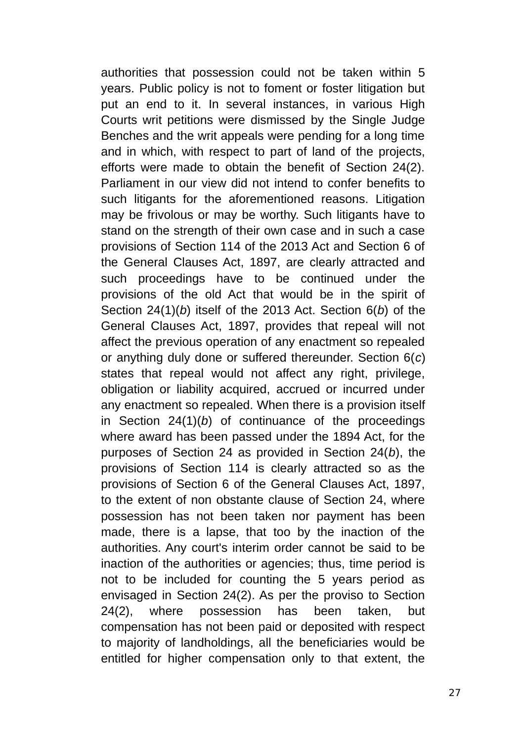authorities that possession could not be taken within 5 years. Public policy is not to foment or foster litigation but put an end to it. In several instances, in various High Courts writ petitions were dismissed by the Single Judge Benches and the writ appeals were pending for a long time and in which, with respect to part of land of the projects, efforts were made to obtain the benefit of Section 24(2). Parliament in our view did not intend to confer benefits to such litigants for the aforementioned reasons. Litigation may be frivolous or may be worthy. Such litigants have to stand on the strength of their own case and in such a case provisions of Section 114 of the 2013 Act and Section 6 of the General Clauses Act, 1897, are clearly attracted and such proceedings have to be continued under the provisions of the old Act that would be in the spirit of Section 24(1)(*b*) itself of the 2013 Act. Section 6(*b*) of the General Clauses Act, 1897, provides that repeal will not affect the previous operation of any enactment so repealed or anything duly done or suffered thereunder. Section 6(*c*) states that repeal would not affect any right, privilege, obligation or liability acquired, accrued or incurred under any enactment so repealed. When there is a provision itself in Section 24(1)(*b*) of continuance of the proceedings where award has been passed under the 1894 Act, for the purposes of Section 24 as provided in Section 24(*b*), the provisions of Section 114 is clearly attracted so as the provisions of Section 6 of the General Clauses Act, 1897, to the extent of non obstante clause of Section 24, where possession has not been taken nor payment has been made, there is a lapse, that too by the inaction of the authorities. Any court's interim order cannot be said to be inaction of the authorities or agencies; thus, time period is not to be included for counting the 5 years period as envisaged in Section 24(2). As per the proviso to Section 24(2), where possession has been taken, but compensation has not been paid or deposited with respect to majority of landholdings, all the beneficiaries would be entitled for higher compensation only to that extent, the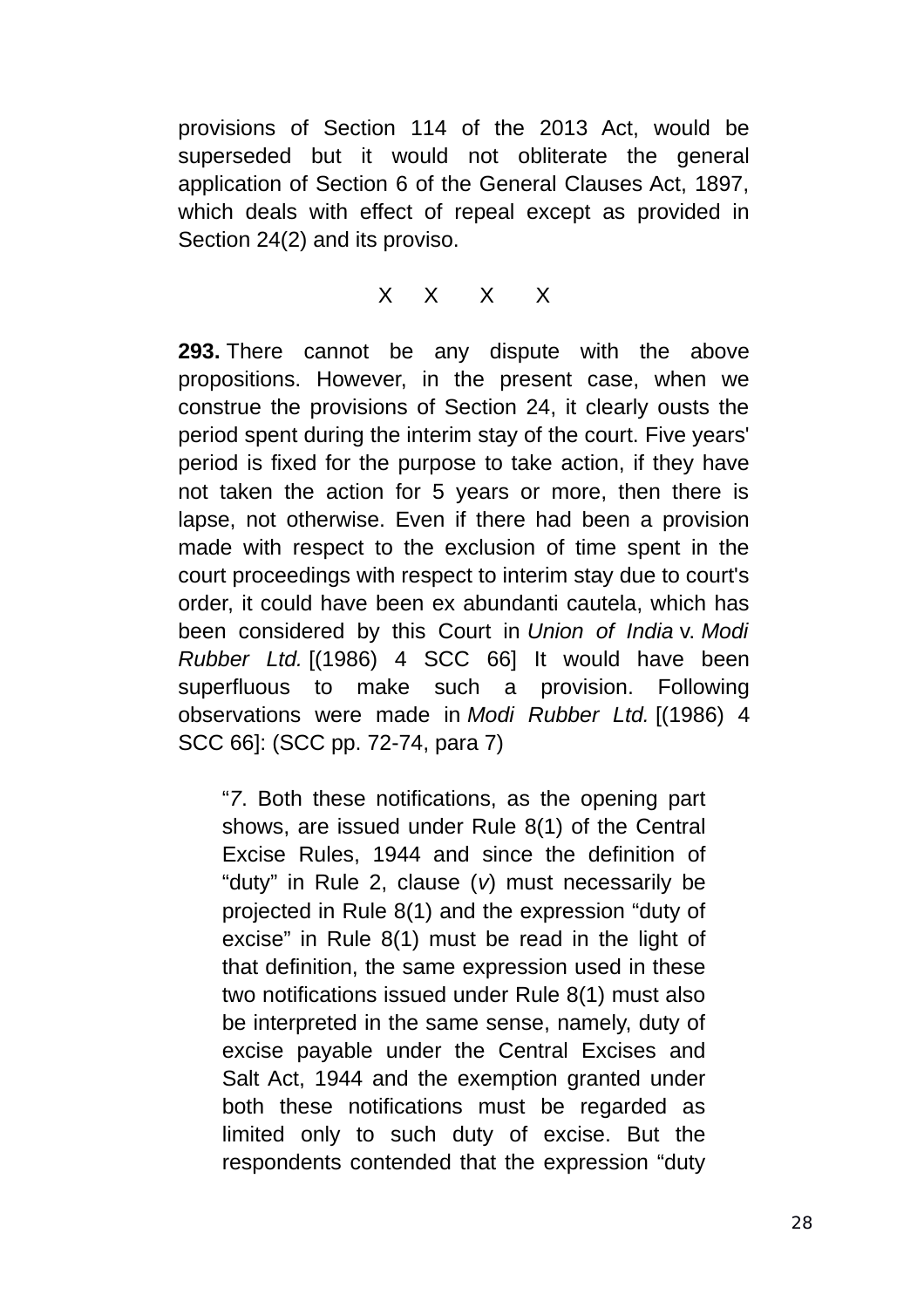provisions of Section 114 of the 2013 Act, would be superseded but it would not obliterate the general application of Section 6 of the General Clauses Act, 1897, which deals with effect of repeal except as provided in Section 24(2) and its proviso.

X X X X

**293.** There cannot be any dispute with the above propositions. However, in the present case, when we construe the provisions of Section 24, it clearly ousts the period spent during the interim stay of the court. Five years' period is fixed for the purpose to take action, if they have not taken the action for 5 years or more, then there is lapse, not otherwise. Even if there had been a provision made with respect to the exclusion of time spent in the court proceedings with respect to interim stay due to court's order, it could have been ex abundanti cautela, which has been considered by this Court in *Union of India* v. *Modi Rubber Ltd.* [(1986) 4 SCC 66] It would have been superfluous to make such a provision. Following observations were made in *Modi Rubber Ltd.* [(1986) 4 SCC 66]: (SCC pp. 72-74, para 7)

> "*7*. Both these notifications, as the opening part shows, are issued under Rule 8(1) of the Central Excise Rules, 1944 and since the definition of "duty" in Rule 2, clause (*v*) must necessarily be projected in Rule 8(1) and the expression "duty of excise" in Rule 8(1) must be read in the light of that definition, the same expression used in these two notifications issued under Rule 8(1) must also be interpreted in the same sense, namely, duty of excise payable under the Central Excises and Salt Act, 1944 and the exemption granted under both these notifications must be regarded as limited only to such duty of excise. But the respondents contended that the expression "duty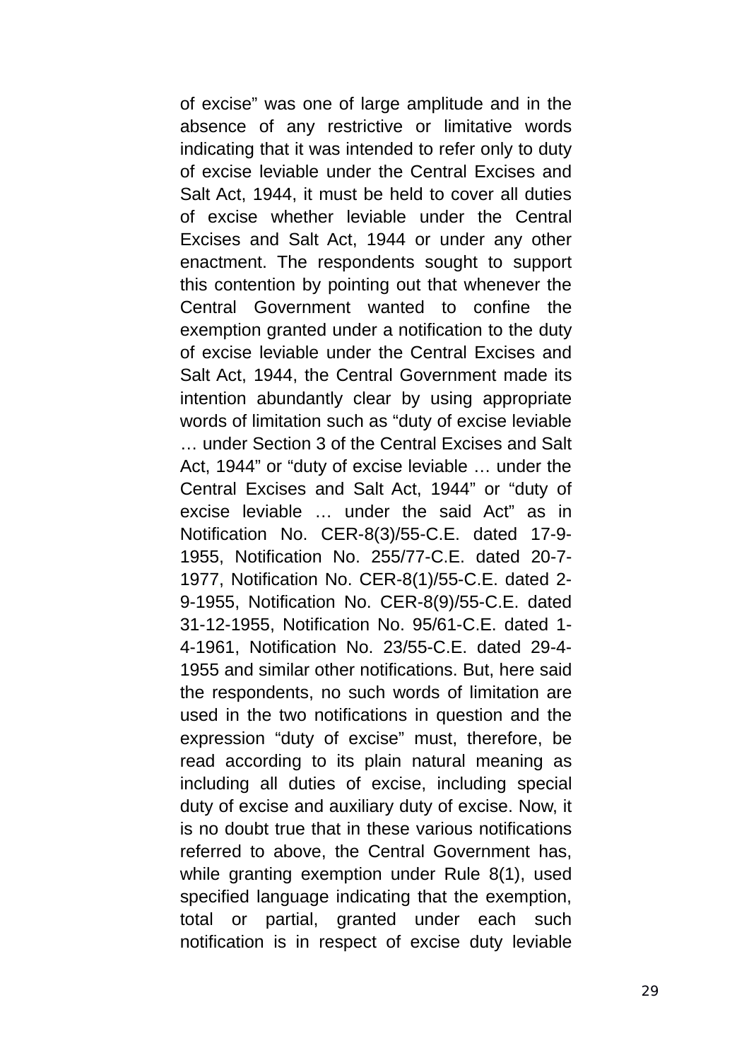of excise" was one of large amplitude and in the absence of any restrictive or limitative words indicating that it was intended to refer only to duty of excise leviable under the Central Excises and Salt Act, 1944, it must be held to cover all duties of excise whether leviable under the Central Excises and Salt Act, 1944 or under any other enactment. The respondents sought to support this contention by pointing out that whenever the Central Government wanted to confine the exemption granted under a notification to the duty of excise leviable under the Central Excises and Salt Act, 1944, the Central Government made its intention abundantly clear by using appropriate words of limitation such as "duty of excise leviable … under Section 3 of the Central Excises and Salt Act, 1944" or "duty of excise leviable … under the Central Excises and Salt Act, 1944" or "duty of excise leviable … under the said Act" as in Notification No. CER-8(3)/55-C.E. dated 17-9-1955, Notification No. 255/77-C.E. dated 20-7-1977, Notification No. CER-8(1)/55-C.E. dated 2-9-1955, Notification No. CER-8(9)/55-C.E. dated 31-12-1955, Notification No. 95/61-C.E. dated 1-4-1961, Notification No. 23/55-C.E. dated 29-4-1955 and similar other notifications. But, here said the respondents, no such words of limitation are used in the two notifications in question and the expression "duty of excise" must, therefore, be read according to its plain natural meaning as including all duties of excise, including special duty of excise and auxiliary duty of excise. Now, it is no doubt true that in these various notifications referred to above, the Central Government has, while granting exemption under Rule 8(1), used specified language indicating that the exemption, total or partial, granted under each such notification is in respect of excise duty leviable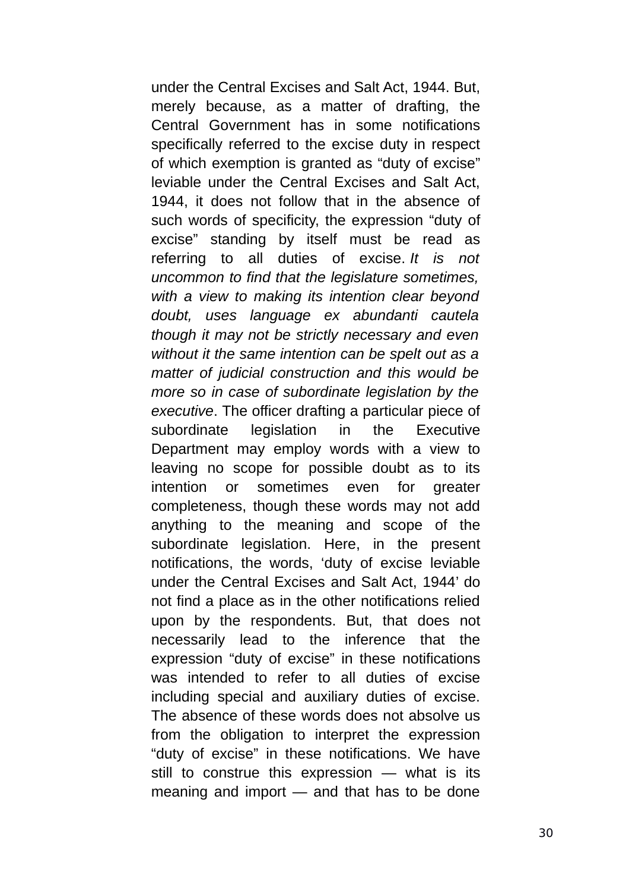under the Central Excises and Salt Act, 1944. But, merely because, as a matter of drafting, the Central Government has in some notifications specifically referred to the excise duty in respect of which exemption is granted as "duty of excise" leviable under the Central Excises and Salt Act, 1944, it does not follow that in the absence of such words of specificity, the expression "duty of excise" standing by itself must be read as referring to all duties of excise. *It is not uncommon to find that the legislature sometimes, with a view to making its intention clear beyond doubt, uses language ex abundanti cautela though it may not be strictly necessary and even without it the same intention can be spelt out as a matter of judicial construction and this would be more so in case of subordinate legislation by the executive*. The officer drafting a particular piece of subordinate legislation in the Executive Department may employ words with a view to leaving no scope for possible doubt as to its intention or sometimes even for greater completeness, though these words may not add anything to the meaning and scope of the subordinate legislation. Here, in the present notifications, the words, 'duty of excise leviable under the Central Excises and Salt Act, 1944' do not find a place as in the other notifications relied upon by the respondents. But, that does not necessarily lead to the inference that the expression "duty of excise" in these notifications was intended to refer to all duties of excise including special and auxiliary duties of excise. The absence of these words does not absolve us from the obligation to interpret the expression "duty of excise" in these notifications. We have still to construe this expression — what is its meaning and import — and that has to be done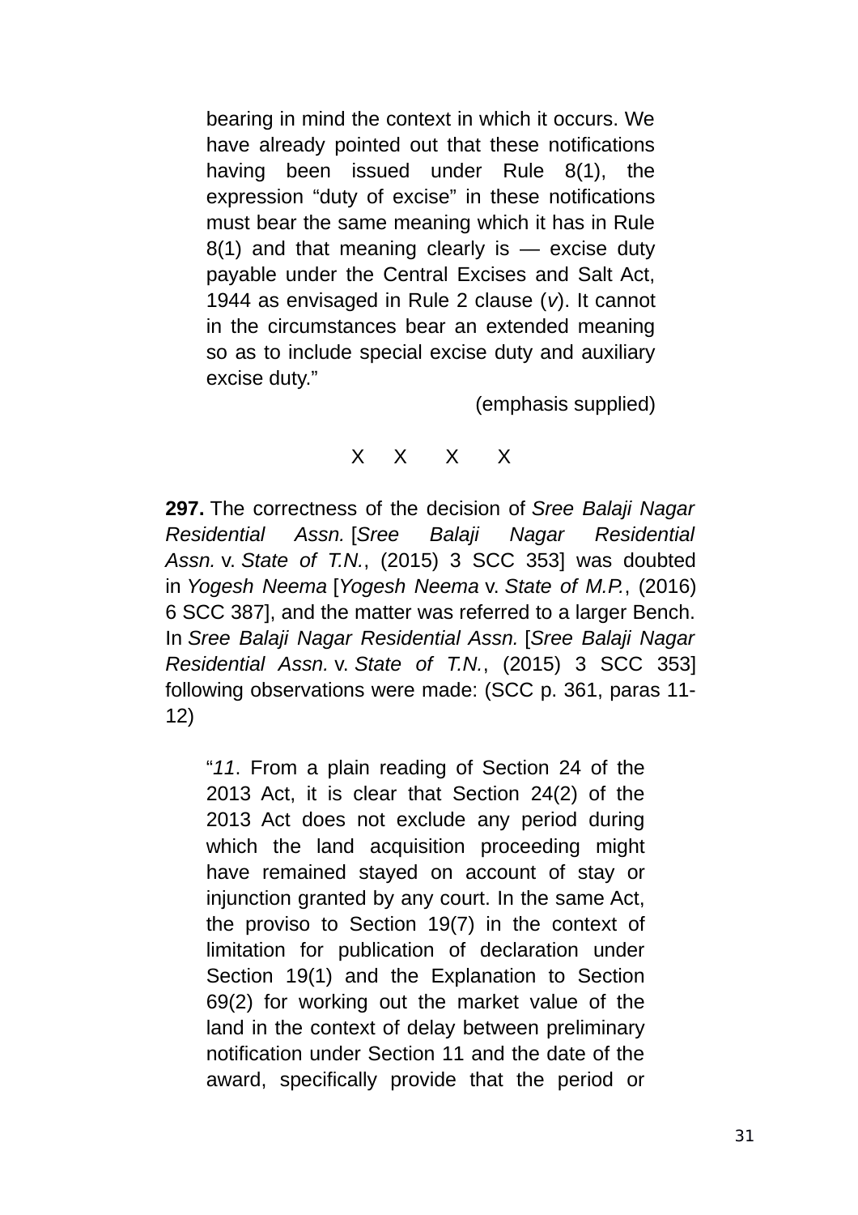> bearing in mind the context in which it occurs. We have already pointed out that these notifications having been issued under Rule 8(1), the expression "duty of excise" in these notifications must bear the same meaning which it has in Rule 8(1) and that meaning clearly is — excise duty payable under the Central Excises and Salt Act, 1944 as envisaged in Rule 2 clause (*v*). It cannot in the circumstances bear an extended meaning so as to include special excise duty and auxiliary excise duty."
>
> (emphasis supplied)

X X X X

**297.** The correctness of the decision of *Sree Balaji Nagar Residential Assn.* [*Sree Balaji Nagar Residential Assn.* v. *State of T.N.*, (2015) 3 SCC 353] was doubted in *Yogesh Neema* [*Yogesh Neema* v. *State of M.P.*, (2016) 6 SCC 387], and the matter was referred to a larger Bench. In *Sree Balaji Nagar Residential Assn.* [*Sree Balaji Nagar Residential Assn.* v. *State of T.N.*, (2015) 3 SCC 353] following observations were made: (SCC p. 361, paras 11-12)

> "*11*. From a plain reading of Section 24 of the 2013 Act, it is clear that Section 24(2) of the 2013 Act does not exclude any period during which the land acquisition proceeding might have remained stayed on account of stay or injunction granted by any court. In the same Act, the proviso to Section 19(7) in the context of limitation for publication of declaration under Section 19(1) and the Explanation to Section 69(2) for working out the market value of the land in the context of delay between preliminary notification under Section 11 and the date of the award, specifically provide that the period or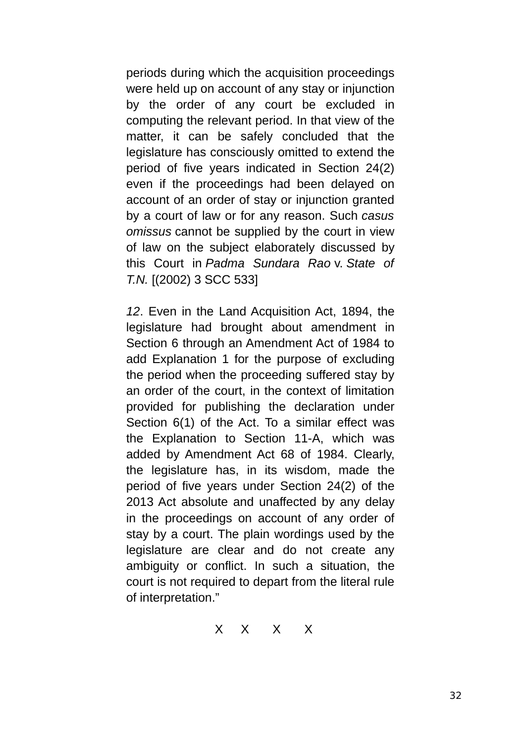periods during which the acquisition proceedings were held up on account of any stay or injunction by the order of any court be excluded in computing the relevant period. In that view of the matter, it can be safely concluded that the legislature has consciously omitted to extend the period of five years indicated in Section 24(2) even if the proceedings had been delayed on account of an order of stay or injunction granted by a court of law or for any reason. Such *casus omissus* cannot be supplied by the court in view of law on the subject elaborately discussed by this Court in *Padma Sundara Rao* v. *State of T.N.* [(2002) 3 SCC 533]

*12*. Even in the Land Acquisition Act, 1894, the legislature had brought about amendment in Section 6 through an Amendment Act of 1984 to add Explanation 1 for the purpose of excluding the period when the proceeding suffered stay by an order of the court, in the context of limitation provided for publishing the declaration under Section 6(1) of the Act. To a similar effect was the Explanation to Section 11-A, which was added by Amendment Act 68 of 1984. Clearly, the legislature has, in its wisdom, made the period of five years under Section 24(2) of the 2013 Act absolute and unaffected by any delay in the proceedings on account of any order of stay by a court. The plain wordings used by the legislature are clear and do not create any ambiguity or conflict. In such a situation, the court is not required to depart from the literal rule of interpretation."

X X X X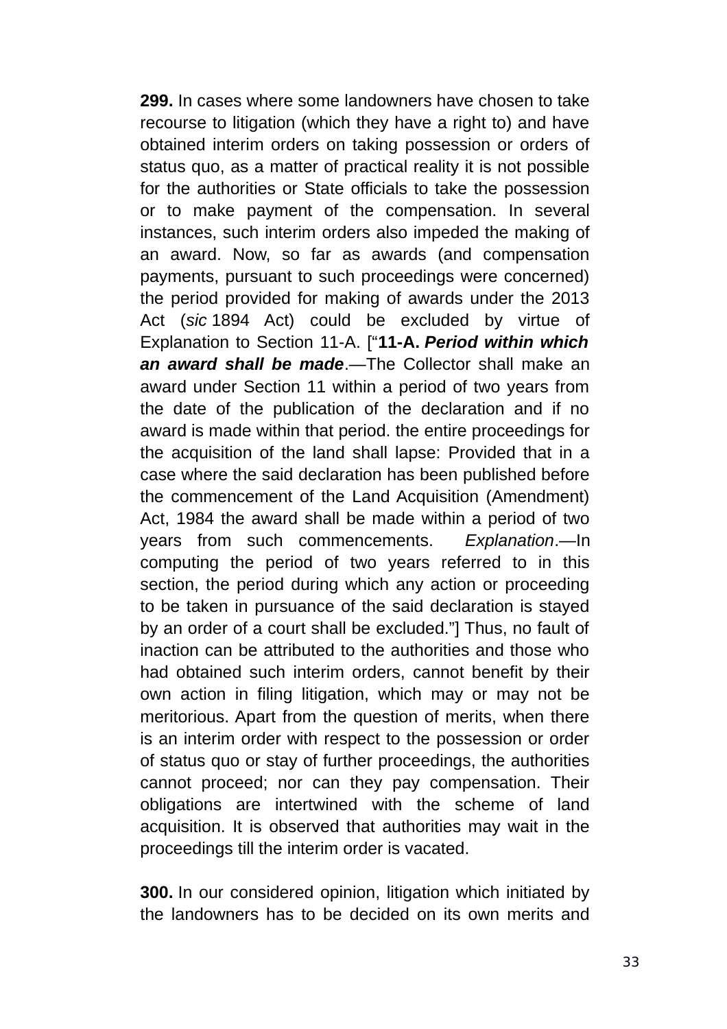**299.** In cases where some landowners have chosen to take recourse to litigation (which they have a right to) and have obtained interim orders on taking possession or orders of status quo, as a matter of practical reality it is not possible for the authorities or State officials to take the possession or to make payment of the compensation. In several instances, such interim orders also impeded the making of an award. Now, so far as awards (and compensation payments, pursuant to such proceedings were concerned) the period provided for making of awards under the 2013 Act (*sic* 1894 Act) could be excluded by virtue of Explanation to Section 11-A. ["**11-A.** ***Period within which an award shall be made***.—The Collector shall make an award under Section 11 within a period of two years from the date of the publication of the declaration and if no award is made within that period. the entire proceedings for the acquisition of the land shall lapse: Provided that in a case where the said declaration has been published before the commencement of the Land Acquisition (Amendment) Act, 1984 the award shall be made within a period of two years from such commencements. *Explanation*.—In computing the period of two years referred to in this section, the period during which any action or proceeding to be taken in pursuance of the said declaration is stayed by an order of a court shall be excluded."] Thus, no fault of inaction can be attributed to the authorities and those who had obtained such interim orders, cannot benefit by their own action in filing litigation, which may or may not be meritorious. Apart from the question of merits, when there is an interim order with respect to the possession or order of status quo or stay of further proceedings, the authorities cannot proceed; nor can they pay compensation. Their obligations are intertwined with the scheme of land acquisition. It is observed that authorities may wait in the proceedings till the interim order is vacated.

**300.** In our considered opinion, litigation which initiated by the landowners has to be decided on its own merits and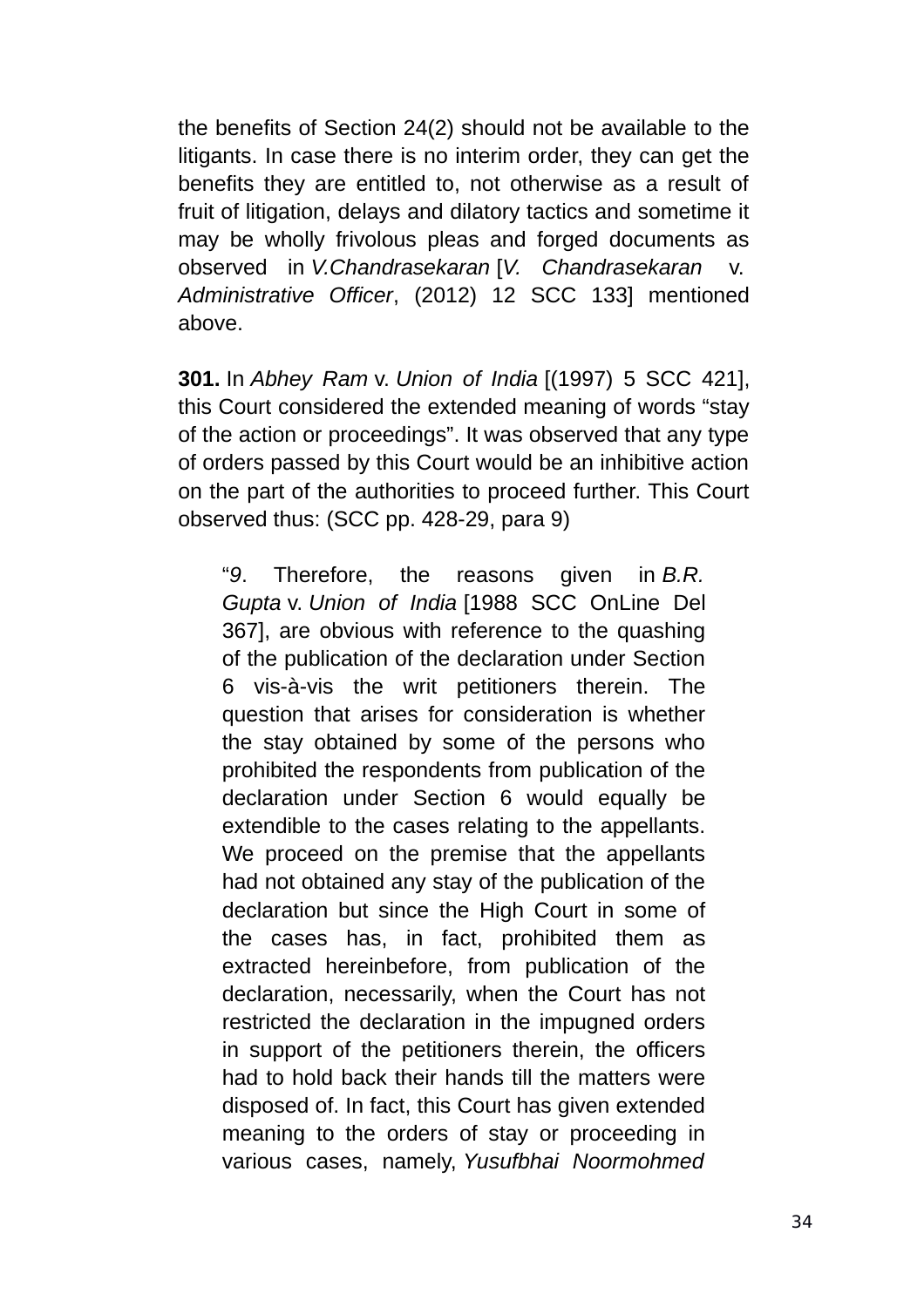the benefits of Section 24(2) should not be available to the litigants. In case there is no interim order, they can get the benefits they are entitled to, not otherwise as a result of fruit of litigation, delays and dilatory tactics and sometime it may be wholly frivolous pleas and forged documents as observed in *V.Chandrasekaran* [*V. Chandrasekaran* v. *Administrative Officer*, (2012) 12 SCC 133] mentioned above.

**301.** In *Abhey Ram* v. *Union of India* [(1997) 5 SCC 421], this Court considered the extended meaning of words "stay of the action or proceedings". It was observed that any type of orders passed by this Court would be an inhibitive action on the part of the authorities to proceed further. This Court observed thus: (SCC pp. 428-29, para 9)

> "*9*. Therefore, the reasons given in *B.R. Gupta* v. *Union of India* [1988 SCC OnLine Del 367], are obvious with reference to the quashing of the publication of the declaration under Section 6 vis-à-vis the writ petitioners therein. The question that arises for consideration is whether the stay obtained by some of the persons who prohibited the respondents from publication of the declaration under Section 6 would equally be extendible to the cases relating to the appellants. We proceed on the premise that the appellants had not obtained any stay of the publication of the declaration but since the High Court in some of the cases has, in fact, prohibited them as extracted hereinbefore, from publication of the declaration, necessarily, when the Court has not restricted the declaration in the impugned orders in support of the petitioners therein, the officers had to hold back their hands till the matters were disposed of. In fact, this Court has given extended meaning to the orders of stay or proceeding in various cases, namely, *Yusufbhai Noormohmed*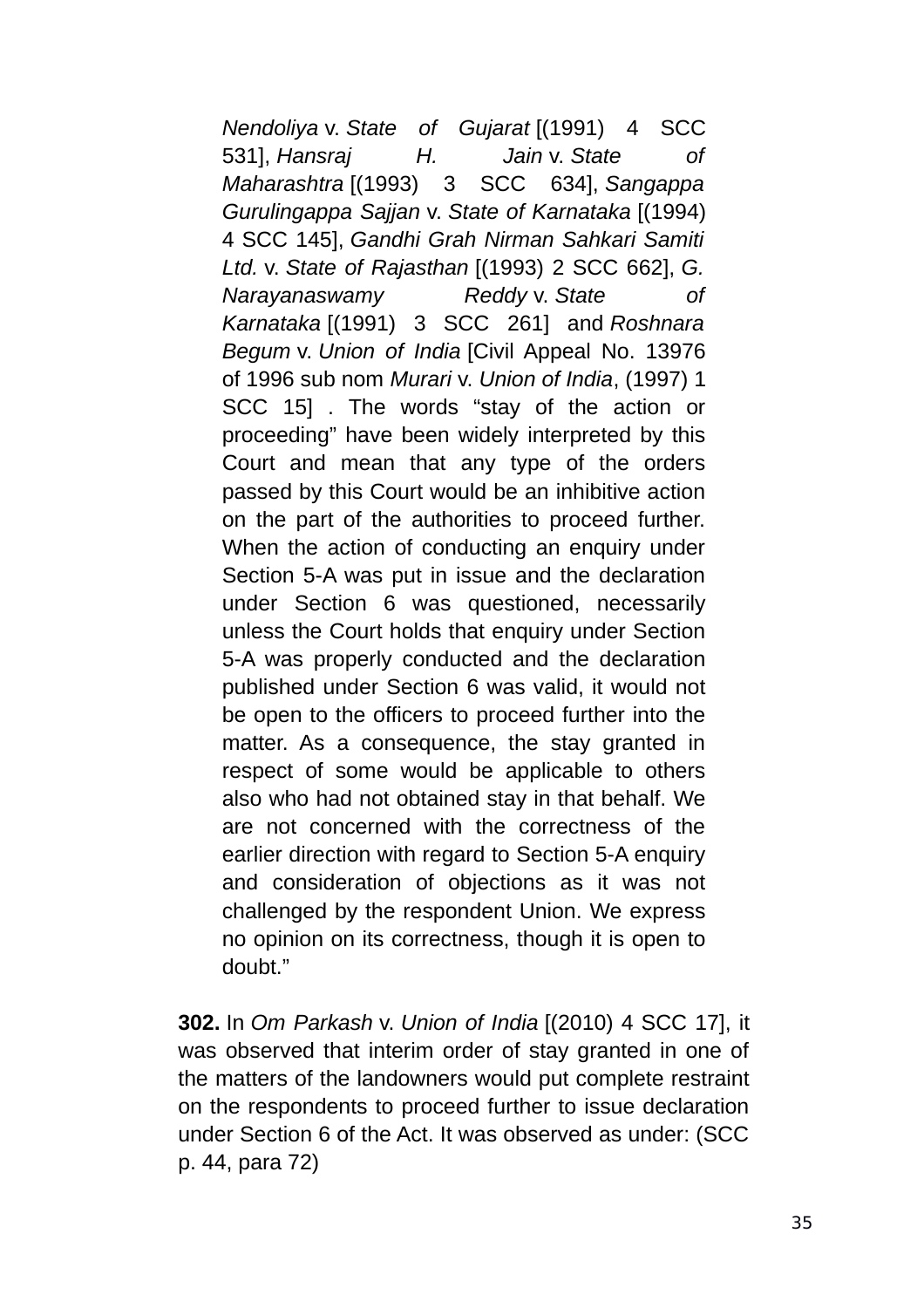> *Nendoliya* v. *State of Gujarat* [(1991) 4 SCC 531], *Hansraj H. Jain* v. *State of Maharashtra* [(1993) 3 SCC 634], *Sangappa Gurulingappa Sajjan* v. *State of Karnataka* [(1994) 4 SCC 145], *Gandhi Grah Nirman Sahkari Samiti Ltd.* v. *State of Rajasthan* [(1993) 2 SCC 662], *G. Narayanaswamy Reddy* v. *State of Karnataka* [(1991) 3 SCC 261] and *Roshnara Begum* v. *Union of India* [Civil Appeal No. 13976 of 1996 sub nom *Murari* v. *Union of India*, (1997) 1 SCC 15] . The words "stay of the action or proceeding" have been widely interpreted by this Court and mean that any type of the orders passed by this Court would be an inhibitive action on the part of the authorities to proceed further. When the action of conducting an enquiry under Section 5-A was put in issue and the declaration under Section 6 was questioned, necessarily unless the Court holds that enquiry under Section 5-A was properly conducted and the declaration published under Section 6 was valid, it would not be open to the officers to proceed further into the matter. As a consequence, the stay granted in respect of some would be applicable to others also who had not obtained stay in that behalf. We are not concerned with the correctness of the earlier direction with regard to Section 5-A enquiry and consideration of objections as it was not challenged by the respondent Union. We express no opinion on its correctness, though it is open to doubt."

**302.** In *Om Parkash* v. *Union of India* [(2010) 4 SCC 17], it was observed that interim order of stay granted in one of the matters of the landowners would put complete restraint on the respondents to proceed further to issue declaration under Section 6 of the Act. It was observed as under: (SCC p. 44, para 72)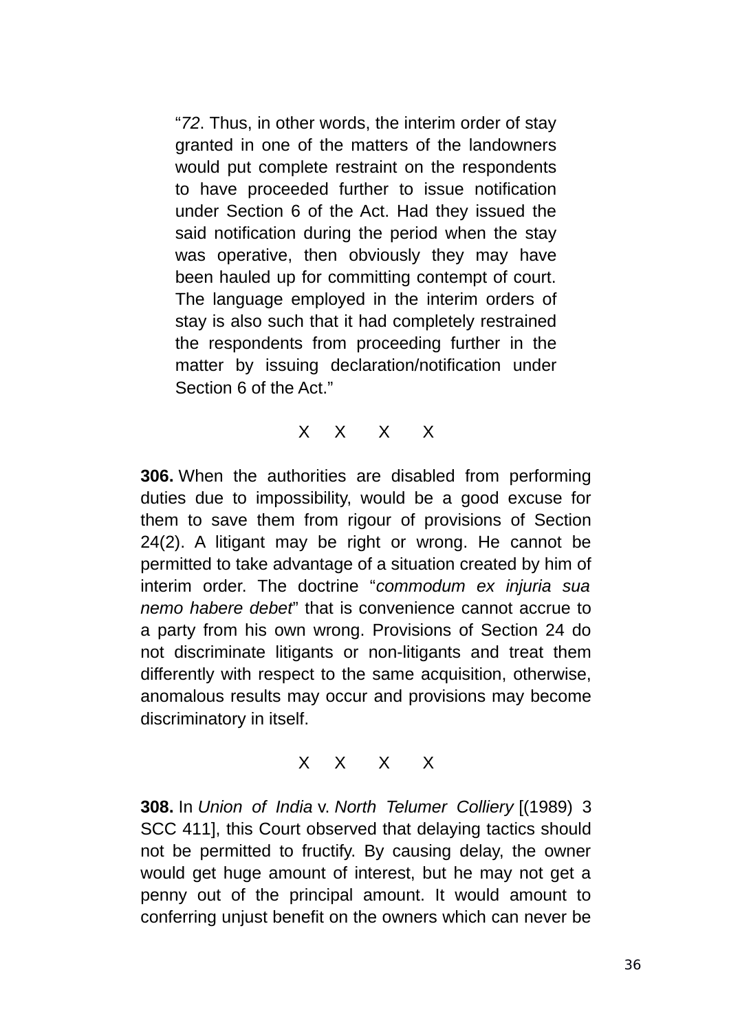> "*72*. Thus, in other words, the interim order of stay granted in one of the matters of the landowners would put complete restraint on the respondents to have proceeded further to issue notification under Section 6 of the Act. Had they issued the said notification during the period when the stay was operative, then obviously they may have been hauled up for committing contempt of court. The language employed in the interim orders of stay is also such that it had completely restrained the respondents from proceeding further in the matter by issuing declaration/notification under Section 6 of the Act."

X X X X

**306.** When the authorities are disabled from performing duties due to impossibility, would be a good excuse for them to save them from rigour of provisions of Section 24(2). A litigant may be right or wrong. He cannot be permitted to take advantage of a situation created by him of interim order. The doctrine "*commodum ex injuria sua nemo habere debet*" that is convenience cannot accrue to a party from his own wrong. Provisions of Section 24 do not discriminate litigants or non-litigants and treat them differently with respect to the same acquisition, otherwise, anomalous results may occur and provisions may become discriminatory in itself.

X X X X

**308.** In *Union of India* v. *North Telumer Colliery* [(1989) 3 SCC 411], this Court observed that delaying tactics should not be permitted to fructify. By causing delay, the owner would get huge amount of interest, but he may not get a penny out of the principal amount. It would amount to conferring unjust benefit on the owners which can never be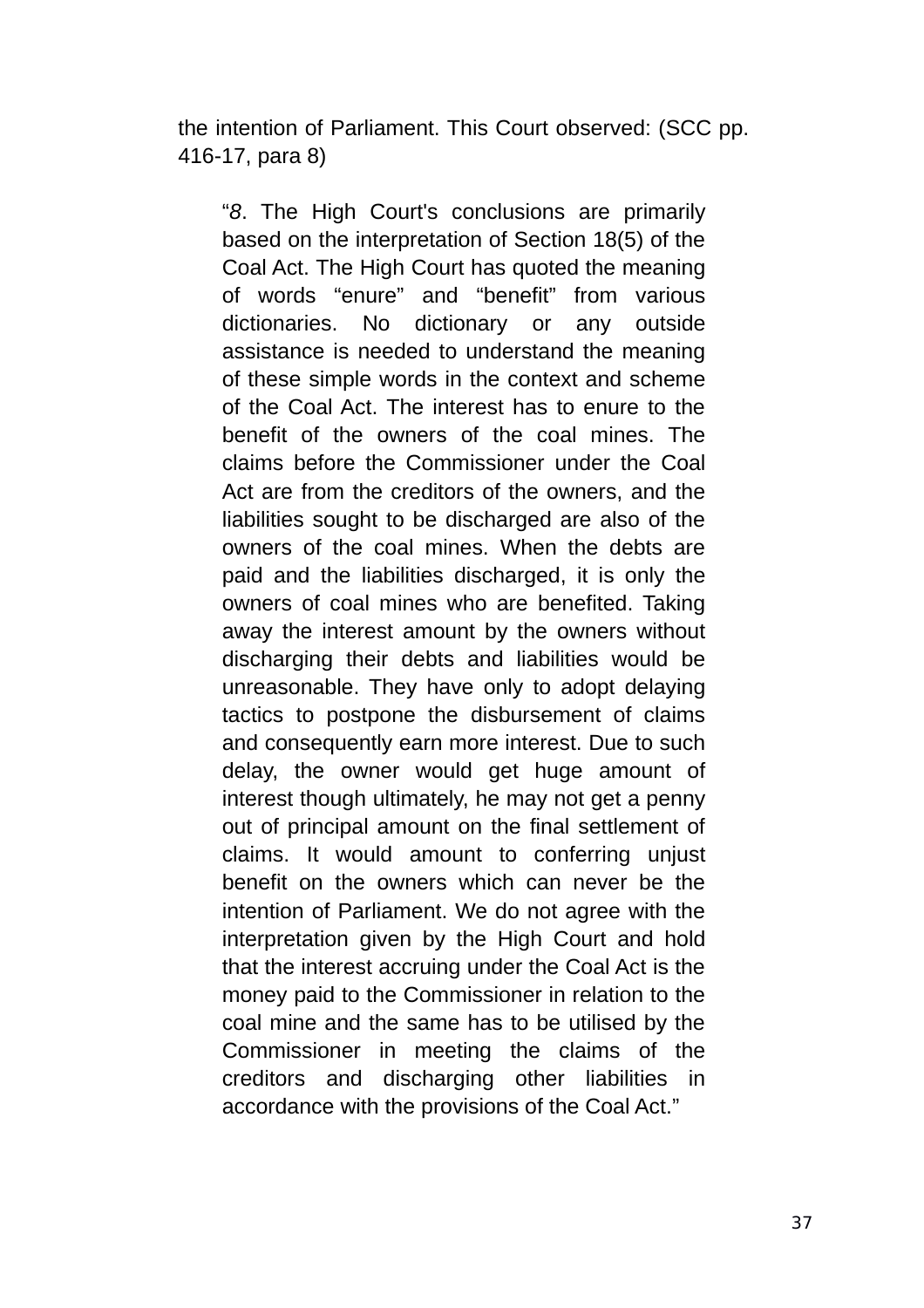the intention of Parliament. This Court observed: (SCC pp. 416-17, para 8)

> "*8*. The High Court's conclusions are primarily based on the interpretation of Section 18(5) of the Coal Act. The High Court has quoted the meaning of words "enure" and "benefit" from various dictionaries. No dictionary or any outside assistance is needed to understand the meaning of these simple words in the context and scheme of the Coal Act. The interest has to enure to the benefit of the owners of the coal mines. The claims before the Commissioner under the Coal Act are from the creditors of the owners, and the liabilities sought to be discharged are also of the owners of the coal mines. When the debts are paid and the liabilities discharged, it is only the owners of coal mines who are benefited. Taking away the interest amount by the owners without discharging their debts and liabilities would be unreasonable. They have only to adopt delaying tactics to postpone the disbursement of claims and consequently earn more interest. Due to such delay, the owner would get huge amount of interest though ultimately, he may not get a penny out of principal amount on the final settlement of claims. It would amount to conferring unjust benefit on the owners which can never be the intention of Parliament. We do not agree with the interpretation given by the High Court and hold that the interest accruing under the Coal Act is the money paid to the Commissioner in relation to the coal mine and the same has to be utilised by the Commissioner in meeting the claims of the creditors and discharging other liabilities in accordance with the provisions of the Coal Act."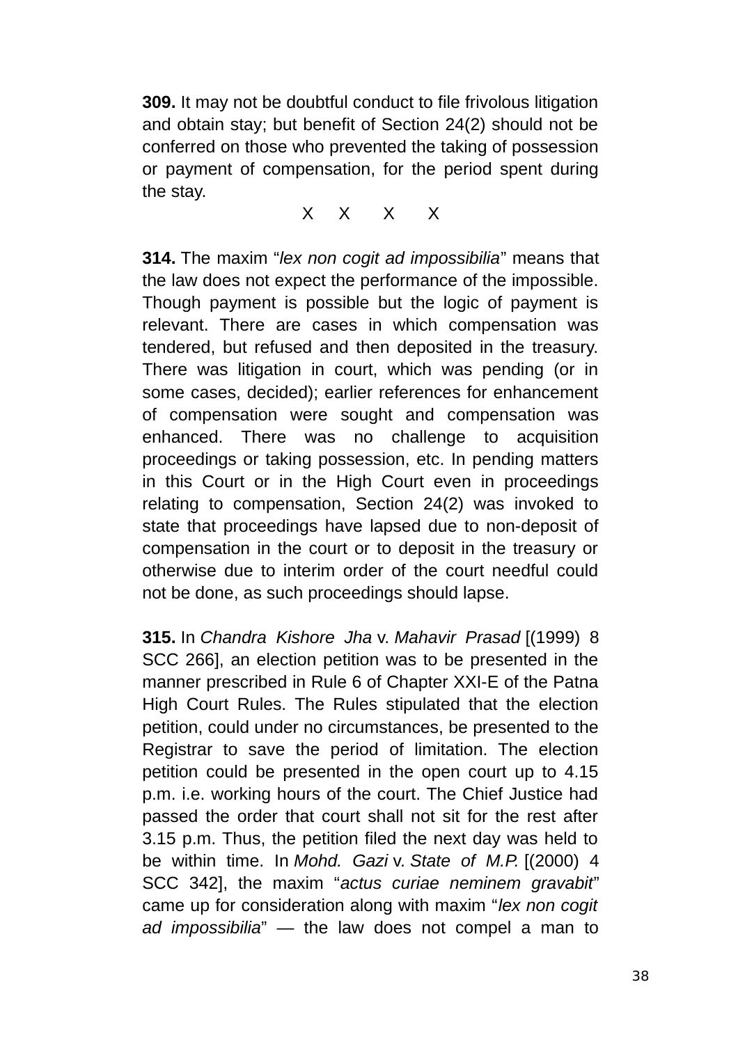**309.** It may not be doubtful conduct to file frivolous litigation and obtain stay; but benefit of Section 24(2) should not be conferred on those who prevented the taking of possession or payment of compensation, for the period spent during the stay.

X X X X

**314.** The maxim "*lex non cogit ad impossibilia*" means that the law does not expect the performance of the impossible. Though payment is possible but the logic of payment is relevant. There are cases in which compensation was tendered, but refused and then deposited in the treasury. There was litigation in court, which was pending (or in some cases, decided); earlier references for enhancement of compensation were sought and compensation was enhanced. There was no challenge to acquisition proceedings or taking possession, etc. In pending matters in this Court or in the High Court even in proceedings relating to compensation, Section 24(2) was invoked to state that proceedings have lapsed due to non-deposit of compensation in the court or to deposit in the treasury or otherwise due to interim order of the court needful could not be done, as such proceedings should lapse.

**315.** In *Chandra Kishore Jha* v. *Mahavir Prasad* [(1999) 8 SCC 266], an election petition was to be presented in the manner prescribed in Rule 6 of Chapter XXI-E of the Patna High Court Rules. The Rules stipulated that the election petition, could under no circumstances, be presented to the Registrar to save the period of limitation. The election petition could be presented in the open court up to 4.15 p.m. i.e. working hours of the court. The Chief Justice had passed the order that court shall not sit for the rest after 3.15 p.m. Thus, the petition filed the next day was held to be within time. In *Mohd. Gazi* v. *State of M.P.* [(2000) 4 SCC 342], the maxim "*actus curiae neminem gravabit*" came up for consideration along with maxim "*lex non cogit ad impossibilia*" — the law does not compel a man to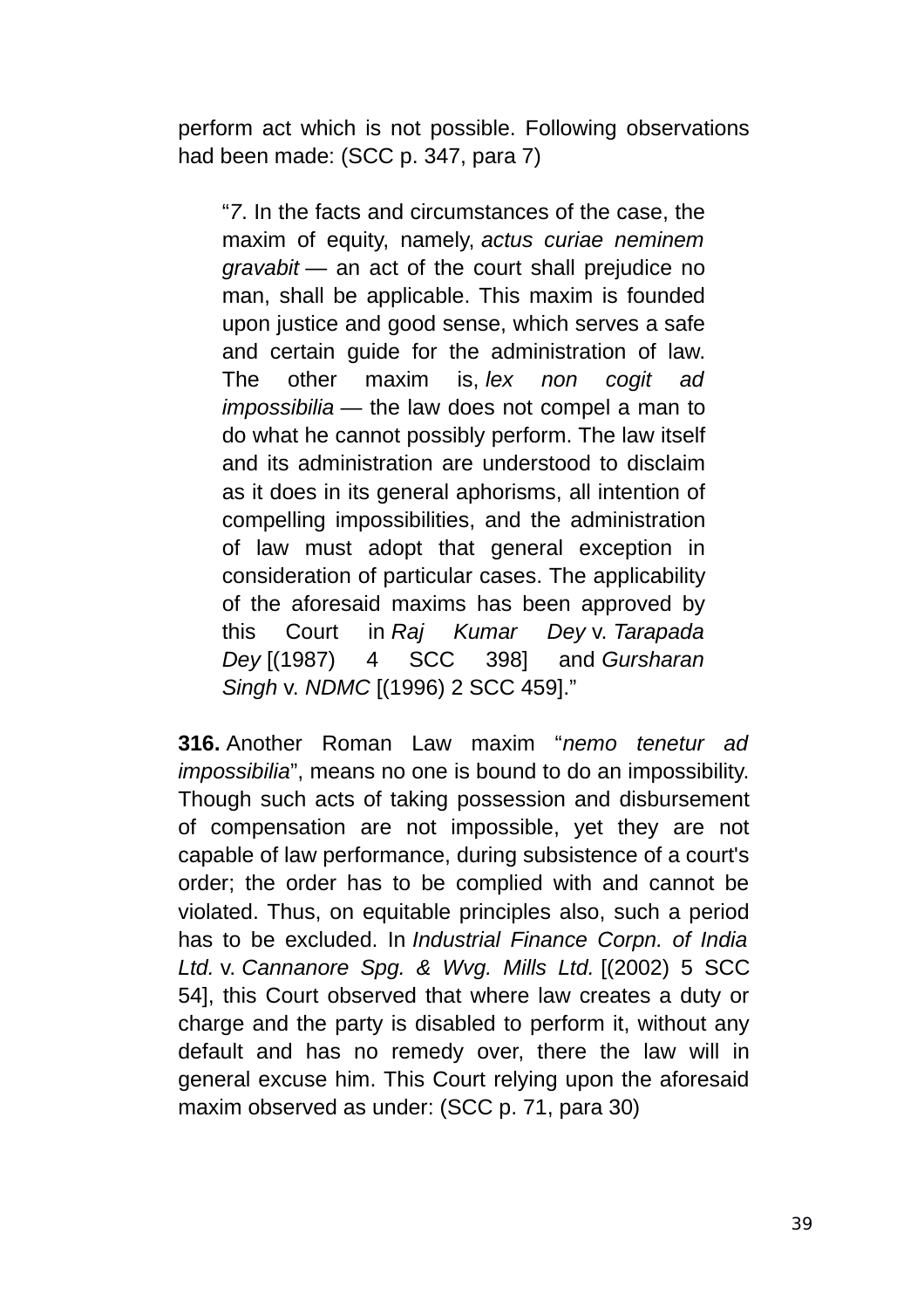perform act which is not possible. Following observations had been made: (SCC p. 347, para 7)

> "*7*. In the facts and circumstances of the case, the maxim of equity, namely, *actus curiae neminem gravabit* — an act of the court shall prejudice no man, shall be applicable. This maxim is founded upon justice and good sense, which serves a safe and certain guide for the administration of law. The other maxim is, *lex non cogit ad impossibilia* — the law does not compel a man to do what he cannot possibly perform. The law itself and its administration are understood to disclaim as it does in its general aphorisms, all intention of compelling impossibilities, and the administration of law must adopt that general exception in consideration of particular cases. The applicability of the aforesaid maxims has been approved by this Court in *Raj Kumar Dey* v. *Tarapada Dey* [(1987) 4 SCC 398] and *Gursharan Singh* v. *NDMC* [(1996) 2 SCC 459]."

**316.** Another Roman Law maxim "*nemo tenetur ad impossibilia*", means no one is bound to do an impossibility. Though such acts of taking possession and disbursement of compensation are not impossible, yet they are not capable of law performance, during subsistence of a court's order; the order has to be complied with and cannot be violated. Thus, on equitable principles also, such a period has to be excluded. In *Industrial Finance Corpn. of India Ltd.* v. *Cannanore Spg. & Wvg. Mills Ltd.* [(2002) 5 SCC 54], this Court observed that where law creates a duty or charge and the party is disabled to perform it, without any default and has no remedy over, there the law will in general excuse him. This Court relying upon the aforesaid maxim observed as under: (SCC p. 71, para 30)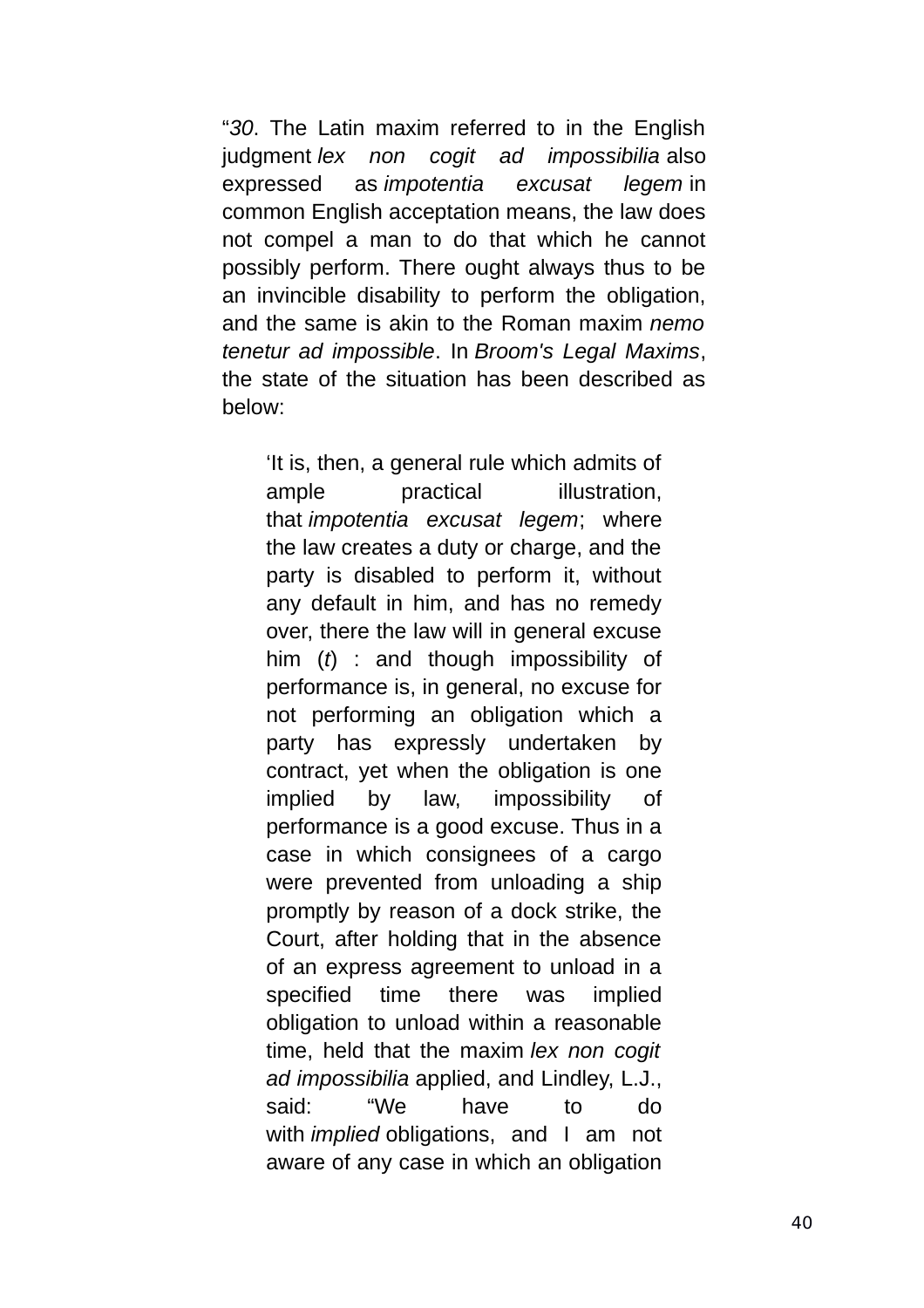"*30*. The Latin maxim referred to in the English judgment *lex non cogit ad impossibilia* also expressed as *impotentia excusat legem* in common English acceptation means, the law does not compel a man to do that which he cannot possibly perform. There ought always thus to be an invincible disability to perform the obligation, and the same is akin to the Roman maxim *nemo tenetur ad impossible*. In *Broom's Legal Maxims*, the state of the situation has been described as below:

> 'It is, then, a general rule which admits of ample practical illustration, that *impotentia excusat legem*; where the law creates a duty or charge, and the party is disabled to perform it, without any default in him, and has no remedy over, there the law will in general excuse him (*t*) : and though impossibility of performance is, in general, no excuse for not performing an obligation which a party has expressly undertaken by contract, yet when the obligation is one implied by law, impossibility of performance is a good excuse. Thus in a case in which consignees of a cargo were prevented from unloading a ship promptly by reason of a dock strike, the Court, after holding that in the absence of an express agreement to unload in a specified time there was implied obligation to unload within a reasonable time, held that the maxim *lex non cogit ad impossibilia* applied, and Lindley, L.J., said: "We have to do with *implied* obligations, and I am not aware of any case in which an obligation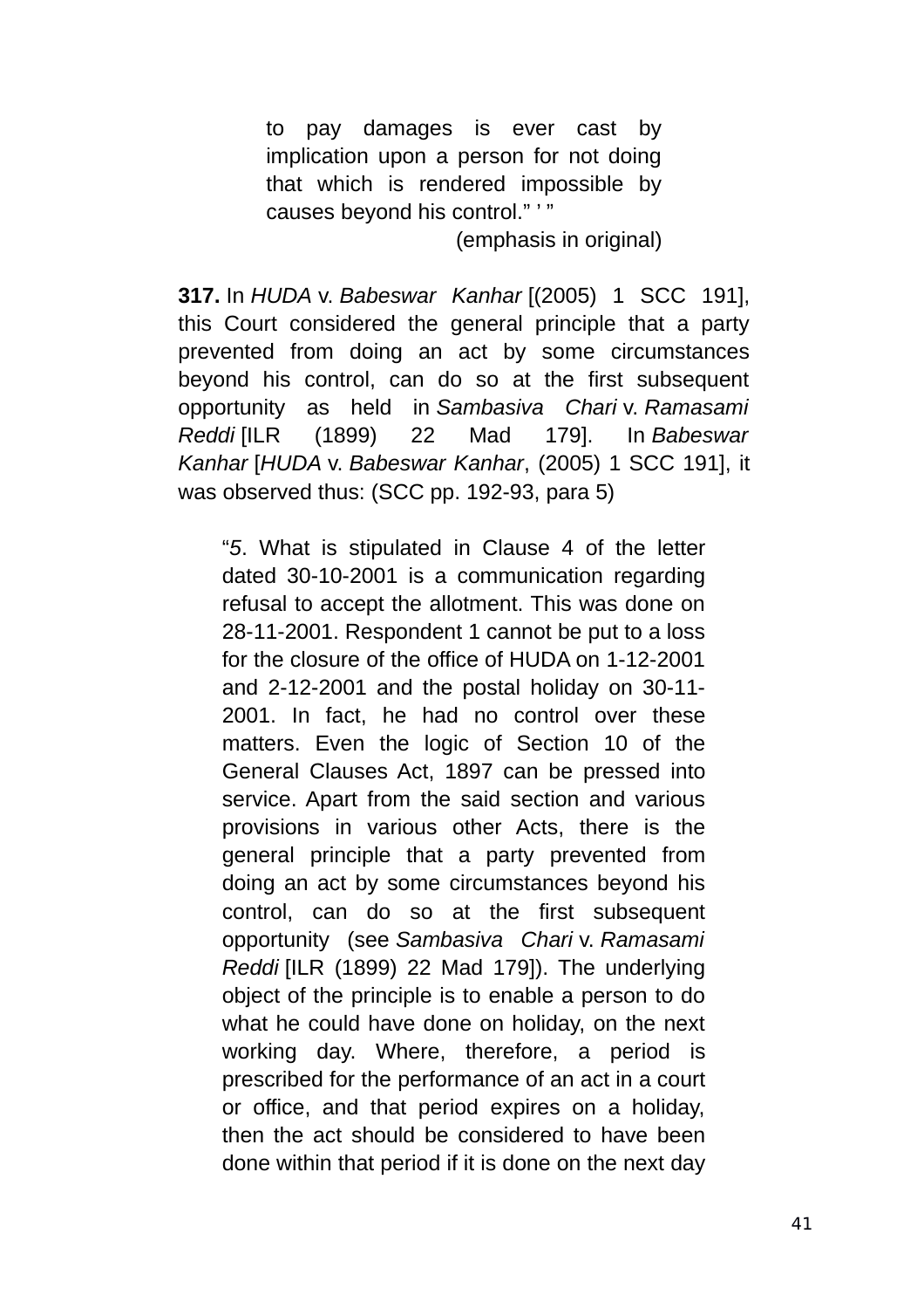> to pay damages is ever cast by implication upon a person for not doing that which is rendered impossible by causes beyond his control." ' "
>
> (emphasis in original)

**317.** In *HUDA* v. *Babeswar Kanhar* [(2005) 1 SCC 191], this Court considered the general principle that a party prevented from doing an act by some circumstances beyond his control, can do so at the first subsequent opportunity as held in *Sambasiva Chari* v. *Ramasami Reddi* [ILR (1899) 22 Mad 179]. In *Babeswar Kanhar* [*HUDA* v. *Babeswar Kanhar*, (2005) 1 SCC 191], it was observed thus: (SCC pp. 192-93, para 5)

> "*5*. What is stipulated in Clause 4 of the letter dated 30-10-2001 is a communication regarding refusal to accept the allotment. This was done on 28-11-2001. Respondent 1 cannot be put to a loss for the closure of the office of HUDA on 1-12-2001 and 2-12-2001 and the postal holiday on 30-11-2001. In fact, he had no control over these matters. Even the logic of Section 10 of the General Clauses Act, 1897 can be pressed into service. Apart from the said section and various provisions in various other Acts, there is the general principle that a party prevented from doing an act by some circumstances beyond his control, can do so at the first subsequent opportunity (see *Sambasiva Chari* v. *Ramasami Reddi* [ILR (1899) 22 Mad 179]). The underlying object of the principle is to enable a person to do what he could have done on holiday, on the next working day. Where, therefore, a period is prescribed for the performance of an act in a court or office, and that period expires on a holiday, then the act should be considered to have been done within that period if it is done on the next day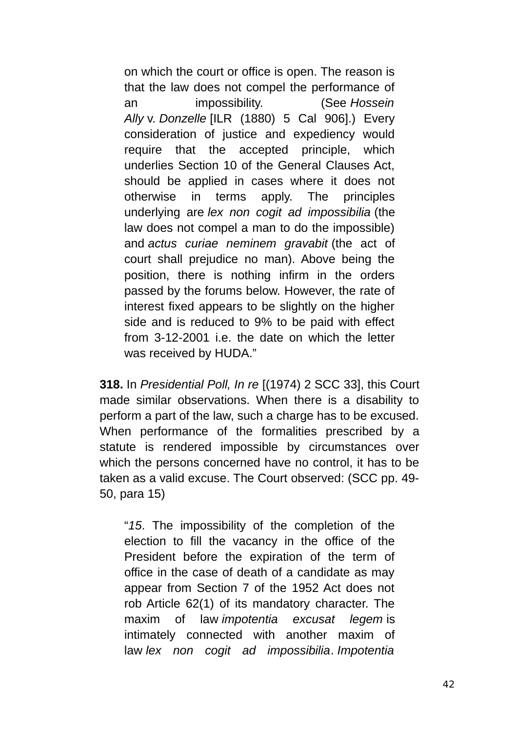> on which the court or office is open. The reason is that the law does not compel the performance of an impossibility. (See *Hossein Ally* v. *Donzelle* [ILR (1880) 5 Cal 906].) Every consideration of justice and expediency would require that the accepted principle, which underlies Section 10 of the General Clauses Act, should be applied in cases where it does not otherwise in terms apply. The principles underlying are *lex non cogit ad impossibilia* (the law does not compel a man to do the impossible) and *actus curiae neminem gravabit* (the act of court shall prejudice no man). Above being the position, there is nothing infirm in the orders passed by the forums below. However, the rate of interest fixed appears to be slightly on the higher side and is reduced to 9% to be paid with effect from 3-12-2001 i.e. the date on which the letter was received by HUDA."

**318.** In *Presidential Poll, In re* [(1974) 2 SCC 33], this Court made similar observations. When there is a disability to perform a part of the law, such a charge has to be excused. When performance of the formalities prescribed by a statute is rendered impossible by circumstances over which the persons concerned have no control, it has to be taken as a valid excuse. The Court observed: (SCC pp. 49-50, para 15)

> "*15*. The impossibility of the completion of the election to fill the vacancy in the office of the President before the expiration of the term of office in the case of death of a candidate as may appear from Section 7 of the 1952 Act does not rob Article 62(1) of its mandatory character. The maxim of law *impotentia excusat legem* is intimately connected with another maxim of law *lex non cogit ad impossibilia*. *Impotentia*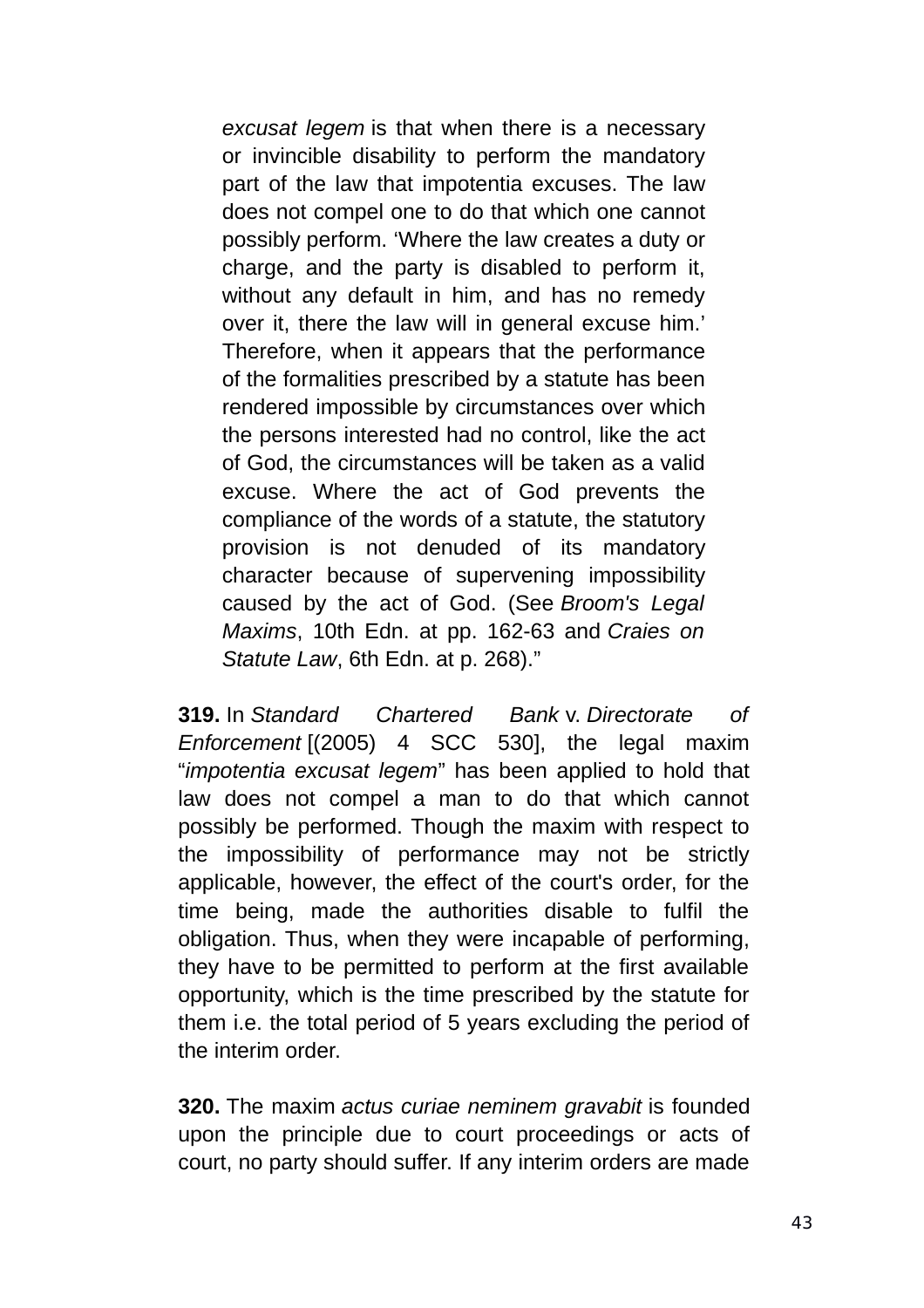> *excusat legem* is that when there is a necessary or invincible disability to perform the mandatory part of the law that impotentia excuses. The law does not compel one to do that which one cannot possibly perform. 'Where the law creates a duty or charge, and the party is disabled to perform it, without any default in him, and has no remedy over it, there the law will in general excuse him.' Therefore, when it appears that the performance of the formalities prescribed by a statute has been rendered impossible by circumstances over which the persons interested had no control, like the act of God, the circumstances will be taken as a valid excuse. Where the act of God prevents the compliance of the words of a statute, the statutory provision is not denuded of its mandatory character because of supervening impossibility caused by the act of God. (See *Broom's Legal Maxims*, 10th Edn. at pp. 162-63 and *Craies on Statute Law*, 6th Edn. at p. 268)."

**319.** In *Standard Chartered Bank* v. *Directorate of Enforcement* [(2005) 4 SCC 530], the legal maxim "*impotentia excusat legem*" has been applied to hold that law does not compel a man to do that which cannot possibly be performed. Though the maxim with respect to the impossibility of performance may not be strictly applicable, however, the effect of the court's order, for the time being, made the authorities disable to fulfil the obligation. Thus, when they were incapable of performing, they have to be permitted to perform at the first available opportunity, which is the time prescribed by the statute for them i.e. the total period of 5 years excluding the period of the interim order.

**320.** The maxim *actus curiae neminem gravabit* is founded upon the principle due to court proceedings or acts of court, no party should suffer. If any interim orders are made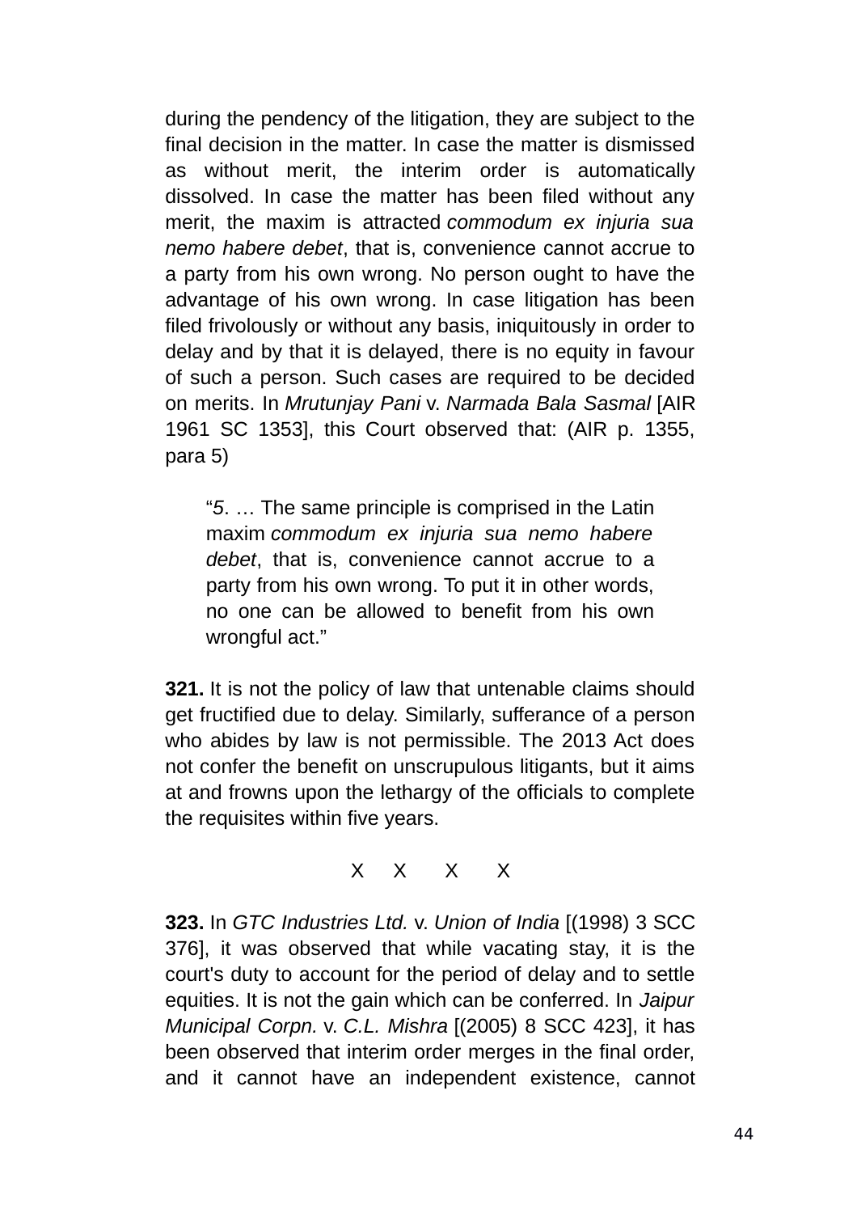during the pendency of the litigation, they are subject to the final decision in the matter. In case the matter is dismissed as without merit, the interim order is automatically dissolved. In case the matter has been filed without any merit, the maxim is attracted *commodum ex injuria sua nemo habere debet*, that is, convenience cannot accrue to a party from his own wrong. No person ought to have the advantage of his own wrong. In case litigation has been filed frivolously or without any basis, iniquitously in order to delay and by that it is delayed, there is no equity in favour of such a person. Such cases are required to be decided on merits. In *Mrutunjay Pani* v. *Narmada Bala Sasmal* [AIR 1961 SC 1353], this Court observed that: (AIR p. 1355, para 5)

> "*5*. … The same principle is comprised in the Latin maxim *commodum ex injuria sua nemo habere debet*, that is, convenience cannot accrue to a party from his own wrong. To put it in other words, no one can be allowed to benefit from his own wrongful act."

**321.** It is not the policy of law that untenable claims should get fructified due to delay. Similarly, sufferance of a person who abides by law is not permissible. The 2013 Act does not confer the benefit on unscrupulous litigants, but it aims at and frowns upon the lethargy of the officials to complete the requisites within five years.

X X X X

**323.** In *GTC Industries Ltd.* v. *Union of India* [(1998) 3 SCC 376], it was observed that while vacating stay, it is the court's duty to account for the period of delay and to settle equities. It is not the gain which can be conferred. In *Jaipur Municipal Corpn.* v. *C.L. Mishra* [(2005) 8 SCC 423], it has been observed that interim order merges in the final order, and it cannot have an independent existence, cannot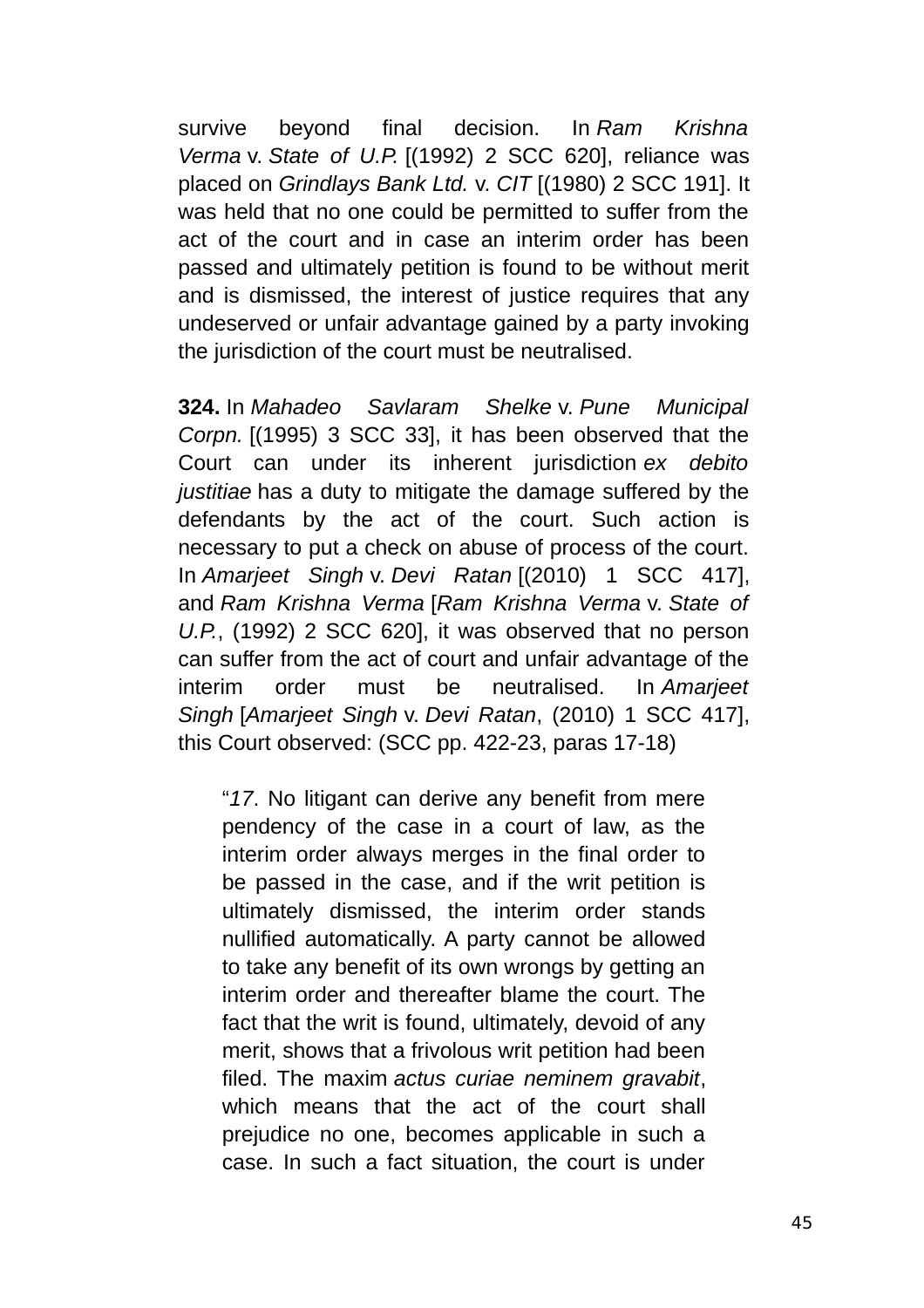survive beyond final decision. In *Ram Krishna Verma* v. *State of U.P.* [(1992) 2 SCC 620], reliance was placed on *Grindlays Bank Ltd.* v. *CIT* [(1980) 2 SCC 191]. It was held that no one could be permitted to suffer from the act of the court and in case an interim order has been passed and ultimately petition is found to be without merit and is dismissed, the interest of justice requires that any undeserved or unfair advantage gained by a party invoking the jurisdiction of the court must be neutralised.

**324.** In *Mahadeo Savlaram Shelke* v. *Pune Municipal Corpn.* [(1995) 3 SCC 33], it has been observed that the Court can under its inherent jurisdiction *ex debito justitiae* has a duty to mitigate the damage suffered by the defendants by the act of the court. Such action is necessary to put a check on abuse of process of the court. In *Amarjeet Singh* v. *Devi Ratan* [(2010) 1 SCC 417], and *Ram Krishna Verma* [*Ram Krishna Verma* v. *State of U.P.*, (1992) 2 SCC 620], it was observed that no person can suffer from the act of court and unfair advantage of the interim order must be neutralised. In *Amarjeet Singh* [*Amarjeet Singh* v. *Devi Ratan*, (2010) 1 SCC 417], this Court observed: (SCC pp. 422-23, paras 17-18)

> "*17*. No litigant can derive any benefit from mere pendency of the case in a court of law, as the interim order always merges in the final order to be passed in the case, and if the writ petition is ultimately dismissed, the interim order stands nullified automatically. A party cannot be allowed to take any benefit of its own wrongs by getting an interim order and thereafter blame the court. The fact that the writ is found, ultimately, devoid of any merit, shows that a frivolous writ petition had been filed. The maxim *actus curiae neminem gravabit*, which means that the act of the court shall prejudice no one, becomes applicable in such a case. In such a fact situation, the court is under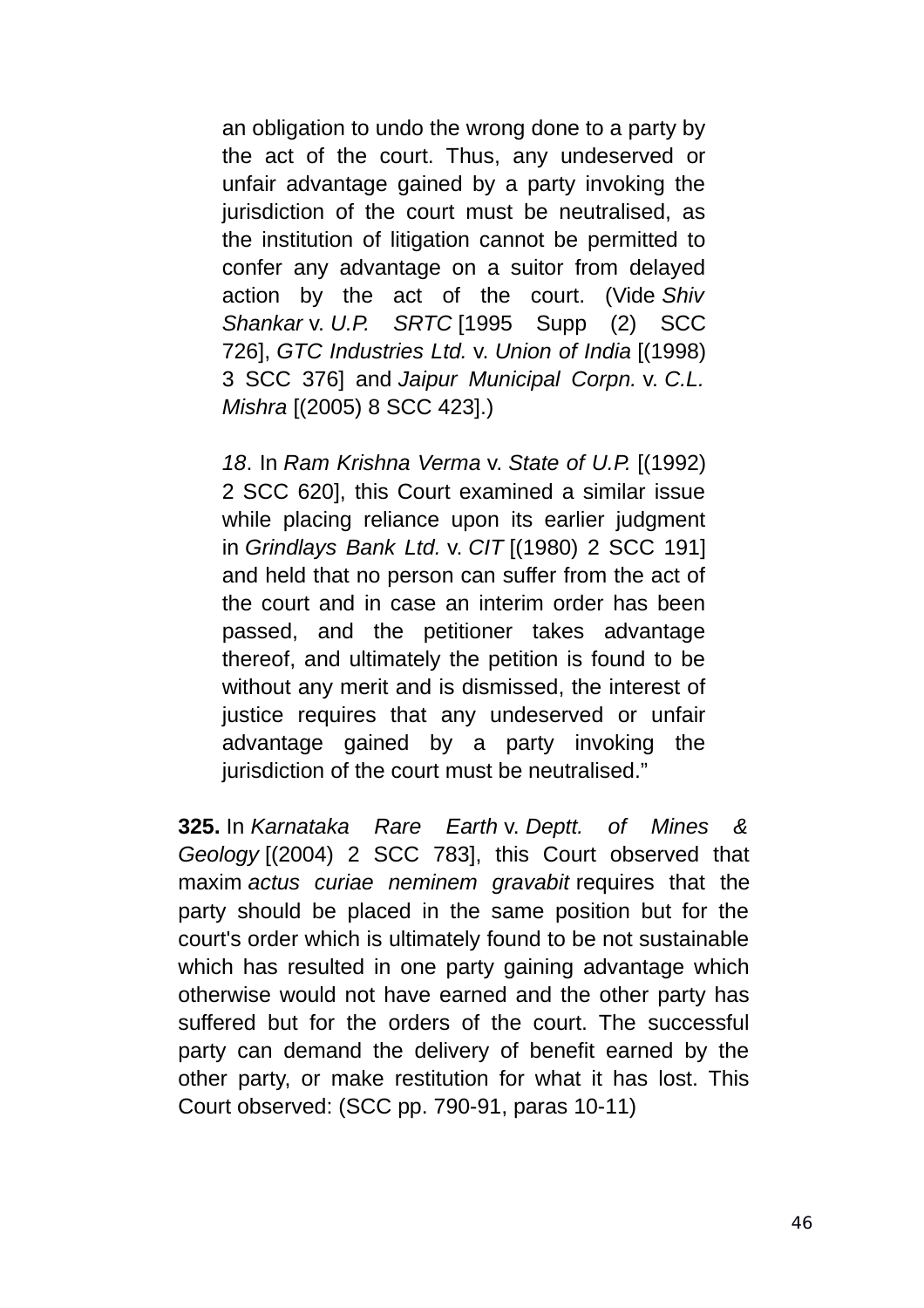> an obligation to undo the wrong done to a party by the act of the court. Thus, any undeserved or unfair advantage gained by a party invoking the jurisdiction of the court must be neutralised, as the institution of litigation cannot be permitted to confer any advantage on a suitor from delayed action by the act of the court. (Vide *Shiv Shankar* v. *U.P. SRTC* [1995 Supp (2) SCC 726], *GTC Industries Ltd.* v. *Union of India* [(1998) 3 SCC 376] and *Jaipur Municipal Corpn.* v. *C.L. Mishra* [(2005) 8 SCC 423].)
>
> *18*. In *Ram Krishna Verma* v. *State of U.P.* [(1992) 2 SCC 620], this Court examined a similar issue while placing reliance upon its earlier judgment in *Grindlays Bank Ltd.* v. *CIT* [(1980) 2 SCC 191] and held that no person can suffer from the act of the court and in case an interim order has been passed, and the petitioner takes advantage thereof, and ultimately the petition is found to be without any merit and is dismissed, the interest of justice requires that any undeserved or unfair advantage gained by a party invoking the jurisdiction of the court must be neutralised."

**325.** In *Karnataka Rare Earth* v. *Deptt. of Mines & Geology* [(2004) 2 SCC 783], this Court observed that maxim *actus curiae neminem gravabit* requires that the party should be placed in the same position but for the court's order which is ultimately found to be not sustainable which has resulted in one party gaining advantage which otherwise would not have earned and the other party has suffered but for the orders of the court. The successful party can demand the delivery of benefit earned by the other party, or make restitution for what it has lost. This Court observed: (SCC pp. 790-91, paras 10-11)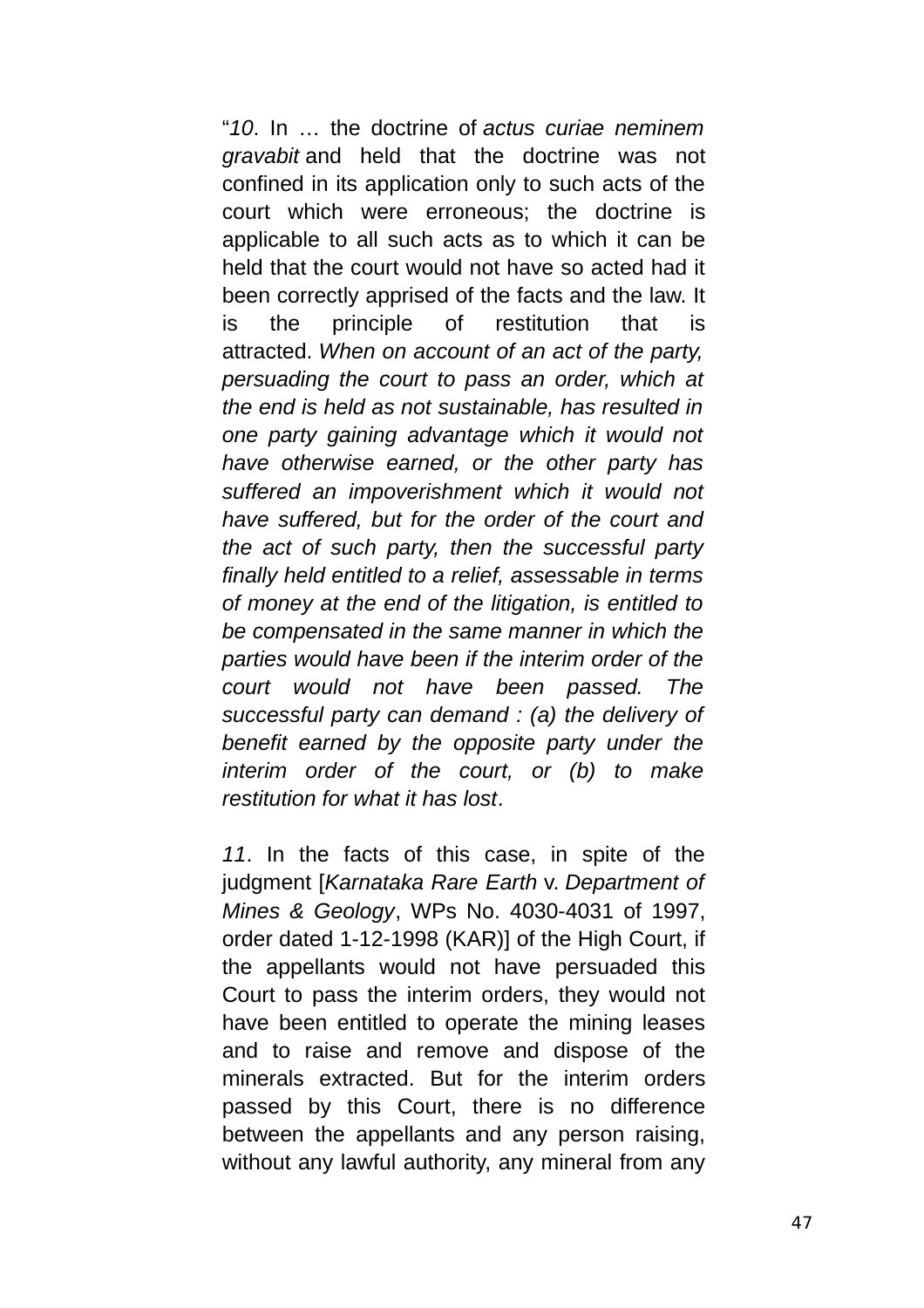"*10*. In … the doctrine of *actus curiae neminem gravabit* and held that the doctrine was not confined in its application only to such acts of the court which were erroneous; the doctrine is applicable to all such acts as to which it can be held that the court would not have so acted had it been correctly apprised of the facts and the law. It is the principle of restitution that is attracted. *When on account of an act of the party, persuading the court to pass an order, which at the end is held as not sustainable, has resulted in one party gaining advantage which it would not have otherwise earned, or the other party has suffered an impoverishment which it would not have suffered, but for the order of the court and the act of such party, then the successful party finally held entitled to a relief, assessable in terms of money at the end of the litigation, is entitled to be compensated in the same manner in which the parties would have been if the interim order of the court would not have been passed. The successful party can demand : (a) the delivery of benefit earned by the opposite party under the interim order of the court, or (b) to make restitution for what it has lost*.

*11*. In the facts of this case, in spite of the judgment [*Karnataka Rare Earth* v. *Department of Mines & Geology*, WPs No. 4030-4031 of 1997, order dated 1-12-1998 (KAR)] of the High Court, if the appellants would not have persuaded this Court to pass the interim orders, they would not have been entitled to operate the mining leases and to raise and remove and dispose of the minerals extracted. But for the interim orders passed by this Court, there is no difference between the appellants and any person raising, without any lawful authority, any mineral from any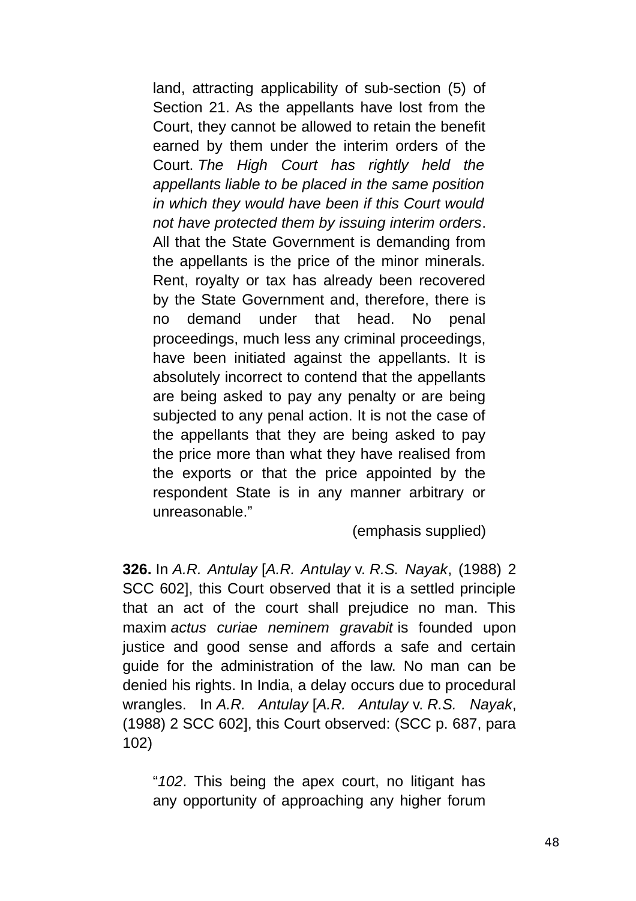> land, attracting applicability of sub-section (5) of Section 21. As the appellants have lost from the Court, they cannot be allowed to retain the benefit earned by them under the interim orders of the Court. *The High Court has rightly held the appellants liable to be placed in the same position in which they would have been if this Court would not have protected them by issuing interim orders*. All that the State Government is demanding from the appellants is the price of the minor minerals. Rent, royalty or tax has already been recovered by the State Government and, therefore, there is no demand under that head. No penal proceedings, much less any criminal proceedings, have been initiated against the appellants. It is absolutely incorrect to contend that the appellants are being asked to pay any penalty or are being subjected to any penal action. It is not the case of the appellants that they are being asked to pay the price more than what they have realised from the exports or that the price appointed by the respondent State is in any manner arbitrary or unreasonable."
>
> (emphasis supplied)

**326.** In *A.R. Antulay* [*A.R. Antulay* v. *R.S. Nayak*, (1988) 2 SCC 602], this Court observed that it is a settled principle that an act of the court shall prejudice no man. This maxim *actus curiae neminem gravabit* is founded upon justice and good sense and affords a safe and certain guide for the administration of the law. No man can be denied his rights. In India, a delay occurs due to procedural wrangles. In *A.R. Antulay* [*A.R. Antulay* v. *R.S. Nayak*, (1988) 2 SCC 602], this Court observed: (SCC p. 687, para 102)

> "*102*. This being the apex court, no litigant has any opportunity of approaching any higher forum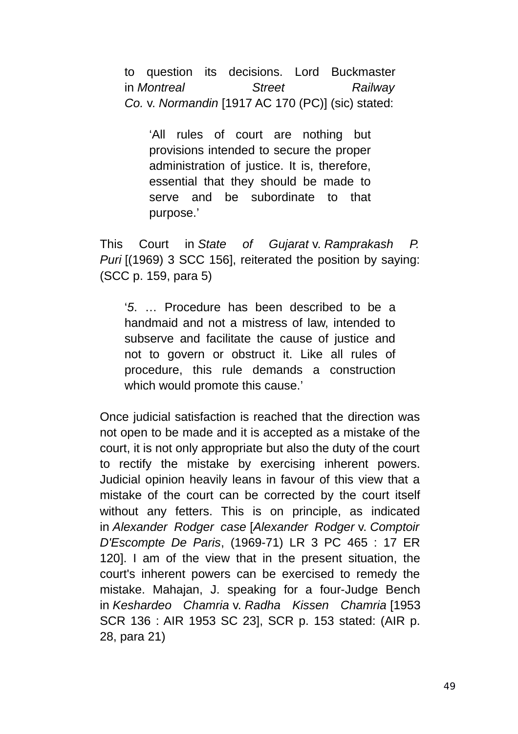to question its decisions. Lord Buckmaster in *Montreal Street Railway Co.* v. *Normandin* [1917 AC 170 (PC)] (sic) stated:

> 'All rules of court are nothing but provisions intended to secure the proper administration of justice. It is, therefore, essential that they should be made to serve and be subordinate to that purpose.'

This Court in *State of Gujarat* v. *Ramprakash P. Puri* [(1969) 3 SCC 156], reiterated the position by saying: (SCC p. 159, para 5)

> '*5*. … Procedure has been described to be a handmaid and not a mistress of law, intended to subserve and facilitate the cause of justice and not to govern or obstruct it. Like all rules of procedure, this rule demands a construction which would promote this cause.'

Once judicial satisfaction is reached that the direction was not open to be made and it is accepted as a mistake of the court, it is not only appropriate but also the duty of the court to rectify the mistake by exercising inherent powers. Judicial opinion heavily leans in favour of this view that a mistake of the court can be corrected by the court itself without any fetters. This is on principle, as indicated in *Alexander Rodger case* [*Alexander Rodger* v. *Comptoir D'Escompte De Paris*, (1969-71) LR 3 PC 465 : 17 ER 120]. I am of the view that in the present situation, the court's inherent powers can be exercised to remedy the mistake. Mahajan, J. speaking for a four-Judge Bench in *Keshardeo Chamria* v. *Radha Kissen Chamria* [1953 SCR 136 : AIR 1953 SC 23], SCR p. 153 stated: (AIR p. 28, para 21)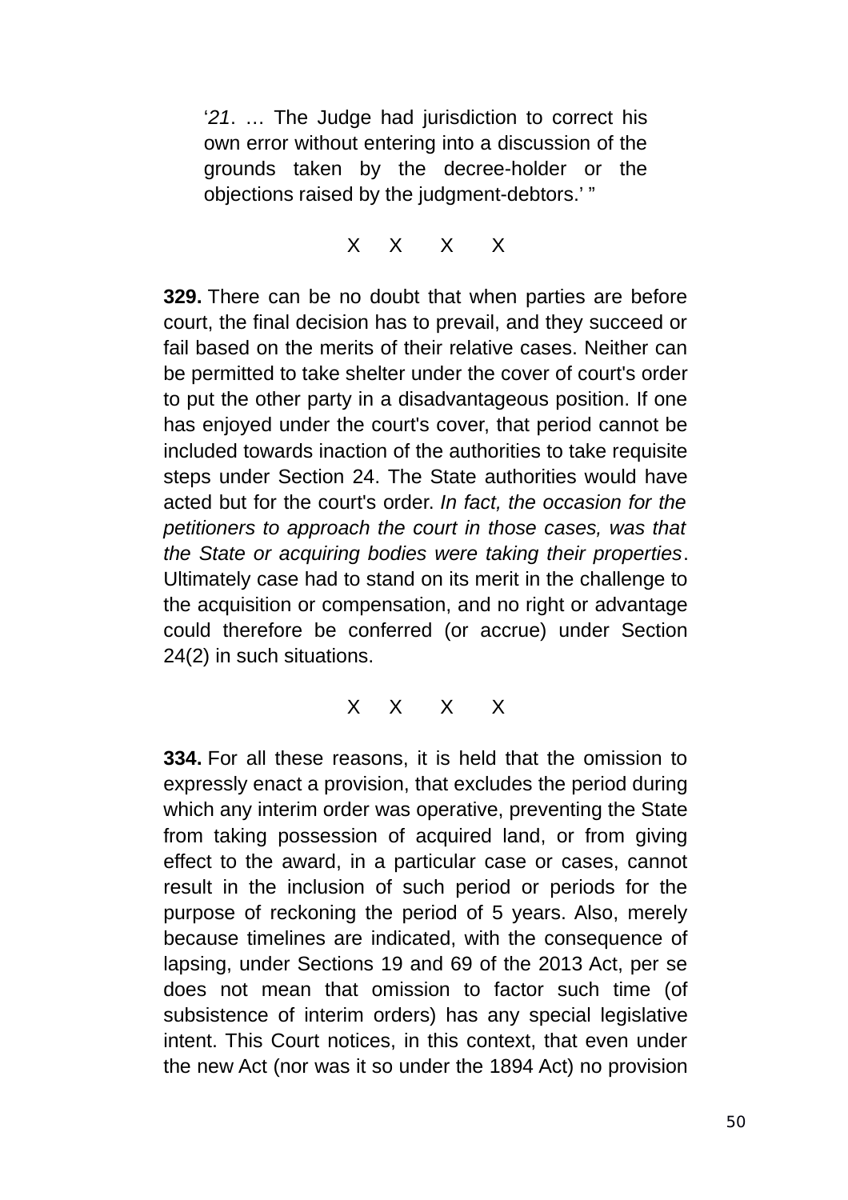> '*21*. … The Judge had jurisdiction to correct his own error without entering into a discussion of the grounds taken by the decree-holder or the objections raised by the judgment-debtors.' "

X X X X

**329.** There can be no doubt that when parties are before court, the final decision has to prevail, and they succeed or fail based on the merits of their relative cases. Neither can be permitted to take shelter under the cover of court's order to put the other party in a disadvantageous position. If one has enjoyed under the court's cover, that period cannot be included towards inaction of the authorities to take requisite steps under Section 24. The State authorities would have acted but for the court's order. *In fact, the occasion for the petitioners to approach the court in those cases, was that the State or acquiring bodies were taking their properties*. Ultimately case had to stand on its merit in the challenge to the acquisition or compensation, and no right or advantage could therefore be conferred (or accrue) under Section 24(2) in such situations.

X X X X

**334.** For all these reasons, it is held that the omission to expressly enact a provision, that excludes the period during which any interim order was operative, preventing the State from taking possession of acquired land, or from giving effect to the award, in a particular case or cases, cannot result in the inclusion of such period or periods for the purpose of reckoning the period of 5 years. Also, merely because timelines are indicated, with the consequence of lapsing, under Sections 19 and 69 of the 2013 Act, per se does not mean that omission to factor such time (of subsistence of interim orders) has any special legislative intent. This Court notices, in this context, that even under the new Act (nor was it so under the 1894 Act) no provision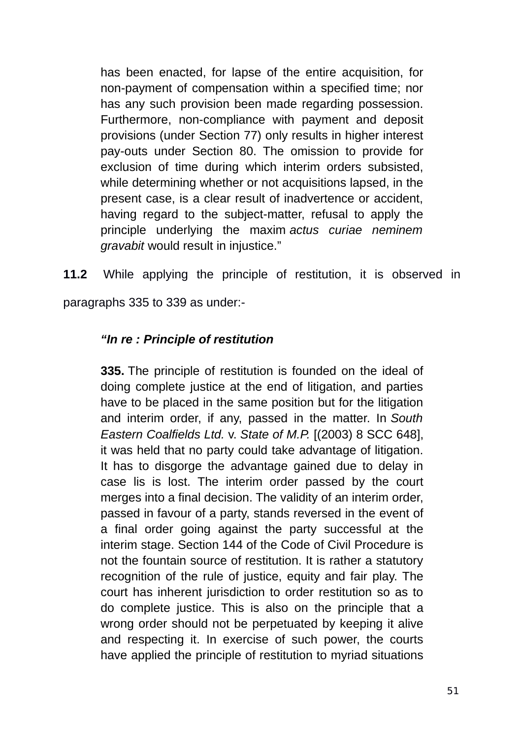> has been enacted, for lapse of the entire acquisition, for non-payment of compensation within a specified time; nor has any such provision been made regarding possession. Furthermore, non-compliance with payment and deposit provisions (under Section 77) only results in higher interest pay-outs under Section 80. The omission to provide for exclusion of time during which interim orders subsisted, while determining whether or not acquisitions lapsed, in the present case, is a clear result of inadvertence or accident, having regard to the subject-matter, refusal to apply the principle underlying the maxim *actus curiae neminem gravabit* would result in injustice."

**11.2** While applying the principle of restitution, it is observed in paragraphs 335 to 339 as under:-

> ***"In re : Principle of restitution***
>
> **335.** The principle of restitution is founded on the ideal of doing complete justice at the end of litigation, and parties have to be placed in the same position but for the litigation and interim order, if any, passed in the matter. In *South Eastern Coalfields Ltd.* v. *State of M.P.* [(2003) 8 SCC 648], it was held that no party could take advantage of litigation. It has to disgorge the advantage gained due to delay in case lis is lost. The interim order passed by the court merges into a final decision. The validity of an interim order, passed in favour of a party, stands reversed in the event of a final order going against the party successful at the interim stage. Section 144 of the Code of Civil Procedure is not the fountain source of restitution. It is rather a statutory recognition of the rule of justice, equity and fair play. The court has inherent jurisdiction to order restitution so as to do complete justice. This is also on the principle that a wrong order should not be perpetuated by keeping it alive and respecting it. In exercise of such power, the courts have applied the principle of restitution to myriad situations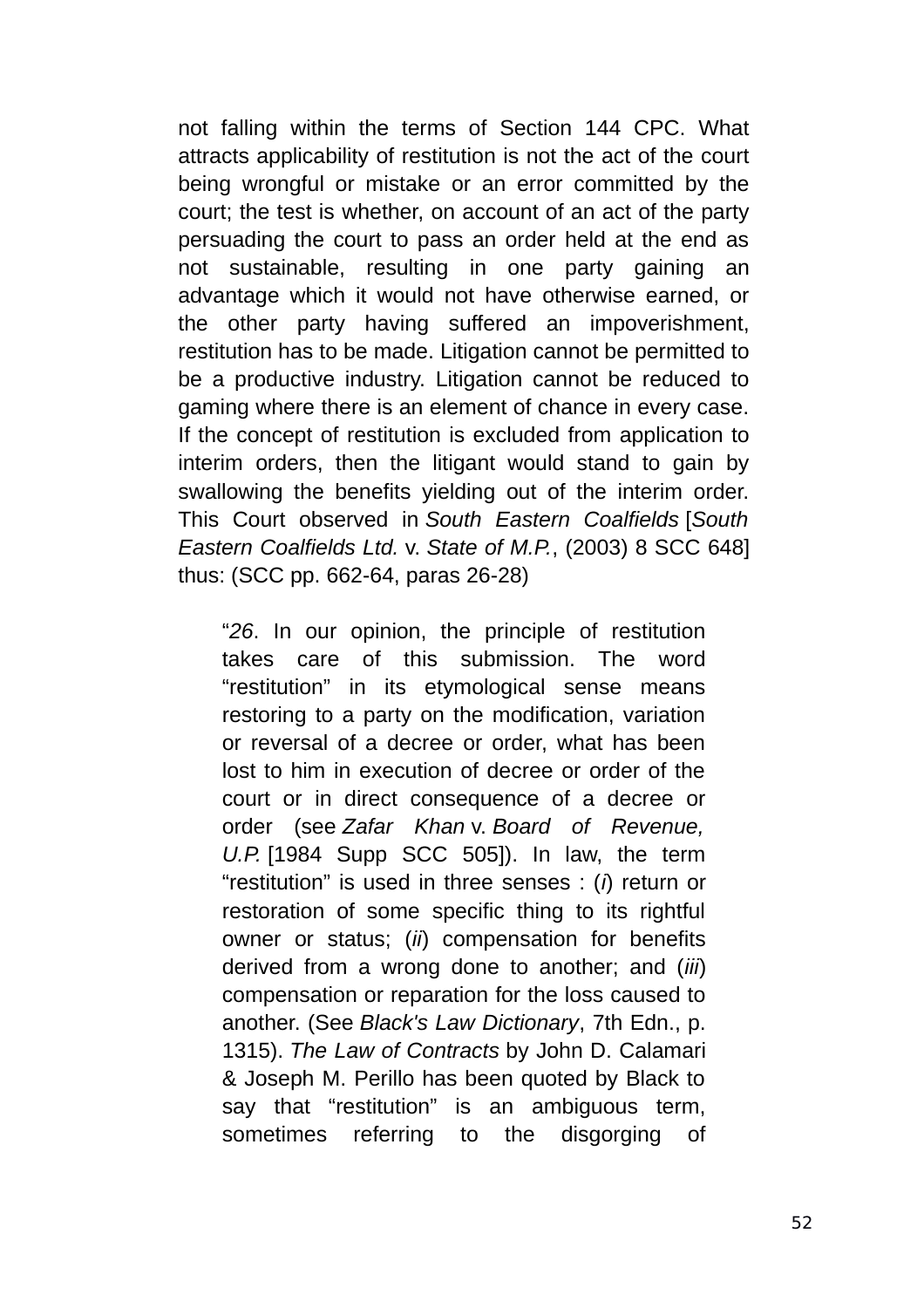not falling within the terms of Section 144 CPC. What attracts applicability of restitution is not the act of the court being wrongful or mistake or an error committed by the court; the test is whether, on account of an act of the party persuading the court to pass an order held at the end as not sustainable, resulting in one party gaining an advantage which it would not have otherwise earned, or the other party having suffered an impoverishment, restitution has to be made. Litigation cannot be permitted to be a productive industry. Litigation cannot be reduced to gaming where there is an element of chance in every case. If the concept of restitution is excluded from application to interim orders, then the litigant would stand to gain by swallowing the benefits yielding out of the interim order. This Court observed in *South Eastern Coalfields* [*South Eastern Coalfields Ltd.* v. *State of M.P.*, (2003) 8 SCC 648] thus: (SCC pp. 662-64, paras 26-28)

> "*26*. In our opinion, the principle of restitution takes care of this submission. The word "restitution" in its etymological sense means restoring to a party on the modification, variation or reversal of a decree or order, what has been lost to him in execution of decree or order of the court or in direct consequence of a decree or order (see *Zafar Khan* v. *Board of Revenue, U.P.* [1984 Supp SCC 505]). In law, the term "restitution" is used in three senses : (*i*) return or restoration of some specific thing to its rightful owner or status; (*ii*) compensation for benefits derived from a wrong done to another; and (*iii*) compensation or reparation for the loss caused to another. (See *Black's Law Dictionary*, 7th Edn., p. 1315). *The Law of Contracts* by John D. Calamari & Joseph M. Perillo has been quoted by Black to say that "restitution" is an ambiguous term, sometimes referring to the disgorging of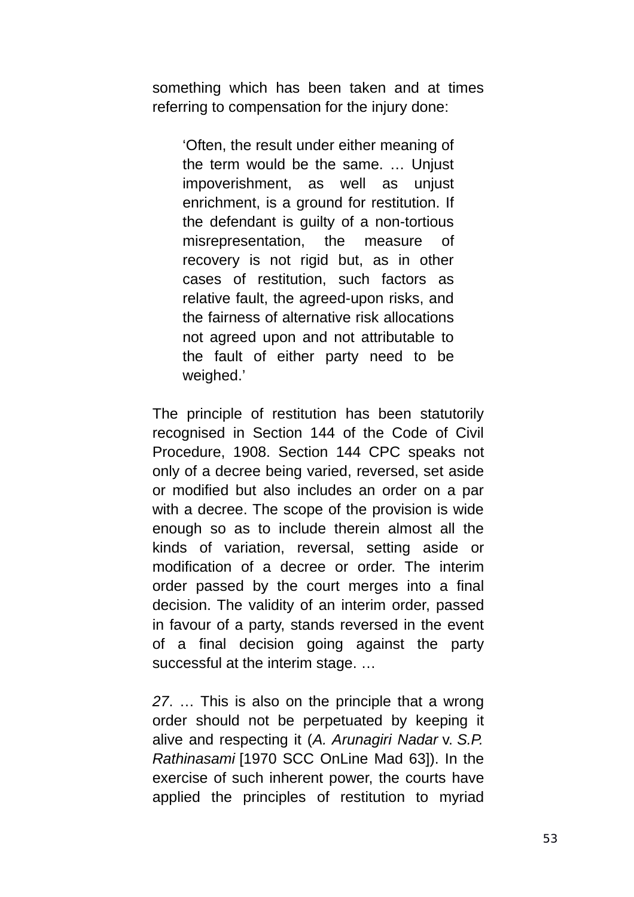something which has been taken and at times referring to compensation for the injury done:

> 'Often, the result under either meaning of the term would be the same. … Unjust impoverishment, as well as unjust enrichment, is a ground for restitution. If the defendant is guilty of a non-tortious misrepresentation, the measure of recovery is not rigid but, as in other cases of restitution, such factors as relative fault, the agreed-upon risks, and the fairness of alternative risk allocations not agreed upon and not attributable to the fault of either party need to be weighed.'

The principle of restitution has been statutorily recognised in Section 144 of the Code of Civil Procedure, 1908. Section 144 CPC speaks not only of a decree being varied, reversed, set aside or modified but also includes an order on a par with a decree. The scope of the provision is wide enough so as to include therein almost all the kinds of variation, reversal, setting aside or modification of a decree or order. The interim order passed by the court merges into a final decision. The validity of an interim order, passed in favour of a party, stands reversed in the event of a final decision going against the party successful at the interim stage. …

*27*. … This is also on the principle that a wrong order should not be perpetuated by keeping it alive and respecting it (*A. Arunagiri Nadar* v. *S.P. Rathinasami* [1970 SCC OnLine Mad 63]). In the exercise of such inherent power, the courts have applied the principles of restitution to myriad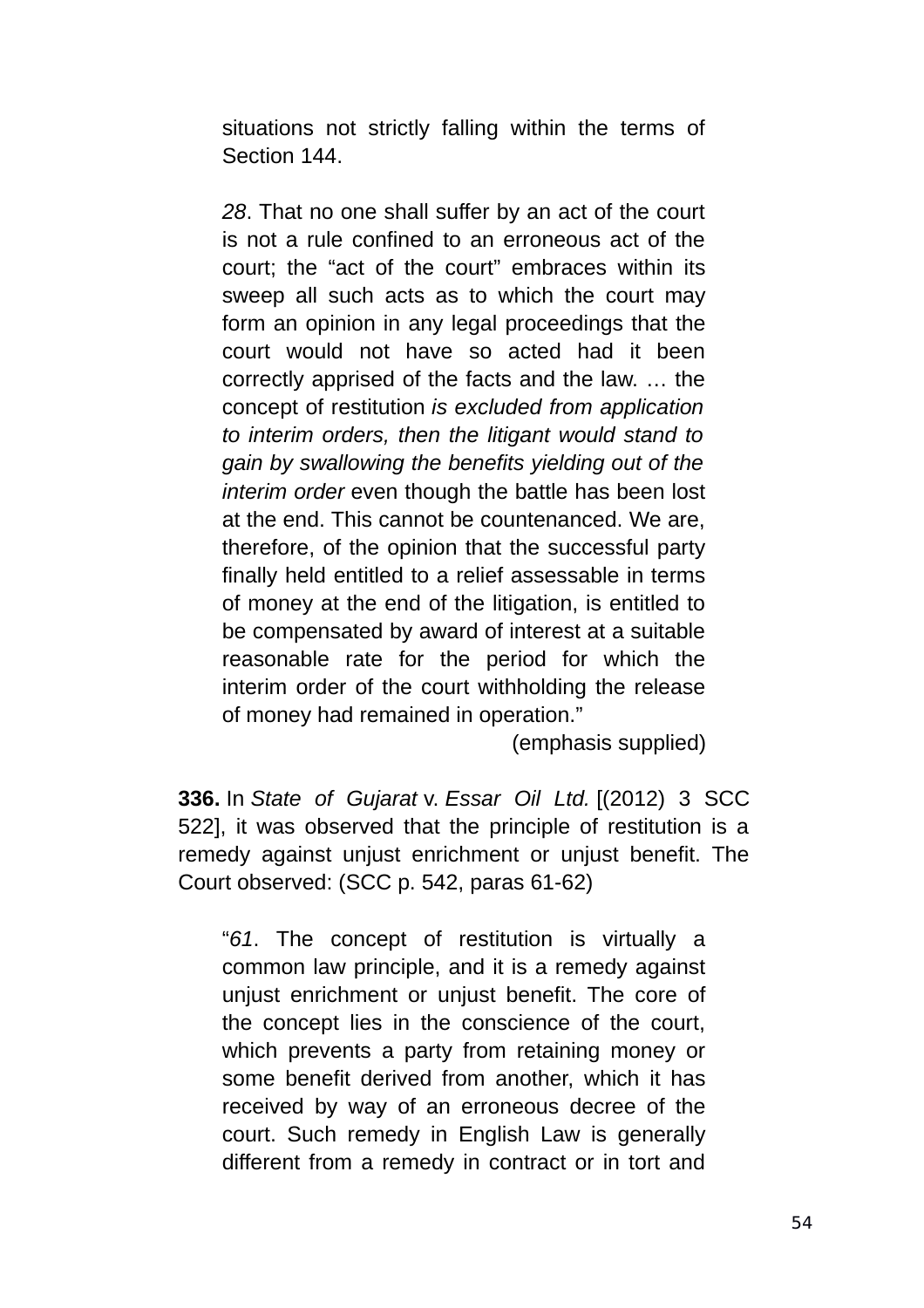> situations not strictly falling within the terms of Section 144.
>
> *28*. That no one shall suffer by an act of the court is not a rule confined to an erroneous act of the court; the "act of the court" embraces within its sweep all such acts as to which the court may form an opinion in any legal proceedings that the court would not have so acted had it been correctly apprised of the facts and the law. … the concept of restitution *is excluded from application to interim orders, then the litigant would stand to gain by swallowing the benefits yielding out of the interim order* even though the battle has been lost at the end. This cannot be countenanced. We are, therefore, of the opinion that the successful party finally held entitled to a relief assessable in terms of money at the end of the litigation, is entitled to be compensated by award of interest at a suitable reasonable rate for the period for which the interim order of the court withholding the release of money had remained in operation."
>
> (emphasis supplied)

**336.** In *State of Gujarat* v. *Essar Oil Ltd.* [(2012) 3 SCC 522], it was observed that the principle of restitution is a remedy against unjust enrichment or unjust benefit. The Court observed: (SCC p. 542, paras 61-62)

> "*61*. The concept of restitution is virtually a common law principle, and it is a remedy against unjust enrichment or unjust benefit. The core of the concept lies in the conscience of the court, which prevents a party from retaining money or some benefit derived from another, which it has received by way of an erroneous decree of the court. Such remedy in English Law is generally different from a remedy in contract or in tort and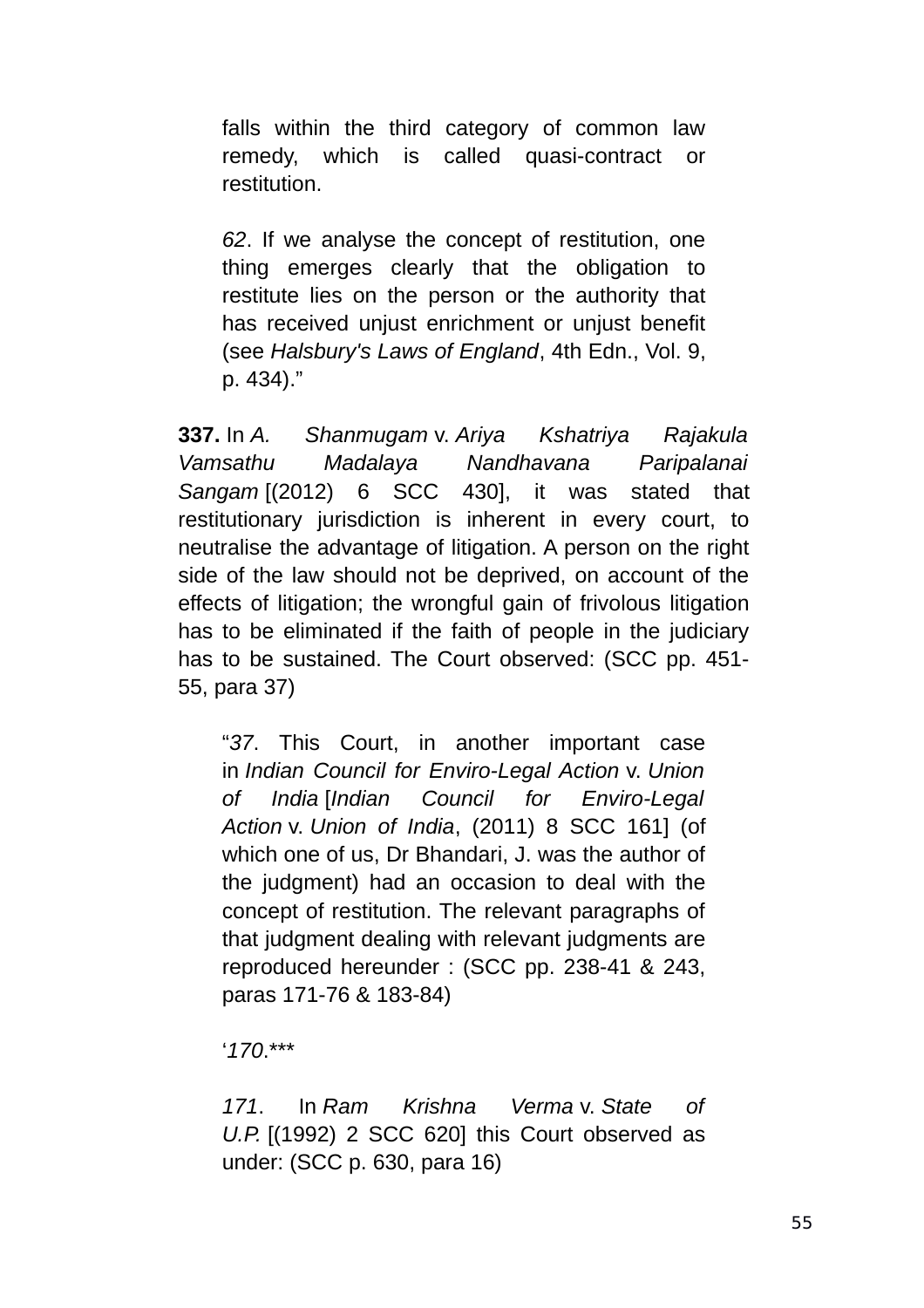> falls within the third category of common law remedy, which is called quasi-contract or restitution.
>
> *62*. If we analyse the concept of restitution, one thing emerges clearly that the obligation to restitute lies on the person or the authority that has received unjust enrichment or unjust benefit (see *Halsbury's Laws of England*, 4th Edn., Vol. 9, p. 434)."

**337.** In *A. Shanmugam* v. *Ariya Kshatriya Rajakula Vamsathu Madalaya Nandhavana Paripalanai Sangam* [(2012) 6 SCC 430], it was stated that restitutionary jurisdiction is inherent in every court, to neutralise the advantage of litigation. A person on the right side of the law should not be deprived, on account of the effects of litigation; the wrongful gain of frivolous litigation has to be eliminated if the faith of people in the judiciary has to be sustained. The Court observed: (SCC pp. 451-55, para 37)

> "*37*. This Court, in another important case in *Indian Council for Enviro-Legal Action* v. *Union of India* [*Indian Council for Enviro-Legal Action* v. *Union of India*, (2011) 8 SCC 161] (of which one of us, Dr Bhandari, J. was the author of the judgment) had an occasion to deal with the concept of restitution. The relevant paragraphs of that judgment dealing with relevant judgments are reproduced hereunder : (SCC pp. 238-41 & 243, paras 171-76 & 183-84)
>
> '*170*.***
>
> *171*. In *Ram Krishna Verma* v. *State of U.P.* [(1992) 2 SCC 620] this Court observed as under: (SCC p. 630, para 16)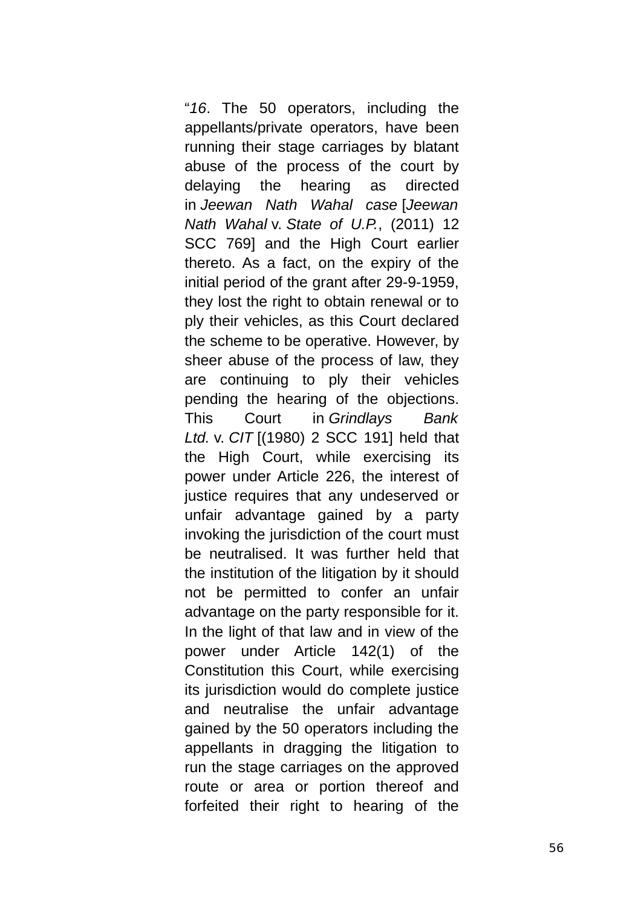"*16*. The 50 operators, including the appellants/private operators, have been running their stage carriages by blatant abuse of the process of the court by delaying the hearing as directed in *Jeewan Nath Wahal case* [*Jeewan Nath Wahal* v. *State of U.P.*, (2011) 12 SCC 769] and the High Court earlier thereto. As a fact, on the expiry of the initial period of the grant after 29-9-1959, they lost the right to obtain renewal or to ply their vehicles, as this Court declared the scheme to be operative. However, by sheer abuse of the process of law, they are continuing to ply their vehicles pending the hearing of the objections. This Court in *Grindlays Bank Ltd.* v. *CIT* [(1980) 2 SCC 191] held that the High Court, while exercising its power under Article 226, the interest of justice requires that any undeserved or unfair advantage gained by a party invoking the jurisdiction of the court must be neutralised. It was further held that the institution of the litigation by it should not be permitted to confer an unfair advantage on the party responsible for it. In the light of that law and in view of the power under Article 142(1) of the Constitution this Court, while exercising its jurisdiction would do complete justice and neutralise the unfair advantage gained by the 50 operators including the appellants in dragging the litigation to run the stage carriages on the approved route or area or portion thereof and forfeited their right to hearing of the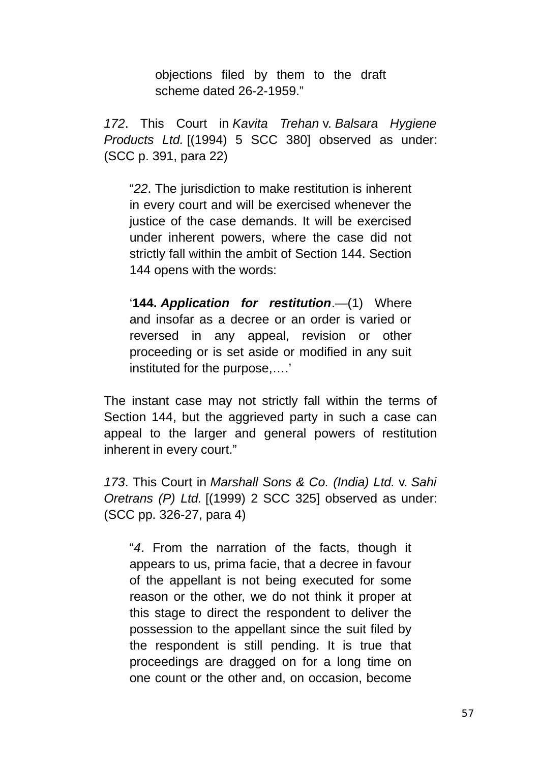> objections filed by them to the draft scheme dated 26-2-1959."

*172*. This Court in *Kavita Trehan* v. *Balsara Hygiene Products Ltd.* [(1994) 5 SCC 380] observed as under: (SCC p. 391, para 22)

> "*22*. The jurisdiction to make restitution is inherent in every court and will be exercised whenever the justice of the case demands. It will be exercised under inherent powers, where the case did not strictly fall within the ambit of Section 144. Section 144 opens with the words:
>
> '**144.** ***Application for restitution***.—(1) Where and insofar as a decree or an order is varied or reversed in any appeal, revision or other proceeding or is set aside or modified in any suit instituted for the purpose,….'

The instant case may not strictly fall within the terms of Section 144, but the aggrieved party in such a case can appeal to the larger and general powers of restitution inherent in every court."

*173*. This Court in *Marshall Sons & Co. (India) Ltd.* v. *Sahi Oretrans (P) Ltd.* [(1999) 2 SCC 325] observed as under: (SCC pp. 326-27, para 4)

> "*4*. From the narration of the facts, though it appears to us, prima facie, that a decree in favour of the appellant is not being executed for some reason or the other, we do not think it proper at this stage to direct the respondent to deliver the possession to the appellant since the suit filed by the respondent is still pending. It is true that proceedings are dragged on for a long time on one count or the other and, on occasion, become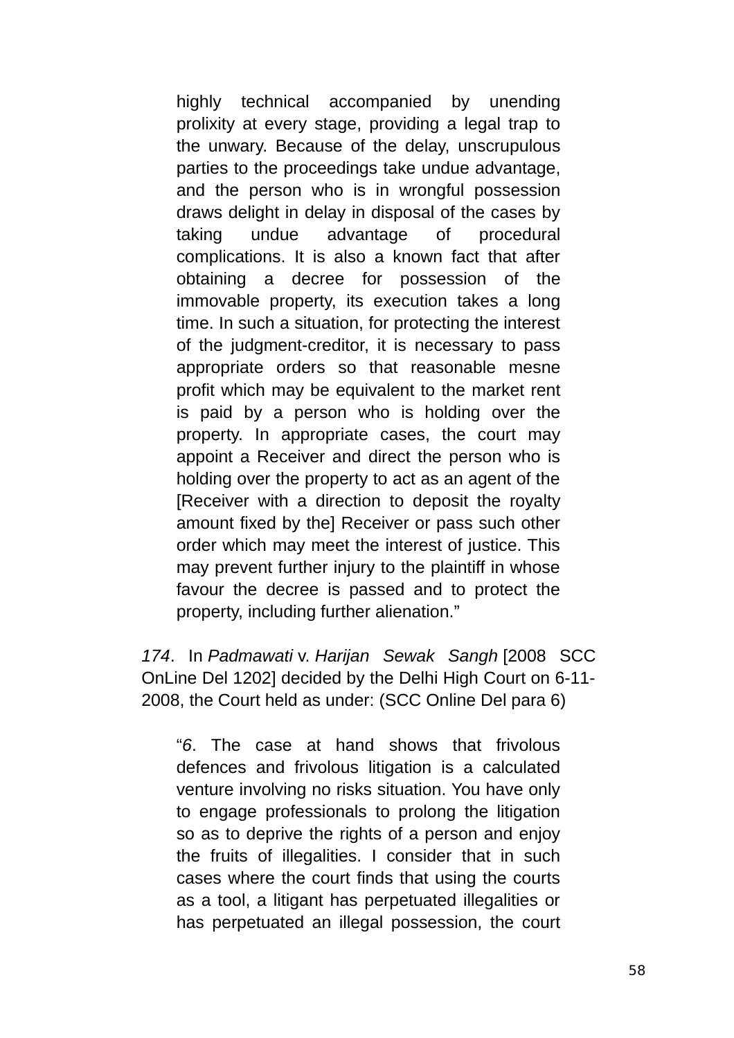> highly technical accompanied by unending prolixity at every stage, providing a legal trap to the unwary. Because of the delay, unscrupulous parties to the proceedings take undue advantage, and the person who is in wrongful possession draws delight in delay in disposal of the cases by taking undue advantage of procedural complications. It is also a known fact that after obtaining a decree for possession of the immovable property, its execution takes a long time. In such a situation, for protecting the interest of the judgment-creditor, it is necessary to pass appropriate orders so that reasonable mesne profit which may be equivalent to the market rent is paid by a person who is holding over the property. In appropriate cases, the court may appoint a Receiver and direct the person who is holding over the property to act as an agent of the [Receiver with a direction to deposit the royalty amount fixed by the] Receiver or pass such other order which may meet the interest of justice. This may prevent further injury to the plaintiff in whose favour the decree is passed and to protect the property, including further alienation."

*174*. In *Padmawati* v. *Harijan Sewak Sangh* [2008 SCC OnLine Del 1202] decided by the Delhi High Court on 6-11-2008, the Court held as under: (SCC Online Del para 6)

> "*6*. The case at hand shows that frivolous defences and frivolous litigation is a calculated venture involving no risks situation. You have only to engage professionals to prolong the litigation so as to deprive the rights of a person and enjoy the fruits of illegalities. I consider that in such cases where the court finds that using the courts as a tool, a litigant has perpetuated illegalities or has perpetuated an illegal possession, the court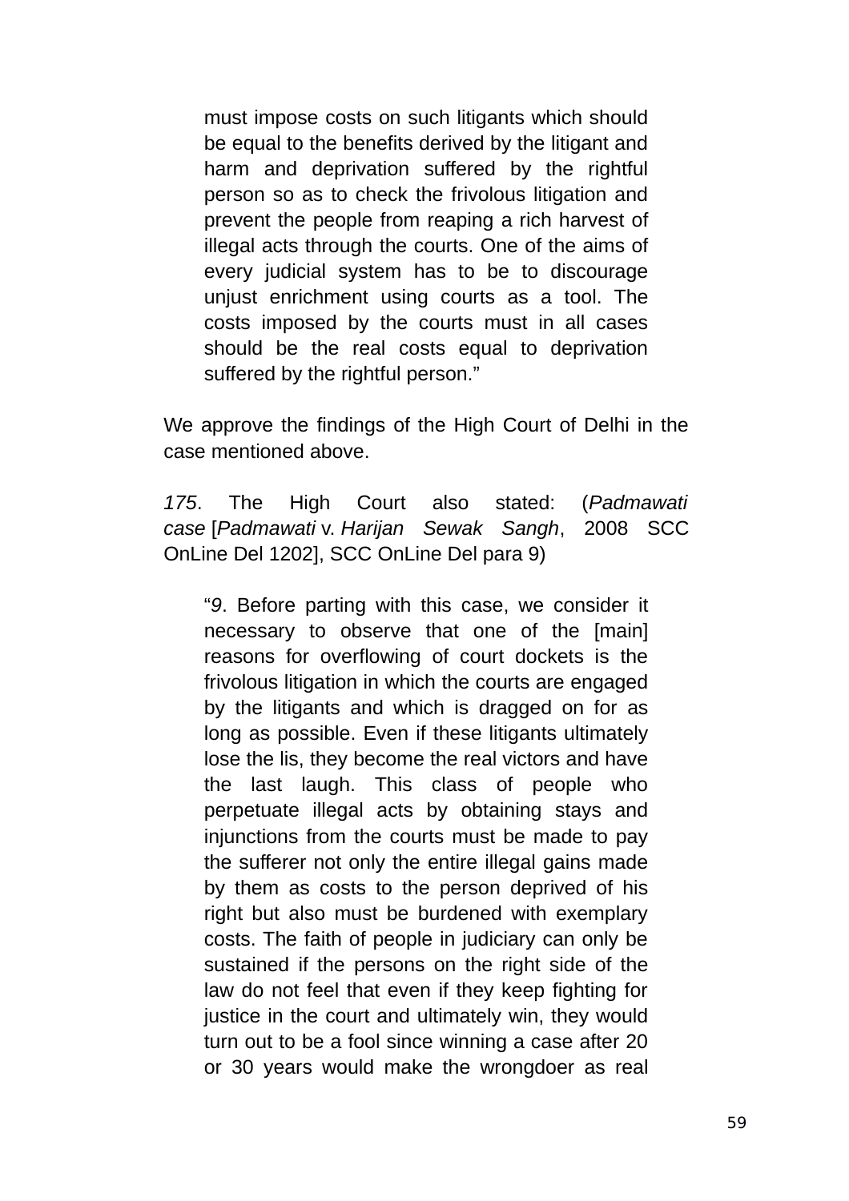> must impose costs on such litigants which should be equal to the benefits derived by the litigant and harm and deprivation suffered by the rightful person so as to check the frivolous litigation and prevent the people from reaping a rich harvest of illegal acts through the courts. One of the aims of every judicial system has to be to discourage unjust enrichment using courts as a tool. The costs imposed by the courts must in all cases should be the real costs equal to deprivation suffered by the rightful person."

We approve the findings of the High Court of Delhi in the case mentioned above.

*175*. The High Court also stated: (*Padmawati case* [*Padmawati* v. *Harijan Sewak Sangh*, 2008 SCC OnLine Del 1202], SCC OnLine Del para 9)

> "*9*. Before parting with this case, we consider it necessary to observe that one of the [main] reasons for overflowing of court dockets is the frivolous litigation in which the courts are engaged by the litigants and which is dragged on for as long as possible. Even if these litigants ultimately lose the lis, they become the real victors and have the last laugh. This class of people who perpetuate illegal acts by obtaining stays and injunctions from the courts must be made to pay the sufferer not only the entire illegal gains made by them as costs to the person deprived of his right but also must be burdened with exemplary costs. The faith of people in judiciary can only be sustained if the persons on the right side of the law do not feel that even if they keep fighting for justice in the court and ultimately win, they would turn out to be a fool since winning a case after 20 or 30 years would make the wrongdoer as real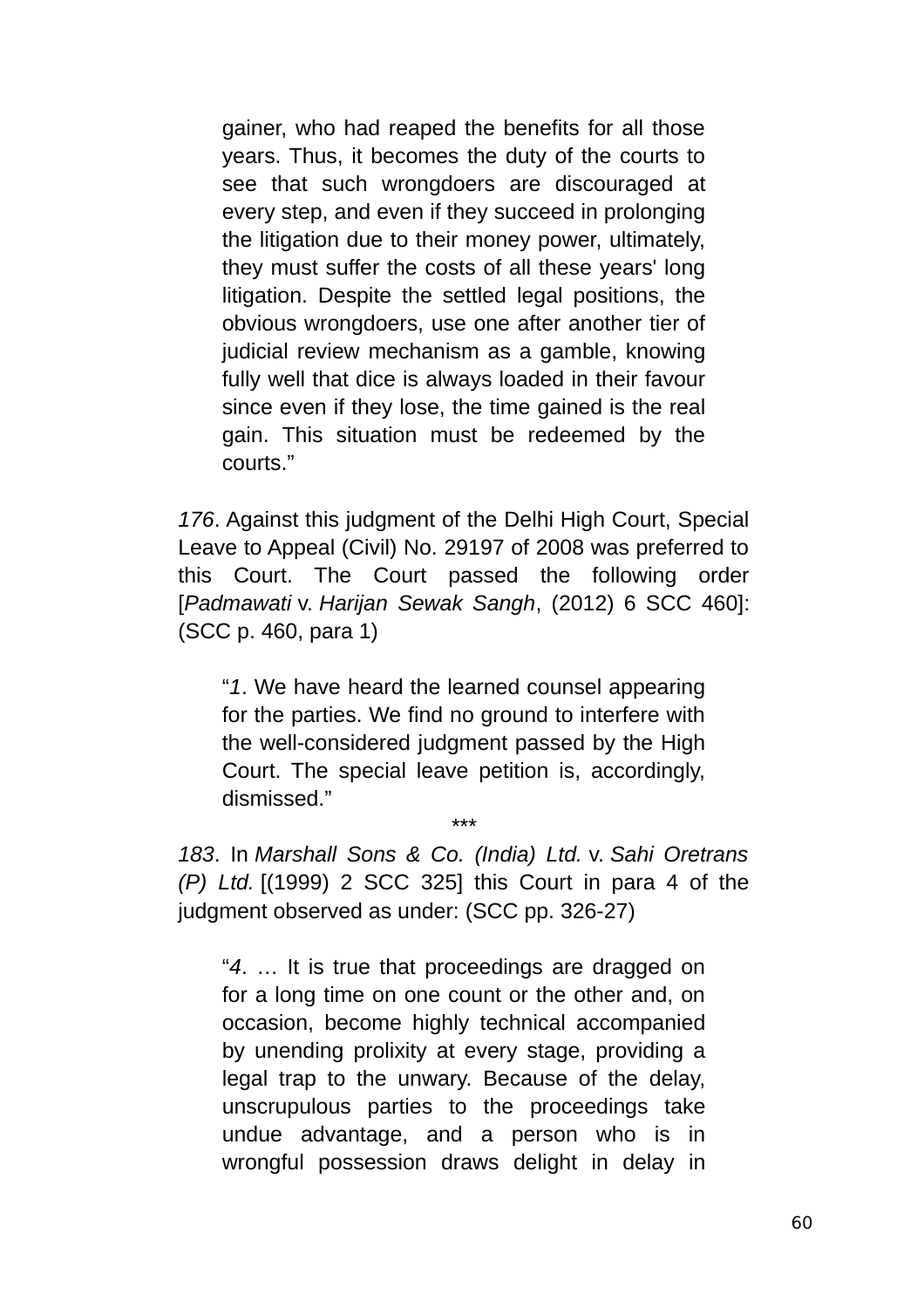> gainer, who had reaped the benefits for all those years. Thus, it becomes the duty of the courts to see that such wrongdoers are discouraged at every step, and even if they succeed in prolonging the litigation due to their money power, ultimately, they must suffer the costs of all these years' long litigation. Despite the settled legal positions, the obvious wrongdoers, use one after another tier of judicial review mechanism as a gamble, knowing fully well that dice is always loaded in their favour since even if they lose, the time gained is the real gain. This situation must be redeemed by the courts."

*176*. Against this judgment of the Delhi High Court, Special Leave to Appeal (Civil) No. 29197 of 2008 was preferred to this Court. The Court passed the following order [*Padmawati* v. *Harijan Sewak Sangh*, (2012) 6 SCC 460]: (SCC p. 460, para 1)

> "*1*. We have heard the learned counsel appearing for the parties. We find no ground to interfere with the well-considered judgment passed by the High Court. The special leave petition is, accordingly, dismissed."

\*\*\*

*183*. In *Marshall Sons & Co. (India) Ltd.* v. *Sahi Oretrans (P) Ltd.* [(1999) 2 SCC 325] this Court in para 4 of the judgment observed as under: (SCC pp. 326-27)

> "*4*. … It is true that proceedings are dragged on for a long time on one count or the other and, on occasion, become highly technical accompanied by unending prolixity at every stage, providing a legal trap to the unwary. Because of the delay, unscrupulous parties to the proceedings take undue advantage, and a person who is in wrongful possession draws delight in delay in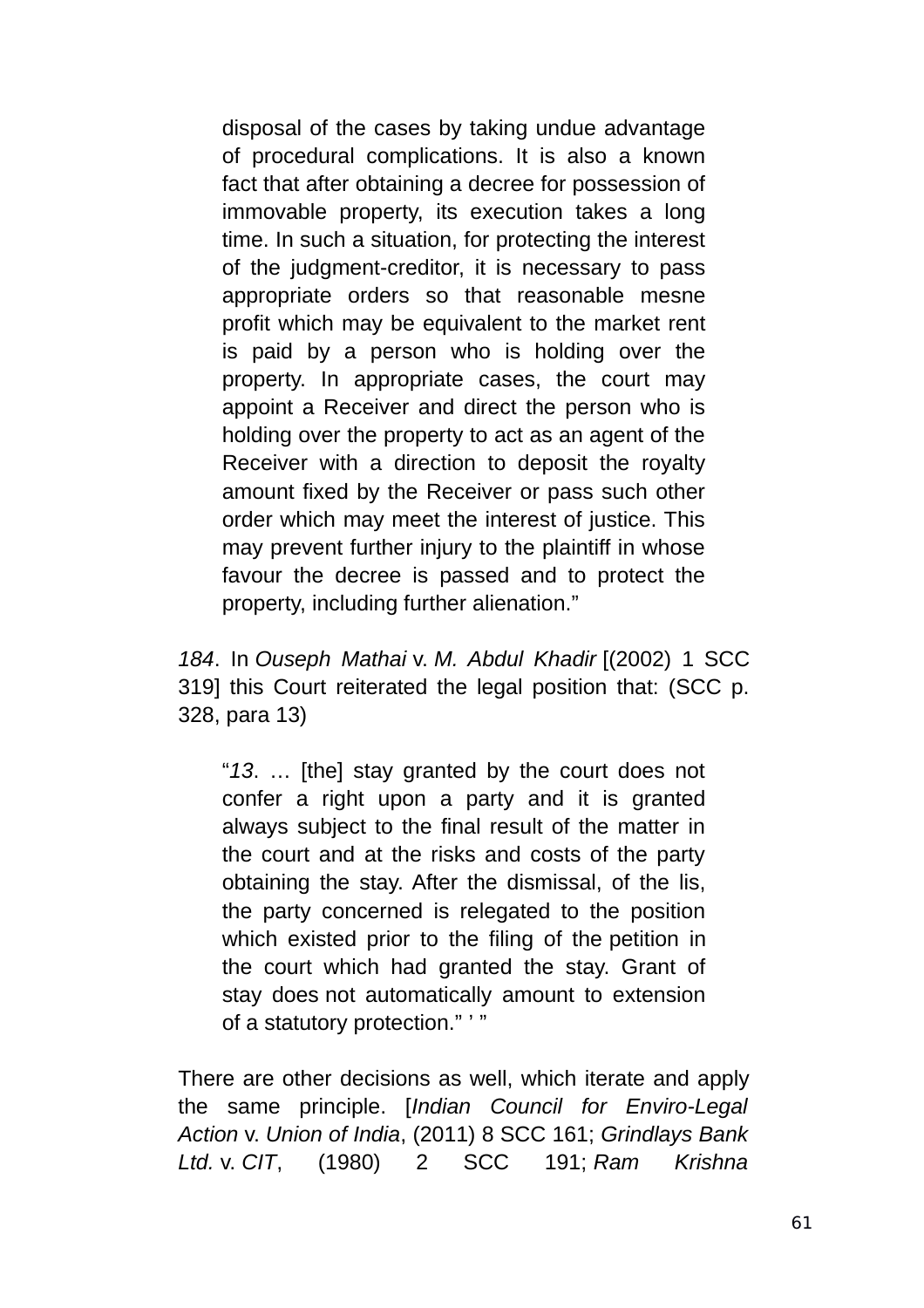> disposal of the cases by taking undue advantage of procedural complications. It is also a known fact that after obtaining a decree for possession of immovable property, its execution takes a long time. In such a situation, for protecting the interest of the judgment-creditor, it is necessary to pass appropriate orders so that reasonable mesne profit which may be equivalent to the market rent is paid by a person who is holding over the property. In appropriate cases, the court may appoint a Receiver and direct the person who is holding over the property to act as an agent of the Receiver with a direction to deposit the royalty amount fixed by the Receiver or pass such other order which may meet the interest of justice. This may prevent further injury to the plaintiff in whose favour the decree is passed and to protect the property, including further alienation."

*184*. In *Ouseph Mathai* v. *M. Abdul Khadir* [(2002) 1 SCC 319] this Court reiterated the legal position that: (SCC p. 328, para 13)

> "*13*. … [the] stay granted by the court does not confer a right upon a party and it is granted always subject to the final result of the matter in the court and at the risks and costs of the party obtaining the stay. After the dismissal, of the lis, the party concerned is relegated to the position which existed prior to the filing of the petition in the court which had granted the stay. Grant of stay does not automatically amount to extension of a statutory protection." ' "

There are other decisions as well, which iterate and apply the same principle. [*Indian Council for Enviro-Legal Action* v. *Union of India*, (2011) 8 SCC 161; *Grindlays Bank Ltd.* v. *CIT*, (1980) 2 SCC 191; *Ram Krishna*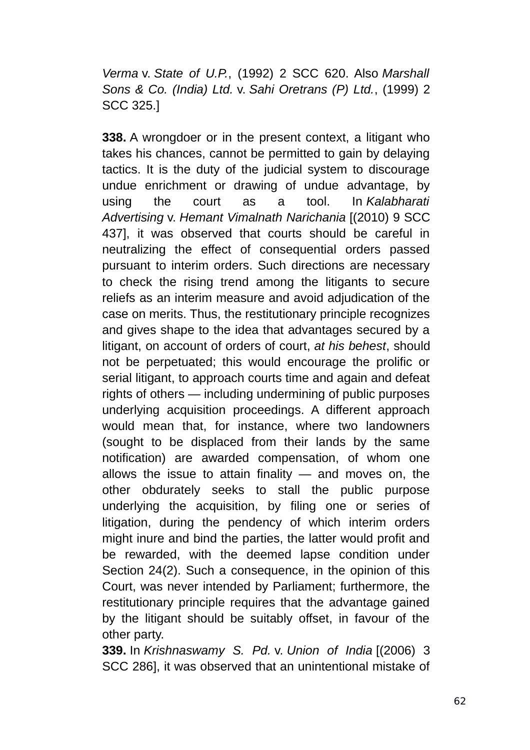*Verma* v. *State of U.P.*, (1992) 2 SCC 620. Also *Marshall Sons & Co. (India) Ltd.* v. *Sahi Oretrans (P) Ltd.*, (1999) 2 SCC 325.]

**338.** A wrongdoer or in the present context, a litigant who takes his chances, cannot be permitted to gain by delaying tactics. It is the duty of the judicial system to discourage undue enrichment or drawing of undue advantage, by using the court as a tool. In *Kalabharati Advertising* v. *Hemant Vimalnath Narichania* [(2010) 9 SCC 437], it was observed that courts should be careful in neutralizing the effect of consequential orders passed pursuant to interim orders. Such directions are necessary to check the rising trend among the litigants to secure reliefs as an interim measure and avoid adjudication of the case on merits. Thus, the restitutionary principle recognizes and gives shape to the idea that advantages secured by a litigant, on account of orders of court, *at his behest*, should not be perpetuated; this would encourage the prolific or serial litigant, to approach courts time and again and defeat rights of others — including undermining of public purposes underlying acquisition proceedings. A different approach would mean that, for instance, where two landowners (sought to be displaced from their lands by the same notification) are awarded compensation, of whom one allows the issue to attain finality — and moves on, the other obdurately seeks to stall the public purpose underlying the acquisition, by filing one or series of litigation, during the pendency of which interim orders might inure and bind the parties, the latter would profit and be rewarded, with the deemed lapse condition under Section 24(2). Such a consequence, in the opinion of this Court, was never intended by Parliament; furthermore, the restitutionary principle requires that the advantage gained by the litigant should be suitably offset, in favour of the other party.

**339.** In *Krishnaswamy S. Pd.* v. *Union of India* [(2006) 3 SCC 286], it was observed that an unintentional mistake of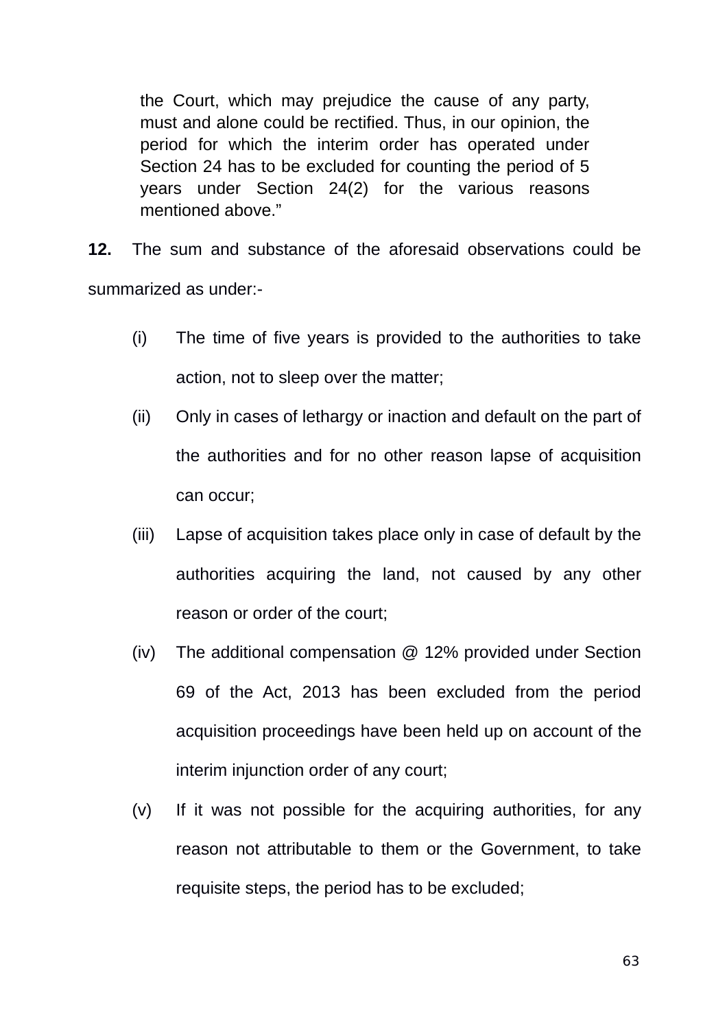> the Court, which may prejudice the cause of any party, must and alone could be rectified. Thus, in our opinion, the period for which the interim order has operated under Section 24 has to be excluded for counting the period of 5 years under Section 24(2) for the various reasons mentioned above."

**12.** The sum and substance of the aforesaid observations could be summarized as under:-

(i) The time of five years is provided to the authorities to take action, not to sleep over the matter;

(ii) Only in cases of lethargy or inaction and default on the part of the authorities and for no other reason lapse of acquisition can occur;

(iii) Lapse of acquisition takes place only in case of default by the authorities acquiring the land, not caused by any other reason or order of the court;

(iv) The additional compensation @ 12% provided under Section 69 of the Act, 2013 has been excluded from the period acquisition proceedings have been held up on account of the interim injunction order of any court;

(v) If it was not possible for the acquiring authorities, for any reason not attributable to them or the Government, to take requisite steps, the period has to be excluded;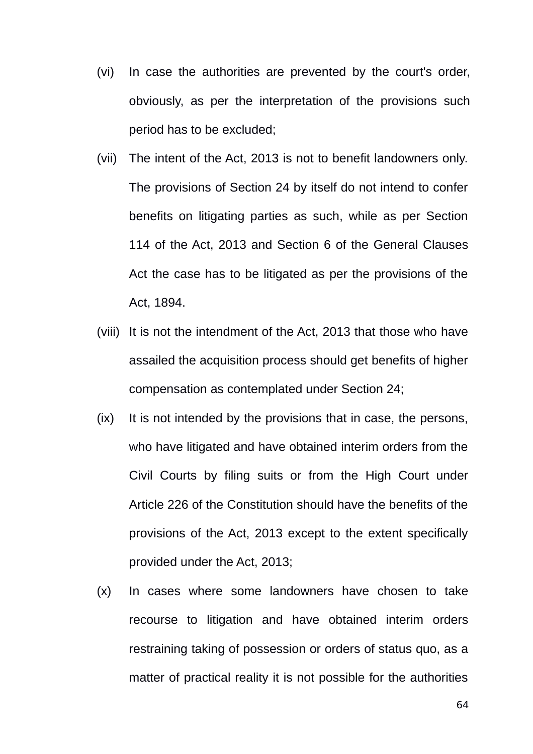(vi) In case the authorities are prevented by the court's order, obviously, as per the interpretation of the provisions such period has to be excluded;

(vii) The intent of the Act, 2013 is not to benefit landowners only. The provisions of Section 24 by itself do not intend to confer benefits on litigating parties as such, while as per Section 114 of the Act, 2013 and Section 6 of the General Clauses Act the case has to be litigated as per the provisions of the Act, 1894.

(viii) It is not the intendment of the Act, 2013 that those who have assailed the acquisition process should get benefits of higher compensation as contemplated under Section 24;

(ix) It is not intended by the provisions that in case, the persons, who have litigated and have obtained interim orders from the Civil Courts by filing suits or from the High Court under Article 226 of the Constitution should have the benefits of the provisions of the Act, 2013 except to the extent specifically provided under the Act, 2013;

(x) In cases where some landowners have chosen to take recourse to litigation and have obtained interim orders restraining taking of possession or orders of status quo, as a matter of practical reality it is not possible for the authorities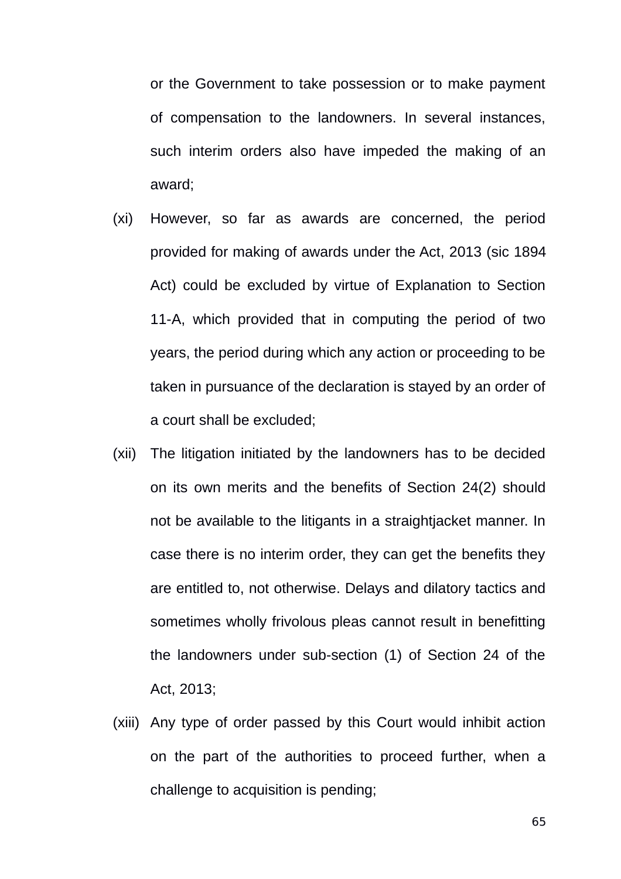or the Government to take possession or to make payment of compensation to the landowners. In several instances, such interim orders also have impeded the making of an award;

(xi) However, so far as awards are concerned, the period provided for making of awards under the Act, 2013 (sic 1894 Act) could be excluded by virtue of Explanation to Section 11-A, which provided that in computing the period of two years, the period during which any action or proceeding to be taken in pursuance of the declaration is stayed by an order of a court shall be excluded;

(xii) The litigation initiated by the landowners has to be decided on its own merits and the benefits of Section 24(2) should not be available to the litigants in a straightjacket manner. In case there is no interim order, they can get the benefits they are entitled to, not otherwise. Delays and dilatory tactics and sometimes wholly frivolous pleas cannot result in benefitting the landowners under sub-section (1) of Section 24 of the Act, 2013;

(xiii) Any type of order passed by this Court would inhibit action on the part of the authorities to proceed further, when a challenge to acquisition is pending;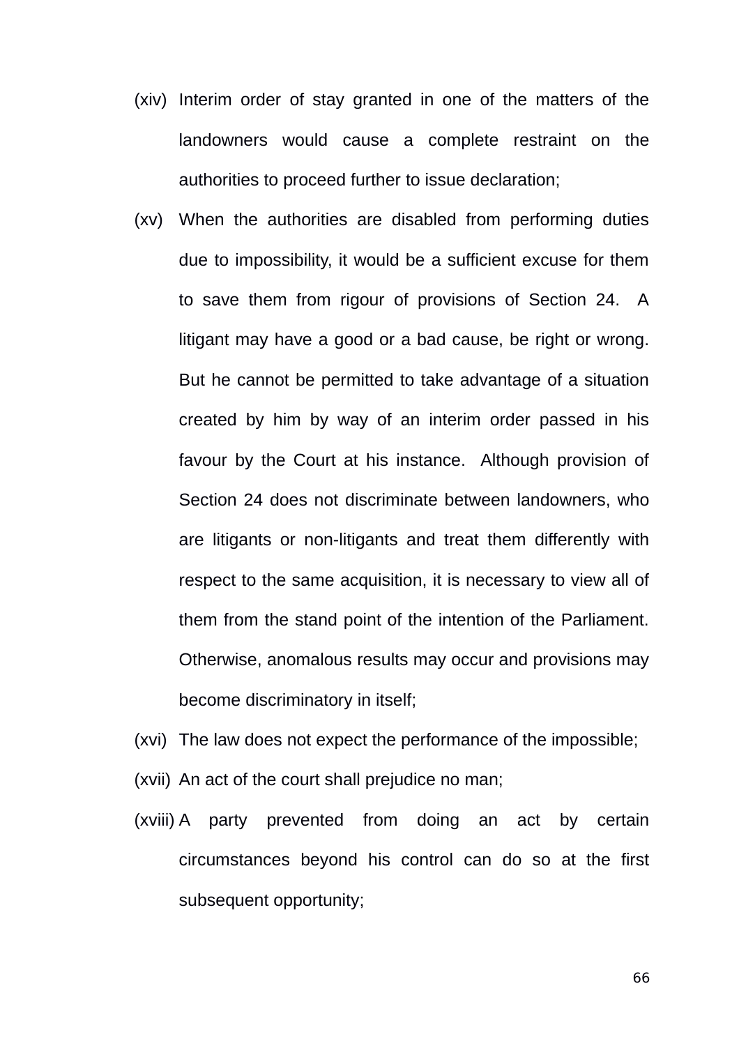(xiv) Interim order of stay granted in one of the matters of the landowners would cause a complete restraint on the authorities to proceed further to issue declaration;

(xv) When the authorities are disabled from performing duties due to impossibility, it would be a sufficient excuse for them to save them from rigour of provisions of Section 24. A litigant may have a good or a bad cause, be right or wrong. But he cannot be permitted to take advantage of a situation created by him by way of an interim order passed in his favour by the Court at his instance. Although provision of Section 24 does not discriminate between landowners, who are litigants or non-litigants and treat them differently with respect to the same acquisition, it is necessary to view all of them from the stand point of the intention of the Parliament. Otherwise, anomalous results may occur and provisions may become discriminatory in itself;

(xvi) The law does not expect the performance of the impossible;

(xvii) An act of the court shall prejudice no man;

(xviii) A party prevented from doing an act by certain circumstances beyond his control can do so at the first subsequent opportunity;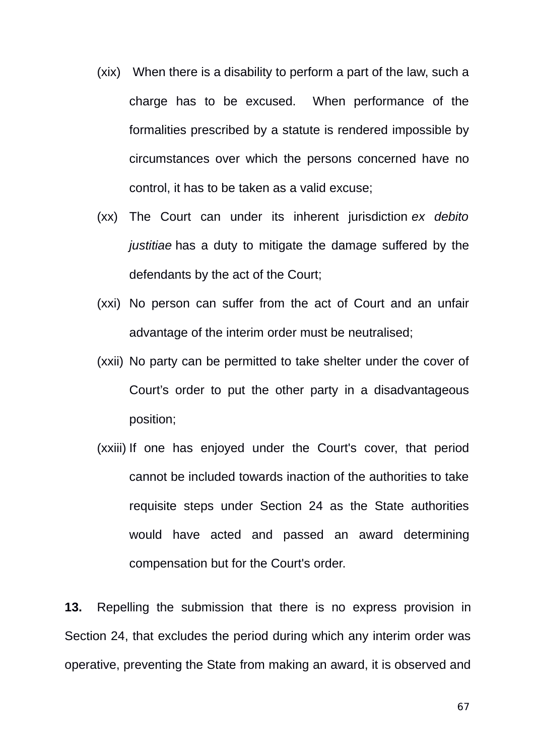(xix) When there is a disability to perform a part of the law, such a charge has to be excused. When performance of the formalities prescribed by a statute is rendered impossible by circumstances over which the persons concerned have no control, it has to be taken as a valid excuse;

(xx) The Court can under its inherent jurisdiction *ex debito justitiae* has a duty to mitigate the damage suffered by the defendants by the act of the Court;

(xxi) No person can suffer from the act of Court and an unfair advantage of the interim order must be neutralised;

(xxii) No party can be permitted to take shelter under the cover of Court's order to put the other party in a disadvantageous position;

(xxiii) If one has enjoyed under the Court's cover, that period cannot be included towards inaction of the authorities to take requisite steps under Section 24 as the State authorities would have acted and passed an award determining compensation but for the Court's order.

**13.** Repelling the submission that there is no express provision in Section 24, that excludes the period during which any interim order was operative, preventing the State from making an award, it is observed and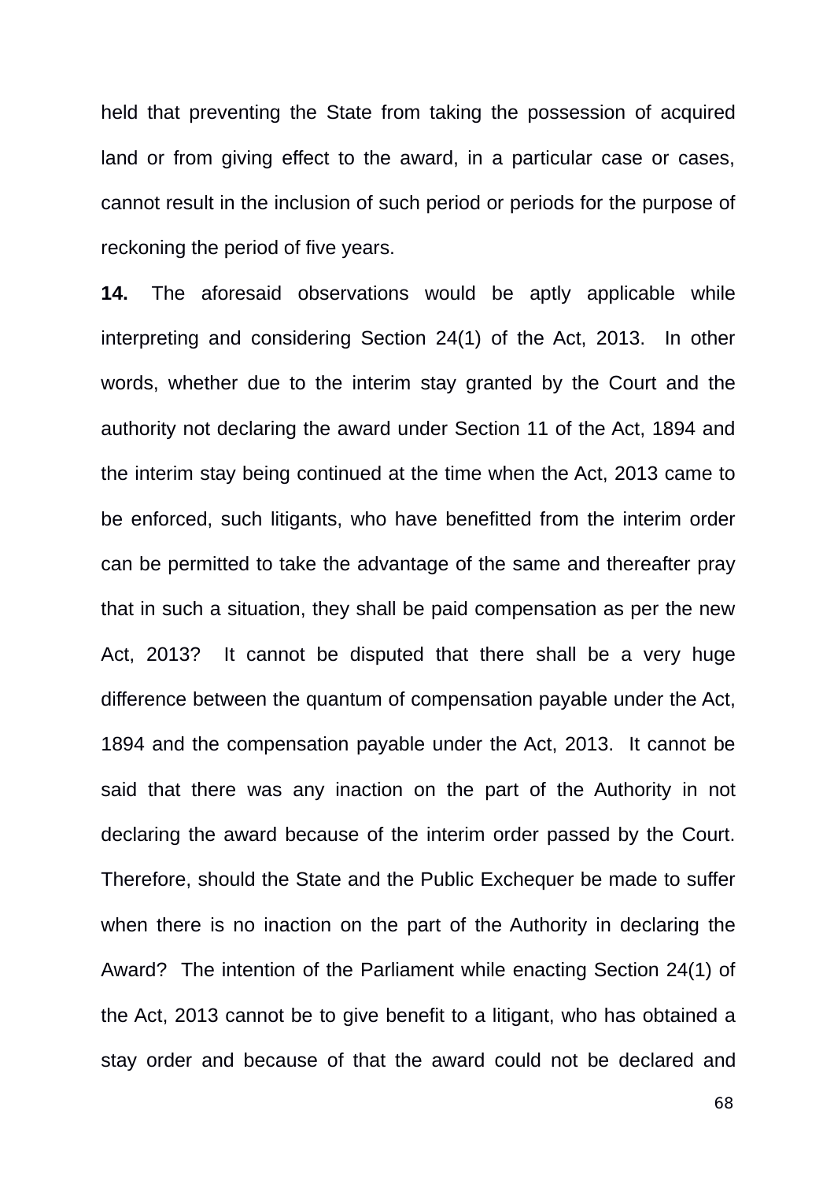held that preventing the State from taking the possession of acquired land or from giving effect to the award, in a particular case or cases, cannot result in the inclusion of such period or periods for the purpose of reckoning the period of five years.

**14.** The aforesaid observations would be aptly applicable while interpreting and considering Section 24(1) of the Act, 2013. In other words, whether due to the interim stay granted by the Court and the authority not declaring the award under Section 11 of the Act, 1894 and the interim stay being continued at the time when the Act, 2013 came to be enforced, such litigants, who have benefitted from the interim order can be permitted to take the advantage of the same and thereafter pray that in such a situation, they shall be paid compensation as per the new Act, 2013? It cannot be disputed that there shall be a very huge difference between the quantum of compensation payable under the Act, 1894 and the compensation payable under the Act, 2013. It cannot be said that there was any inaction on the part of the Authority in not declaring the award because of the interim order passed by the Court. Therefore, should the State and the Public Exchequer be made to suffer when there is no inaction on the part of the Authority in declaring the Award? The intention of the Parliament while enacting Section 24(1) of the Act, 2013 cannot be to give benefit to a litigant, who has obtained a stay order and because of that the award could not be declared and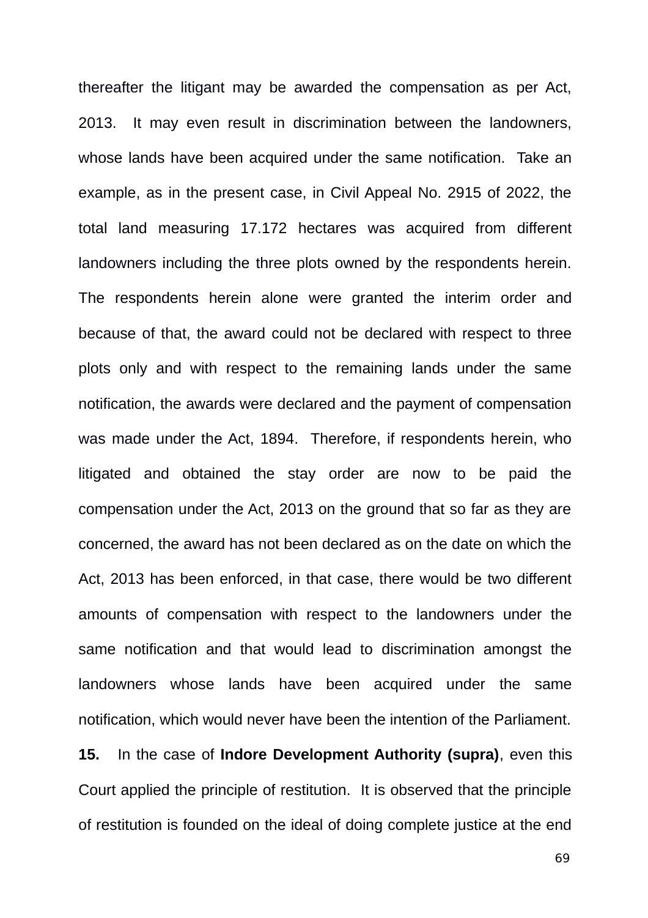thereafter the litigant may be awarded the compensation as per Act, 2013. It may even result in discrimination between the landowners, whose lands have been acquired under the same notification. Take an example, as in the present case, in Civil Appeal No. 2915 of 2022, the total land measuring 17.172 hectares was acquired from different landowners including the three plots owned by the respondents herein. The respondents herein alone were granted the interim order and because of that, the award could not be declared with respect to three plots only and with respect to the remaining lands under the same notification, the awards were declared and the payment of compensation was made under the Act, 1894. Therefore, if respondents herein, who litigated and obtained the stay order are now to be paid the compensation under the Act, 2013 on the ground that so far as they are concerned, the award has not been declared as on the date on which the Act, 2013 has been enforced, in that case, there would be two different amounts of compensation with respect to the landowners under the same notification and that would lead to discrimination amongst the landowners whose lands have been acquired under the same notification, which would never have been the intention of the Parliament.

**15.** In the case of **Indore Development Authority (supra)**, even this Court applied the principle of restitution. It is observed that the principle of restitution is founded on the ideal of doing complete justice at the end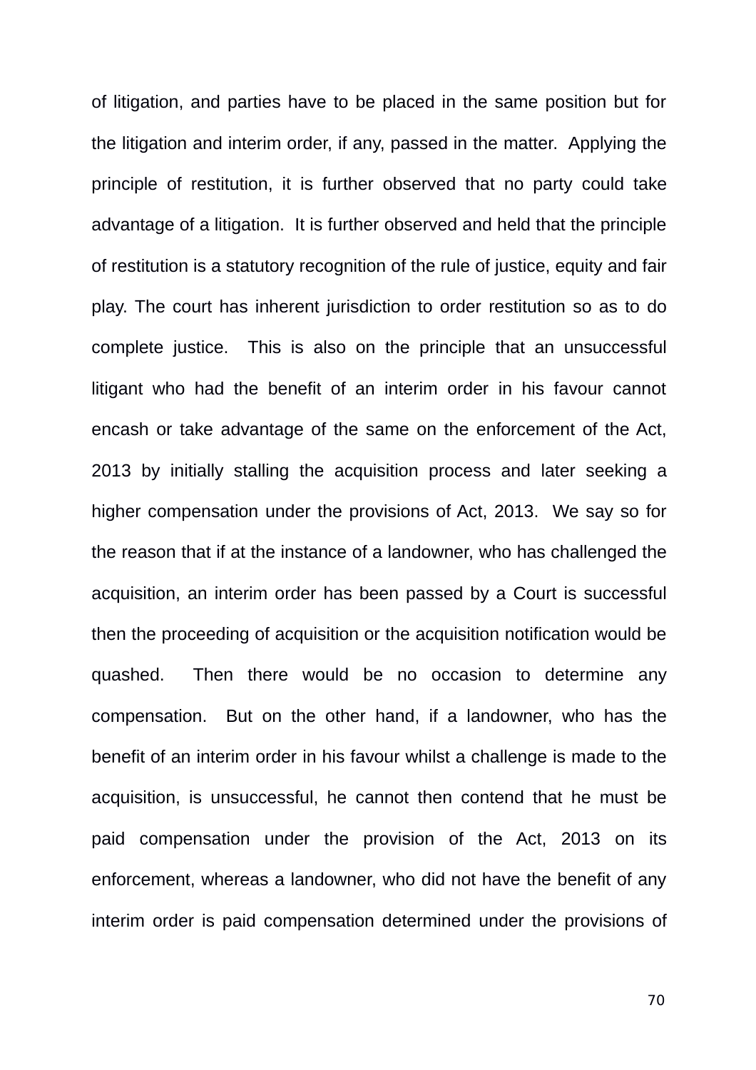of litigation, and parties have to be placed in the same position but for the litigation and interim order, if any, passed in the matter. Applying the principle of restitution, it is further observed that no party could take advantage of a litigation. It is further observed and held that the principle of restitution is a statutory recognition of the rule of justice, equity and fair play. The court has inherent jurisdiction to order restitution so as to do complete justice. This is also on the principle that an unsuccessful litigant who had the benefit of an interim order in his favour cannot encash or take advantage of the same on the enforcement of the Act, 2013 by initially stalling the acquisition process and later seeking a higher compensation under the provisions of Act, 2013. We say so for the reason that if at the instance of a landowner, who has challenged the acquisition, an interim order has been passed by a Court is successful then the proceeding of acquisition or the acquisition notification would be quashed. Then there would be no occasion to determine any compensation. But on the other hand, if a landowner, who has the benefit of an interim order in his favour whilst a challenge is made to the acquisition, is unsuccessful, he cannot then contend that he must be paid compensation under the provision of the Act, 2013 on its enforcement, whereas a landowner, who did not have the benefit of any interim order is paid compensation determined under the provisions of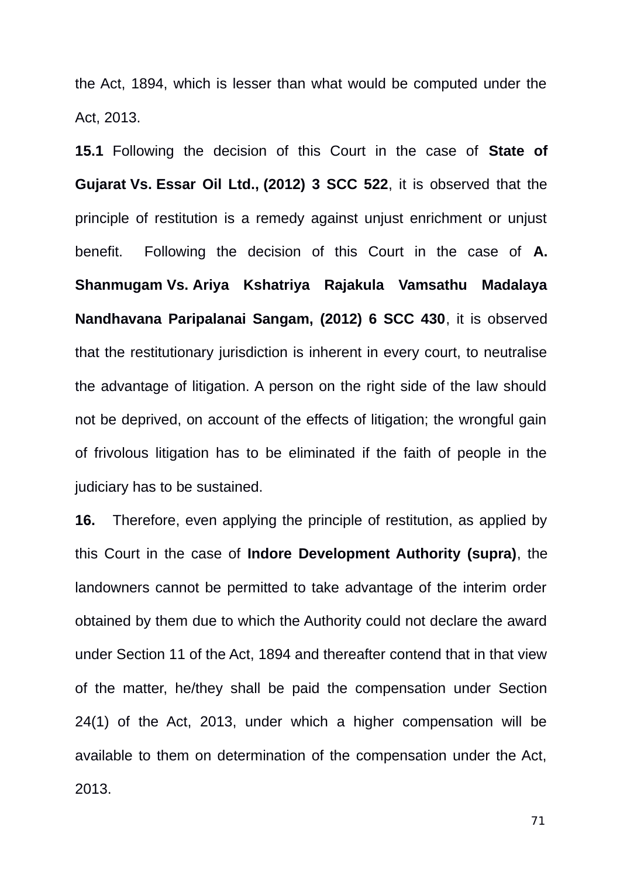the Act, 1894, which is lesser than what would be computed under the Act, 2013.

**15.1** Following the decision of this Court in the case of **State of Gujarat Vs. Essar Oil Ltd., (2012) 3 SCC 522**, it is observed that the principle of restitution is a remedy against unjust enrichment or unjust benefit. Following the decision of this Court in the case of **A. Shanmugam Vs. Ariya Kshatriya Rajakula Vamsathu Madalaya Nandhavana Paripalanai Sangam, (2012) 6 SCC 430**, it is observed that the restitutionary jurisdiction is inherent in every court, to neutralise the advantage of litigation. A person on the right side of the law should not be deprived, on account of the effects of litigation; the wrongful gain of frivolous litigation has to be eliminated if the faith of people in the judiciary has to be sustained.

**16.** Therefore, even applying the principle of restitution, as applied by this Court in the case of **Indore Development Authority (supra)**, the landowners cannot be permitted to take advantage of the interim order obtained by them due to which the Authority could not declare the award under Section 11 of the Act, 1894 and thereafter contend that in that view of the matter, he/they shall be paid the compensation under Section 24(1) of the Act, 2013, under which a higher compensation will be available to them on determination of the compensation under the Act, 2013.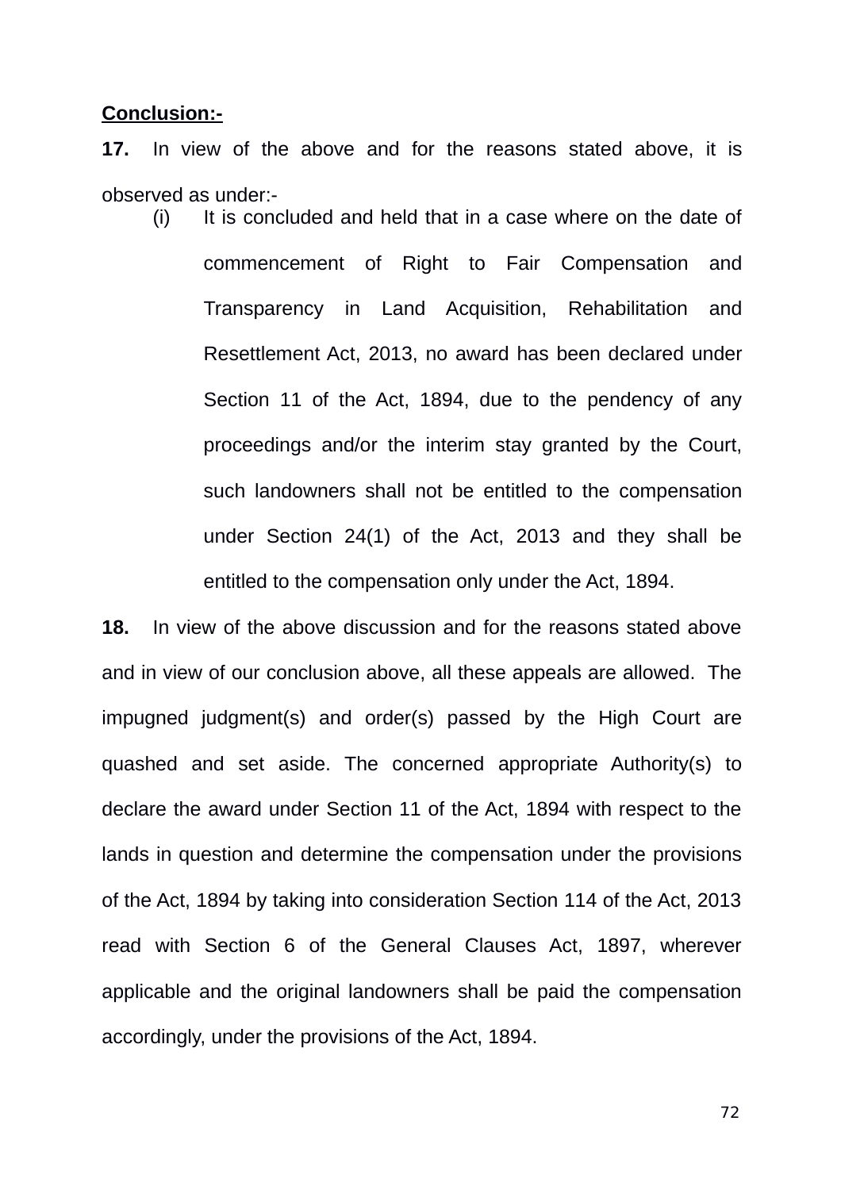**Conclusion:-**

**17.** In view of the above and for the reasons stated above, it is observed as under:-

(i) It is concluded and held that in a case where on the date of commencement of Right to Fair Compensation and Transparency in Land Acquisition, Rehabilitation and Resettlement Act, 2013, no award has been declared under Section 11 of the Act, 1894, due to the pendency of any proceedings and/or the interim stay granted by the Court, such landowners shall not be entitled to the compensation under Section 24(1) of the Act, 2013 and they shall be entitled to the compensation only under the Act, 1894.

**18.** In view of the above discussion and for the reasons stated above and in view of our conclusion above, all these appeals are allowed. The impugned judgment(s) and order(s) passed by the High Court are quashed and set aside. The concerned appropriate Authority(s) to declare the award under Section 11 of the Act, 1894 with respect to the lands in question and determine the compensation under the provisions of the Act, 1894 by taking into consideration Section 114 of the Act, 2013 read with Section 6 of the General Clauses Act, 1897, wherever applicable and the original landowners shall be paid the compensation accordingly, under the provisions of the Act, 1894.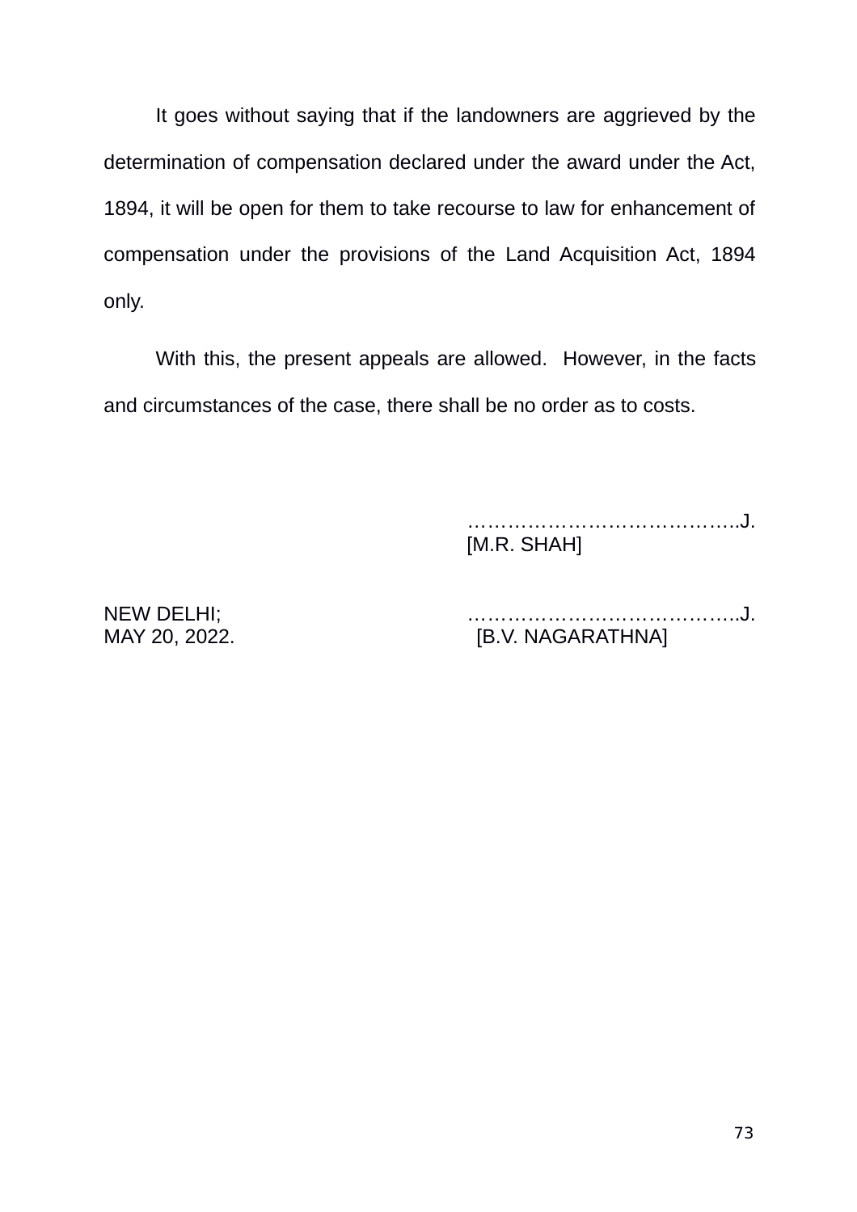It goes without saying that if the landowners are aggrieved by the determination of compensation declared under the award under the Act, 1894, it will be open for them to take recourse to law for enhancement of compensation under the provisions of the Land Acquisition Act, 1894 only.

With this, the present appeals are allowed. However, in the facts and circumstances of the case, there shall be no order as to costs.

…………………………………..J.
[M.R. SHAH]

NEW DELHI;
MAY 20, 2022.

…………………………………..J.
[B.V. NAGARATHNA]